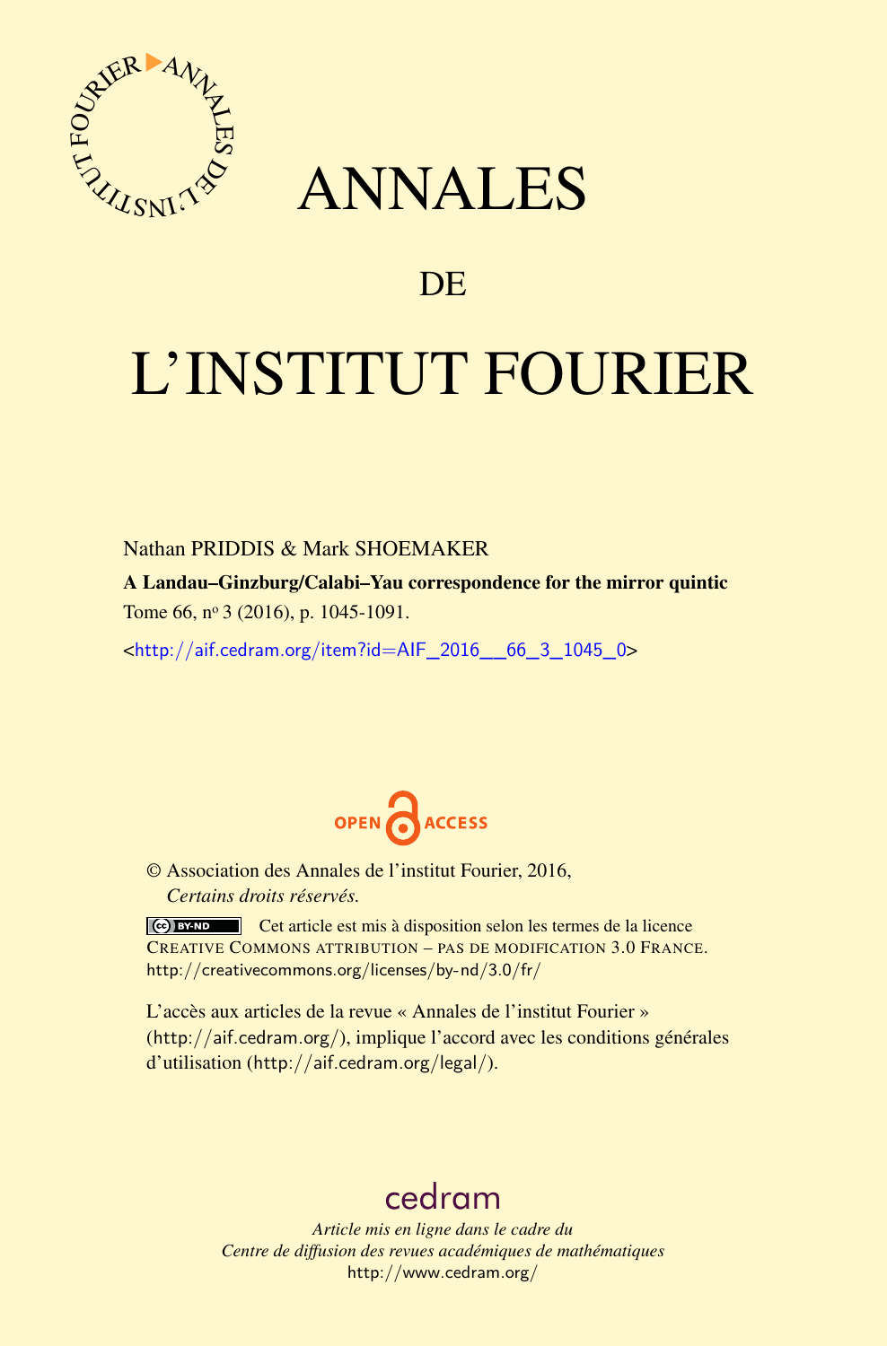# ANNALES

## DE

# L'INSTITUT FOURIER

Nathan PRIDDIS & Mark SHOEMAKER

**A Landau–Ginzburg/Calabi–Yau correspondence for the mirror quintic**

Tome 66, n° 3 (2016), p. 1045-1091.

<http://aif.cedram.org/item?id=AIF_2016__66_3_1045_0>

OPEN ACCESS

© Association des Annales de l'institut Fourier, 2016,
*Certains droits réservés.*

Cet article est mis à disposition selon les termes de la licence CREATIVE COMMONS ATTRIBUTION – PAS DE MODIFICATION 3.0 FRANCE.
http://creativecommons.org/licenses/by-nd/3.0/fr/

L'accès aux articles de la revue « Annales de l'institut Fourier » (http://aif.cedram.org/), implique l'accord avec les conditions générales d'utilisation (http://aif.cedram.org/legal/).

cedram

*Article mis en ligne dans le cadre du*
*Centre de diffusion des revues académiques de mathématiques*
http://www.cedram.org/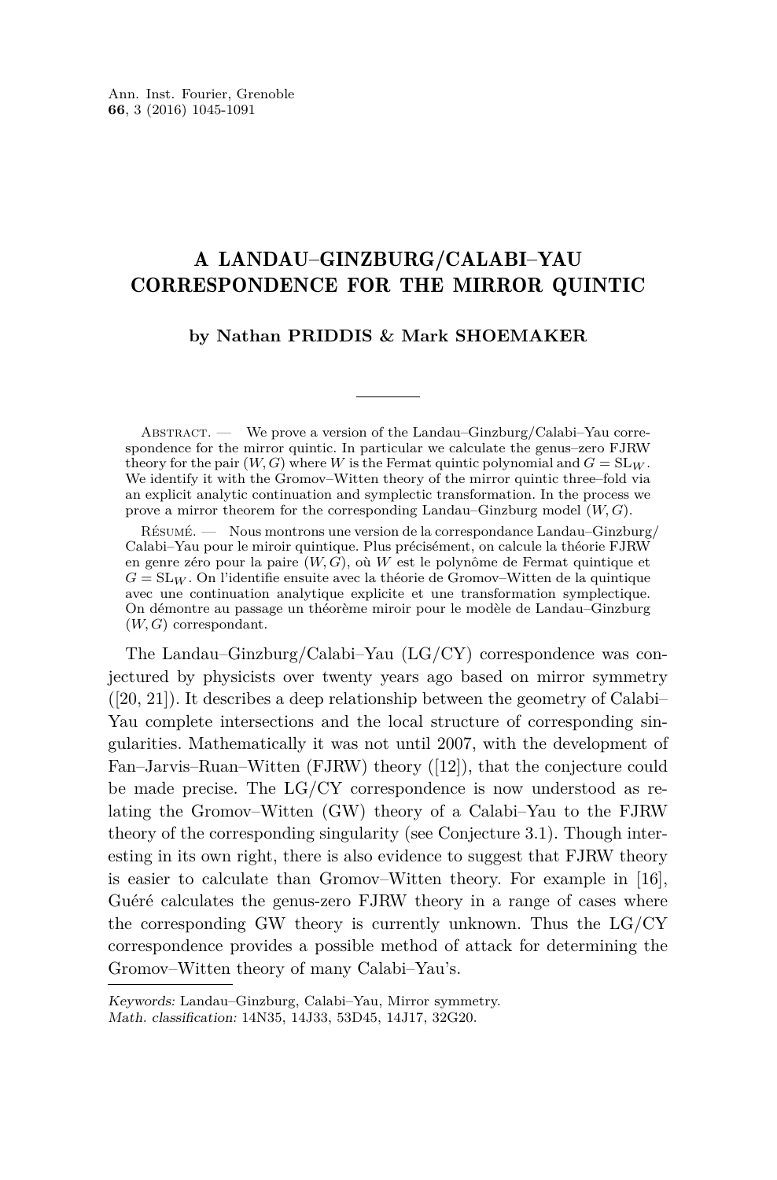# A LANDAU–GINZBURG/CALABI–YAU CORRESPONDENCE FOR THE MIRROR QUINTIC

**by Nathan PRIDDIS & Mark SHOEMAKER**

---

Abstract. — We prove a version of the Landau–Ginzburg/Calabi–Yau correspondence for the mirror quintic. In particular we calculate the genus–zero FJRW theory for the pair $(W, G)$ where $W$ is the Fermat quintic polynomial and $G = \mathrm{SL}_W$. We identify it with the Gromov–Witten theory of the mirror quintic three–fold via an explicit analytic continuation and symplectic transformation. In the process we prove a mirror theorem for the corresponding Landau–Ginzburg model $(W, G)$.

Résumé. — Nous montrons une version de la correspondance Landau–Ginzburg/Calabi–Yau pour le miroir quintique. Plus précisément, on calcule la théorie FJRW en genre zéro pour la paire $(W, G)$, où $W$ est le polynôme de Fermat quintique et $G = \mathrm{SL}_W$. On l'identifie ensuite avec la théorie de Gromov–Witten de la quintique avec une continuation analytique explicite et une transformation symplectique. On démontre au passage un théorème miroir pour le modèle de Landau–Ginzburg $(W, G)$ correspondant.

The Landau–Ginzburg/Calabi–Yau (LG/CY) correspondence was conjectured by physicists over twenty years ago based on mirror symmetry ([20, 21]). It describes a deep relationship between the geometry of Calabi–Yau complete intersections and the local structure of corresponding singularities. Mathematically it was not until 2007, with the development of Fan–Jarvis–Ruan–Witten (FJRW) theory ([12]), that the conjecture could be made precise. The LG/CY correspondence is now understood as relating the Gromov–Witten (GW) theory of a Calabi–Yau to the FJRW theory of the corresponding singularity (see Conjecture 3.1). Though interesting in its own right, there is also evidence to suggest that FJRW theory is easier to calculate than Gromov–Witten theory. For example in [16], Guéré calculates the genus-zero FJRW theory in a range of cases where the corresponding GW theory is currently unknown. Thus the LG/CY correspondence provides a possible method of attack for determining the Gromov–Witten theory of many Calabi–Yau's.

---

*Keywords:* Landau–Ginzburg, Calabi–Yau, Mirror symmetry.
*Math. classification:* 14N35, 14J33, 53D45, 14J17, 32G20.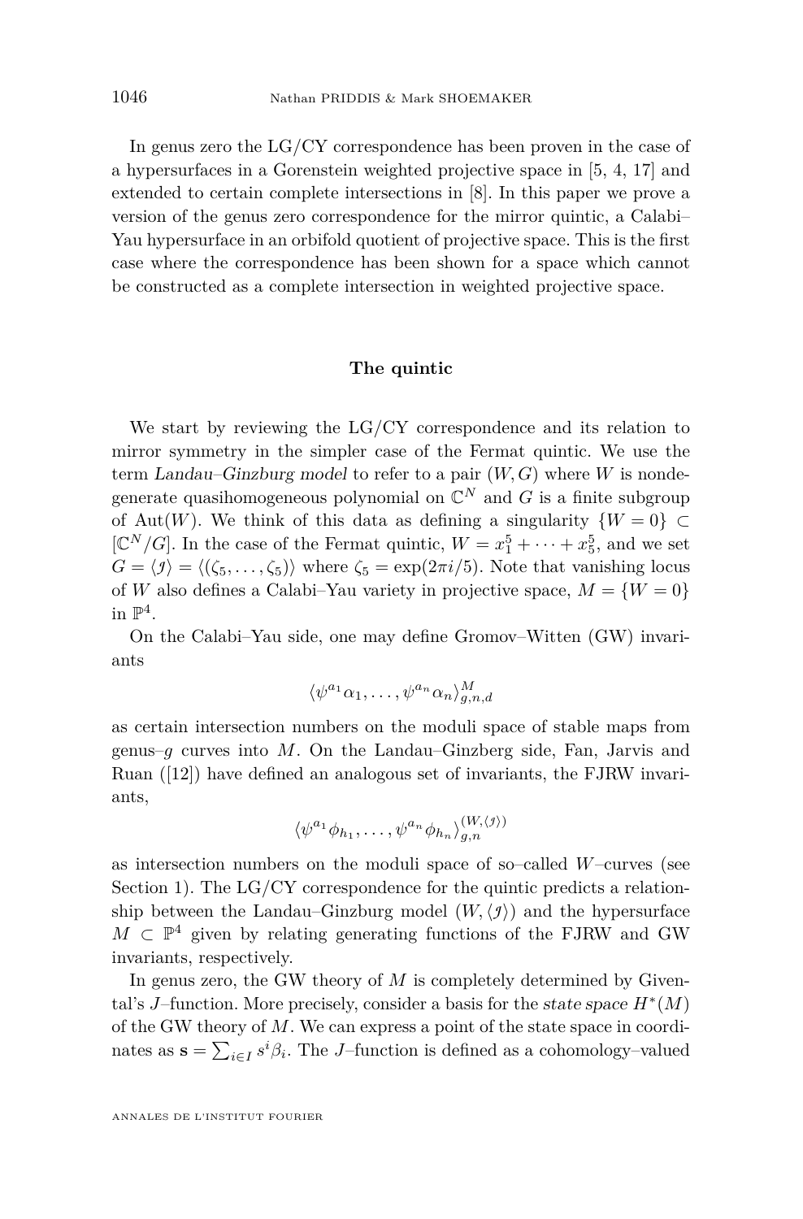In genus zero the LG/CY correspondence has been proven in the case of a hypersurfaces in a Gorenstein weighted projective space in [5, 4, 17] and extended to certain complete intersections in [8]. In this paper we prove a version of the genus zero correspondence for the mirror quintic, a Calabi–Yau hypersurface in an orbifold quotient of projective space. This is the first case where the correspondence has been shown for a space which cannot be constructed as a complete intersection in weighted projective space.

### The quintic

We start by reviewing the LG/CY correspondence and its relation to mirror symmetry in the simpler case of the Fermat quintic. We use the term *Landau–Ginzburg model* to refer to a pair $(W, G)$ where $W$ is nondegenerate quasihomogeneous polynomial on $\mathbb{C}^N$ and $G$ is a finite subgroup of $\mathrm{Aut}(W)$. We think of this data as defining a singularity $\{W = 0\} \subset [\mathbb{C}^N/G]$. In the case of the Fermat quintic, $W = x_1^5 + \cdots + x_5^5$, and we set $G = \langle \jmath \rangle = \langle (\zeta_5, \ldots, \zeta_5) \rangle$ where $\zeta_5 = \exp(2\pi i/5)$. Note that vanishing locus of $W$ also defines a Calabi–Yau variety in projective space, $M = \{W = 0\}$ in $\mathbb{P}^4$.

On the Calabi–Yau side, one may define Gromov–Witten (GW) invariants

$$\langle \psi^{a_1}\alpha_1, \ldots, \psi^{a_n}\alpha_n \rangle^M_{g,n,d}$$

as certain intersection numbers on the moduli space of stable maps from genus–$g$ curves into $M$. On the Landau–Ginzberg side, Fan, Jarvis and Ruan ([12]) have defined an analogous set of invariants, the FJRW invariants,

$$\langle \psi^{a_1}\phi_{h_1}, \ldots, \psi^{a_n}\phi_{h_n} \rangle^{(W, \langle \jmath \rangle)}_{g,n}$$

as intersection numbers on the moduli space of so–called $W$–curves (see Section 1). The LG/CY correspondence for the quintic predicts a relationship between the Landau–Ginzburg model $(W, \langle \jmath \rangle)$ and the hypersurface $M \subset \mathbb{P}^4$ given by relating generating functions of the FJRW and GW invariants, respectively.

In genus zero, the GW theory of $M$ is completely determined by Givental's $J$–function. More precisely, consider a basis for the *state space* $H^*(M)$ of the GW theory of $M$. We can express a point of the state space in coordinates as $\mathbf{s} = \sum_{i \in I} s^i \beta_i$. The $J$–function is defined as a cohomology–valued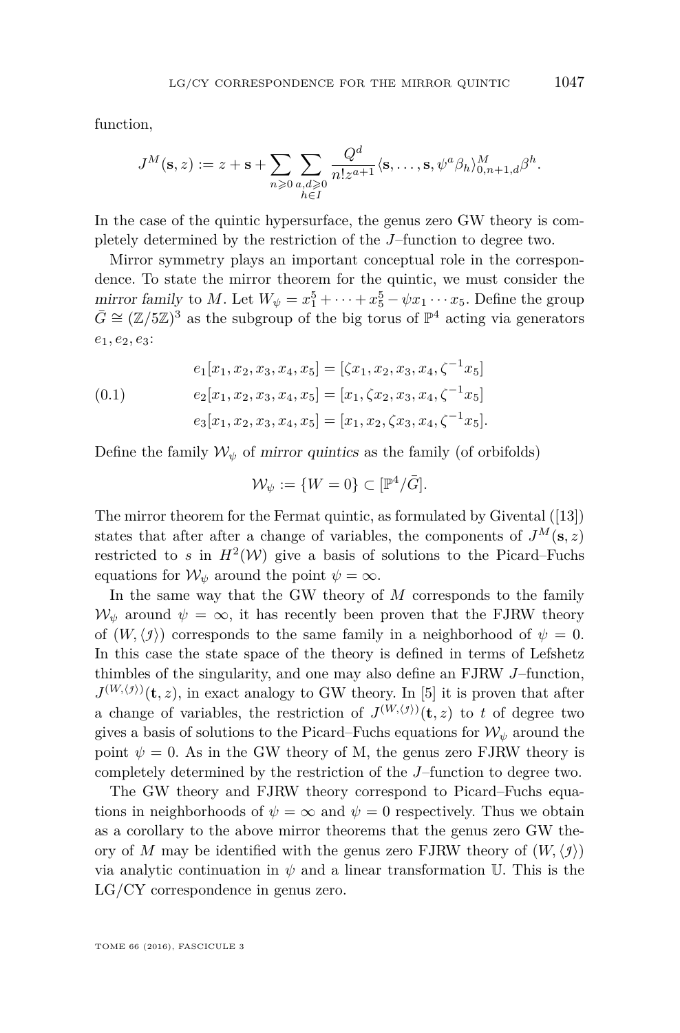function,

$$J^M(\mathbf{s}, z) := z + \mathbf{s} + \sum_{n \geqslant 0} \sum_{\substack{a,d \geqslant 0 \\ h \in I}} \frac{Q^d}{n! z^{a+1}} \langle \mathbf{s}, \dots, \mathbf{s}, \psi^a \beta_h \rangle^M_{0,n+1,d} \beta^h.$$

In the case of the quintic hypersurface, the genus zero GW theory is completely determined by the restriction of the $J$–function to degree two.

Mirror symmetry plays an important conceptual role in the correspondence. To state the mirror theorem for the quintic, we must consider the *mirror family* to $M$. Let $W_\psi = x_1^5 + \dots + x_5^5 - \psi x_1 \cdots x_5$. Define the group $\bar{G} \cong (\mathbb{Z}/5\mathbb{Z})^3$ as the subgroup of the big torus of $\mathbb{P}^4$ acting via generators $e_1, e_2, e_3$:

$$\begin{aligned} e_1[x_1, x_2, x_3, x_4, x_5] &= [\zeta x_1, x_2, x_3, x_4, \zeta^{-1} x_5] \\ e_2[x_1, x_2, x_3, x_4, x_5] &= [x_1, \zeta x_2, x_3, x_4, \zeta^{-1} x_5] \\ e_3[x_1, x_2, x_3, x_4, x_5] &= [x_1, x_2, \zeta x_3, x_4, \zeta^{-1} x_5]. \end{aligned} \tag{0.1}$$

Define the family $\mathcal{W}_\psi$ of *mirror quintics* as the family (of orbifolds)

$$\mathcal{W}_\psi := \{W = 0\} \subset [\mathbb{P}^4/\bar{G}].$$

The mirror theorem for the Fermat quintic, as formulated by Givental ([13]) states that after after a change of variables, the components of $J^M(\mathbf{s}, z)$ restricted to $s$ in $H^2(\mathcal{W})$ give a basis of solutions to the Picard–Fuchs equations for $\mathcal{W}_\psi$ around the point $\psi = \infty$.

In the same way that the GW theory of $M$ corresponds to the family $\mathcal{W}_\psi$ around $\psi = \infty$, it has recently been proven that the FJRW theory of $(W, \langle \jmath \rangle)$ corresponds to the same family in a neighborhood of $\psi = 0$. In this case the state space of the theory is defined in terms of Lefshetz thimbles of the singularity, and one may also define an FJRW $J$–function, $J^{(W, \langle \jmath \rangle)}(\mathbf{t}, z)$, in exact analogy to GW theory. In [5] it is proven that after a change of variables, the restriction of $J^{(W, \langle \jmath \rangle)}(\mathbf{t}, z)$ to $t$ of degree two gives a basis of solutions to the Picard–Fuchs equations for $\mathcal{W}_\psi$ around the point $\psi = 0$. As in the GW theory of M, the genus zero FJRW theory is completely determined by the restriction of the $J$–function to degree two.

The GW theory and FJRW theory correspond to Picard–Fuchs equations in neighborhoods of $\psi = \infty$ and $\psi = 0$ respectively. Thus we obtain as a corollary to the above mirror theorems that the genus zero GW theory of $M$ may be identified with the genus zero FJRW theory of $(W, \langle \jmath \rangle)$ via analytic continuation in $\psi$ and a linear transformation $\mathbb{U}$. This is the LG/CY correspondence in genus zero.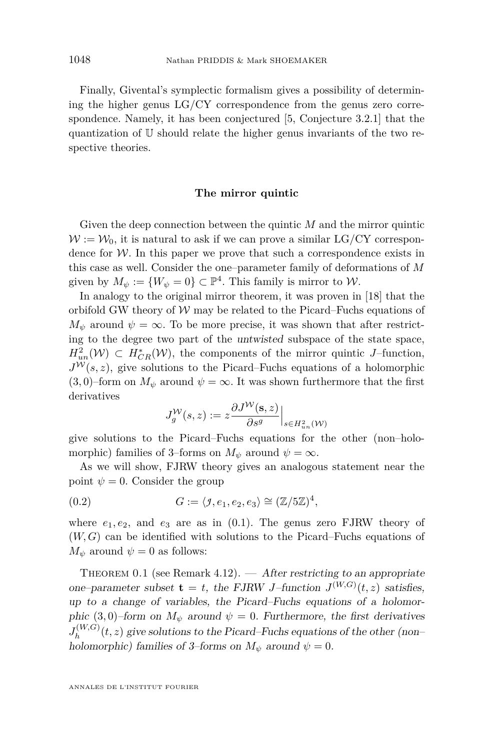Finally, Givental's symplectic formalism gives a possibility of determining the higher genus LG/CY correspondence from the genus zero correspondence. Namely, it has been conjectured [5, Conjecture 3.2.1] that the quantization of $\mathbb{U}$ should relate the higher genus invariants of the two respective theories.

### The mirror quintic

Given the deep connection between the quintic $M$ and the mirror quintic $\mathcal{W} := \mathcal{W}_0$, it is natural to ask if we can prove a similar LG/CY correspondence for $\mathcal{W}$. In this paper we prove that such a correspondence exists in this case as well. Consider the one–parameter family of deformations of $M$ given by $M_\psi := \{W_\psi = 0\} \subset \mathbb{P}^4$. This family is mirror to $\mathcal{W}$.

In analogy to the original mirror theorem, it was proven in [18] that the orbifold GW theory of $\mathcal{W}$ may be related to the Picard–Fuchs equations of $M_\psi$ around $\psi = \infty$. To be more precise, it was shown that after restricting to the degree two part of the *untwisted* subspace of the state space, $H^2_{un}(\mathcal{W}) \subset H^*_{CR}(\mathcal{W})$, the components of the mirror quintic $J$–function, $J^{\mathcal{W}}(s,z)$, give solutions to the Picard–Fuchs equations of a holomorphic $(3,0)$–form on $M_\psi$ around $\psi = \infty$. It was shown furthermore that the first derivatives

$$J_g^{\mathcal{W}}(s,z) := z \frac{\partial J^{\mathcal{W}}(\mathbf{s},z)}{\partial s^g}\Big|_{s \in H^2_{un}(\mathcal{W})}$$

give solutions to the Picard–Fuchs equations for the other (non–holomorphic) families of 3–forms on $M_\psi$ around $\psi = \infty$.

As we will show, FJRW theory gives an analogous statement near the point $\psi = 0$. Consider the group

$$G := \langle \mathcal{J}, e_1, e_2, e_3 \rangle \cong (\mathbb{Z}/5\mathbb{Z})^4, \tag{0.2}$$

where $e_1, e_2$, and $e_3$ are as in (0.1). The genus zero FJRW theory of $(W,G)$ can be identified with solutions to the Picard–Fuchs equations of $M_\psi$ around $\psi = 0$ as follows:

Theorem 0.1 (see Remark 4.12). — *After restricting to an appropriate one–parameter subset $\mathbf{t} = t$, the FJRW $J$–function $J^{(W,G)}(t,z)$ satisfies, up to a change of variables, the Picard–Fuchs equations of a holomorphic $(3,0)$–form on $M_\psi$ around $\psi = 0$. Furthermore, the first derivatives $J_h^{(W,G)}(t,z)$ give solutions to the Picard–Fuchs equations of the other (non–holomorphic) families of 3–forms on $M_\psi$ around $\psi = 0$.*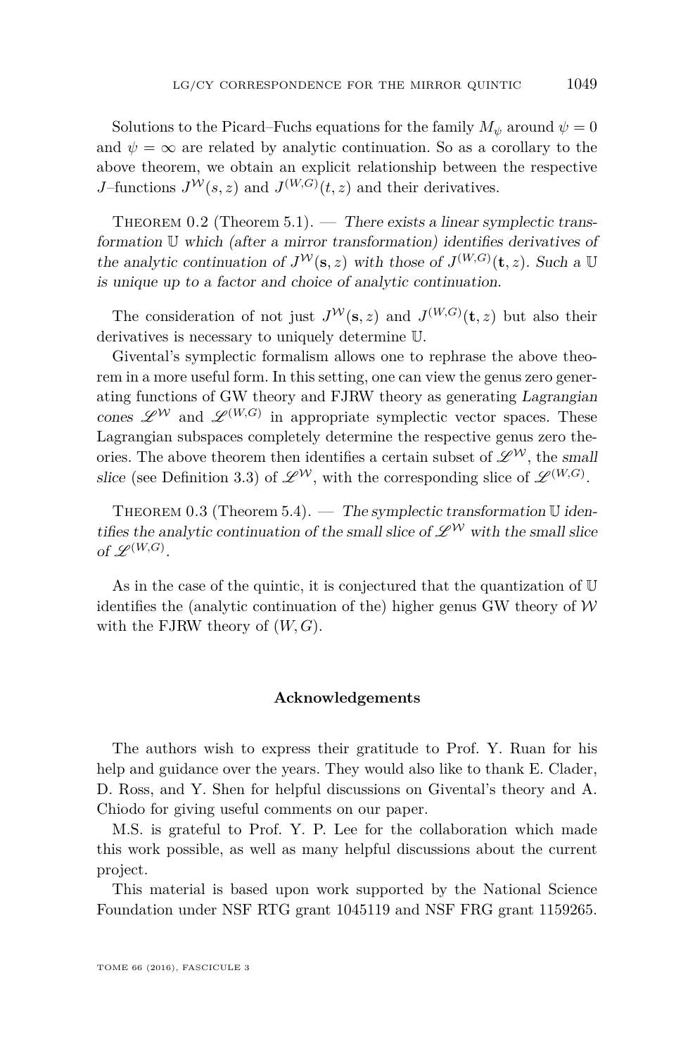Solutions to the Picard–Fuchs equations for the family $M_\psi$ around $\psi = 0$ and $\psi = \infty$ are related by analytic continuation. So as a corollary to the above theorem, we obtain an explicit relationship between the respective $J$–functions $J^{\mathcal{W}}(s, z)$ and $J^{(W,G)}(t, z)$ and their derivatives.

Theorem 0.2 (Theorem 5.1). — *There exists a linear symplectic transformation $\mathbb{U}$ which (after a mirror transformation) identifies derivatives of the analytic continuation of $J^{\mathcal{W}}(\mathbf{s}, z)$ with those of $J^{(W,G)}(\mathbf{t}, z)$. Such a $\mathbb{U}$ is unique up to a factor and choice of analytic continuation.*

The consideration of not just $J^{\mathcal{W}}(\mathbf{s}, z)$ and $J^{(W,G)}(\mathbf{t}, z)$ but also their derivatives is necessary to uniquely determine $\mathbb{U}$.

Givental's symplectic formalism allows one to rephrase the above theorem in a more useful form. In this setting, one can view the genus zero generating functions of GW theory and FJRW theory as generating *Lagrangian cones* $\mathscr{L}^{\mathcal{W}}$ and $\mathscr{L}^{(W,G)}$ in appropriate symplectic vector spaces. These Lagrangian subspaces completely determine the respective genus zero theories. The above theorem then identifies a certain subset of $\mathscr{L}^{\mathcal{W}}$, the *small slice* (see Definition 3.3) of $\mathscr{L}^{\mathcal{W}}$, with the corresponding slice of $\mathscr{L}^{(W,G)}$.

Theorem 0.3 (Theorem 5.4). — *The symplectic transformation $\mathbb{U}$ identifies the analytic continuation of the small slice of $\mathscr{L}^{\mathcal{W}}$ with the small slice of $\mathscr{L}^{(W,G)}$.*

As in the case of the quintic, it is conjectured that the quantization of $\mathbb{U}$ identifies the (analytic continuation of the) higher genus GW theory of $\mathcal{W}$ with the FJRW theory of $(W, G)$.

### Acknowledgements

The authors wish to express their gratitude to Prof. Y. Ruan for his help and guidance over the years. They would also like to thank E. Clader, D. Ross, and Y. Shen for helpful discussions on Givental's theory and A. Chiodo for giving useful comments on our paper.

M.S. is grateful to Prof. Y. P. Lee for the collaboration which made this work possible, as well as many helpful discussions about the current project.

This material is based upon work supported by the National Science Foundation under NSF RTG grant 1045119 and NSF FRG grant 1159265.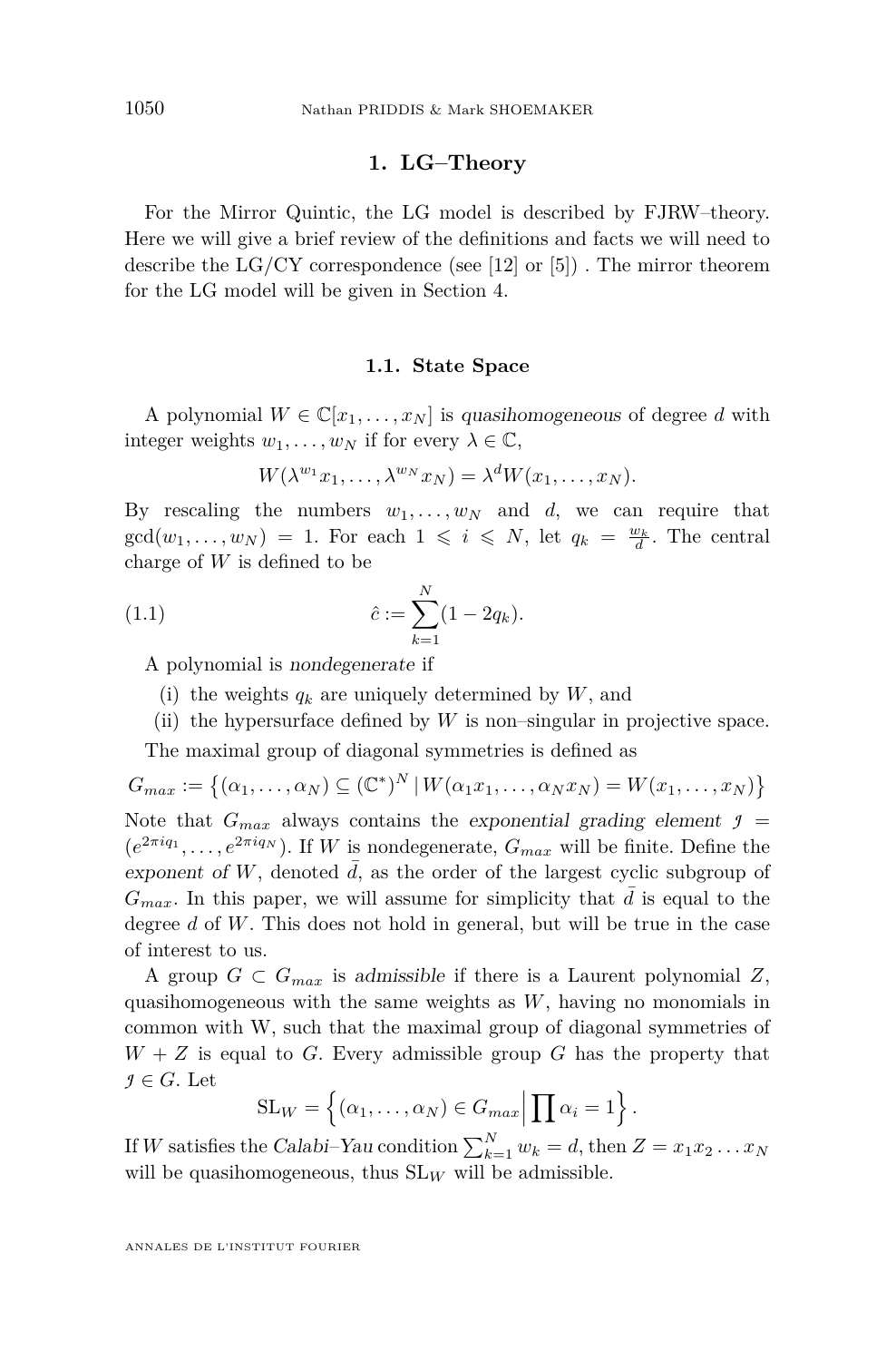## 1. LG–Theory

For the Mirror Quintic, the LG model is described by FJRW–theory. Here we will give a brief review of the definitions and facts we will need to describe the LG/CY correspondence (see [12] or [5]) . The mirror theorem for the LG model will be given in Section 4.

### 1.1. State Space

A polynomial $W \in \mathbb{C}[x_1, \dots, x_N]$ is *quasihomogeneous* of degree $d$ with integer weights $w_1, \dots, w_N$ if for every $\lambda \in \mathbb{C}$,

$$W(\lambda^{w_1} x_1, \dots, \lambda^{w_N} x_N) = \lambda^d W(x_1, \dots, x_N).$$

By rescaling the numbers $w_1, \dots, w_N$ and $d$, we can require that $\gcd(w_1, \dots, w_N) = 1$. For each $1 \leqslant i \leqslant N$, let $q_k = \frac{w_k}{d}$. The central charge of $W$ is defined to be

$$\hat{c} := \sum_{k=1}^{N} (1 - 2q_k). \tag{1.1}$$

A polynomial is *nondegenerate* if

(i) the weights $q_k$ are uniquely determined by $W$, and

(ii) the hypersurface defined by $W$ is non–singular in projective space.

The maximal group of diagonal symmetries is defined as

$$G_{max} := \left\{ (\alpha_1, \dots, \alpha_N) \subseteq (\mathbb{C}^*)^N \,|\, W(\alpha_1 x_1, \dots, \alpha_N x_N) = W(x_1, \dots, x_N) \right\}$$

Note that $G_{max}$ always contains the *exponential grading element* $\jmath = (e^{2\pi i q_1}, \dots, e^{2\pi i q_N})$. If $W$ is nondegenerate, $G_{max}$ will be finite. Define the *exponent of* $W$, denoted $\bar{d}$, as the order of the largest cyclic subgroup of $G_{max}$. In this paper, we will assume for simplicity that $\bar{d}$ is equal to the degree $d$ of $W$. This does not hold in general, but will be true in the case of interest to us.

A group $G \subset G_{max}$ is *admissible* if there is a Laurent polynomial $Z$, quasihomogeneous with the same weights as $W$, having no monomials in common with W, such that the maximal group of diagonal symmetries of $W + Z$ is equal to $G$. Every admissible group $G$ has the property that $\jmath \in G$. Let

$$\mathrm{SL}_W = \left\{ (\alpha_1, \dots, \alpha_N) \in G_{max} \middle| \prod \alpha_i = 1 \right\}.$$

If $W$ satisfies the *Calabi–Yau* condition $\sum_{k=1}^{N} w_k = d$, then $Z = x_1 x_2 \dots x_N$ will be quasihomogeneous, thus $\mathrm{SL}_W$ will be admissible.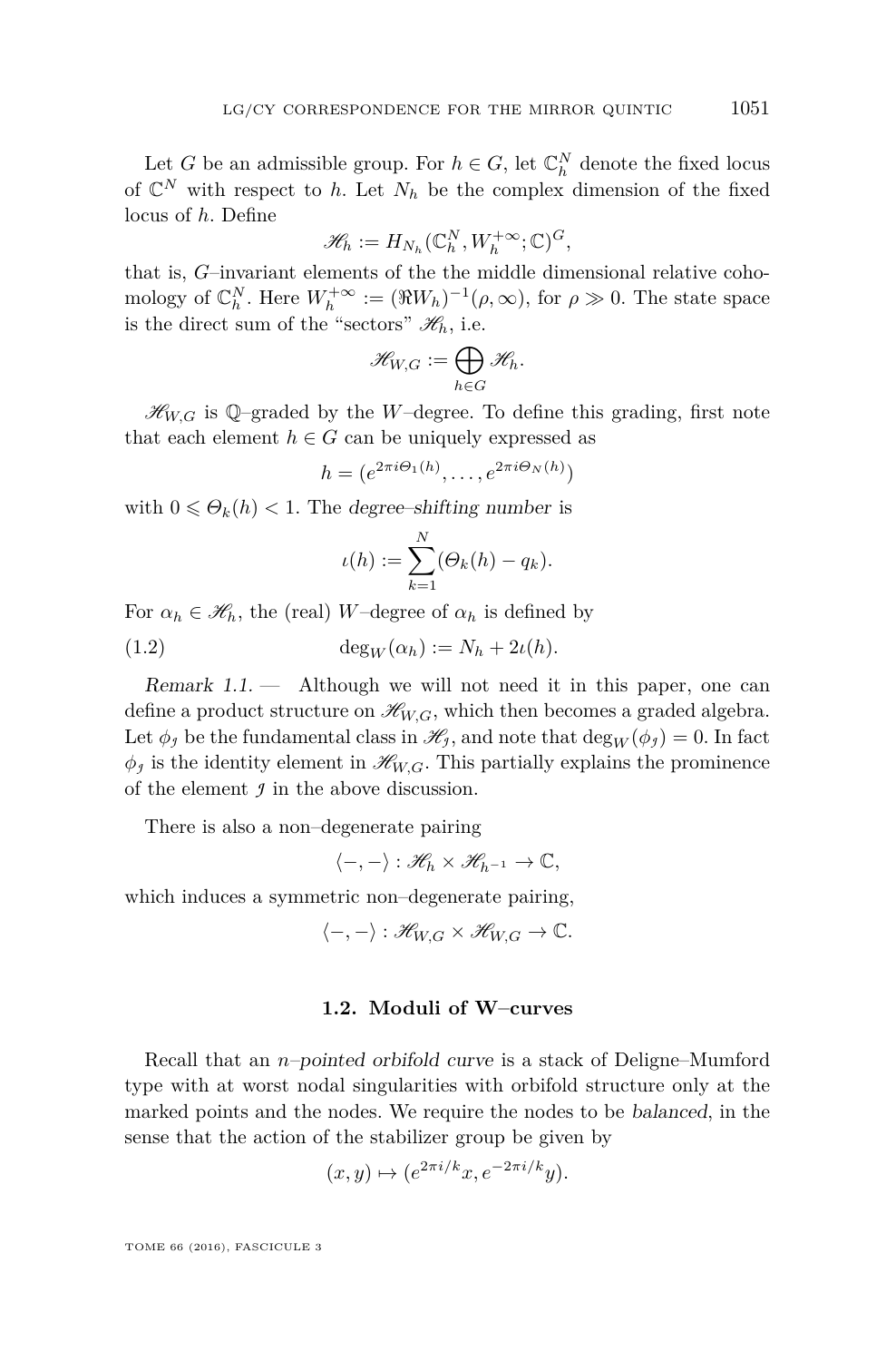Let $G$ be an admissible group. For $h \in G$, let $\mathbb{C}^N_h$ denote the fixed locus of $\mathbb{C}^N$ with respect to $h$. Let $N_h$ be the complex dimension of the fixed locus of $h$. Define

$$\mathscr{H}_h := H_{N_h}(\mathbb{C}^N_h, W_h^{+\infty}; \mathbb{C})^G,$$

that is, $G$–invariant elements of the the middle dimensional relative cohomology of $\mathbb{C}^N_h$. Here $W_h^{+\infty} := (\Re W_h)^{-1}(\rho, \infty)$, for $\rho \gg 0$. The state space is the direct sum of the "sectors" $\mathscr{H}_h$, i.e.

$$\mathscr{H}_{W,G} := \bigoplus_{h \in G} \mathscr{H}_h.$$

$\mathscr{H}_{W,G}$ is $\mathbb{Q}$–graded by the $W$–degree. To define this grading, first note that each element $h \in G$ can be uniquely expressed as

$$h = (e^{2\pi i \Theta_1(h)}, \ldots, e^{2\pi i \Theta_N(h)})$$

with $0 \leqslant \Theta_k(h) < 1$. The *degree–shifting number* is

$$\iota(h) := \sum_{k=1}^{N} (\Theta_k(h) - q_k).$$

For $\alpha_h \in \mathscr{H}_h$, the (real) $W$–degree of $\alpha_h$ is defined by

$$\deg_W(\alpha_h) := N_h + 2\iota(h). \tag{1.2}$$

*Remark 1.1.* — Although we will not need it in this paper, one can define a product structure on $\mathscr{H}_{W,G}$, which then becomes a graded algebra. Let $\phi_\jmath$ be the fundamental class in $\mathscr{H}_\jmath$, and note that $\deg_W(\phi_\jmath) = 0$. In fact $\phi_\jmath$ is the identity element in $\mathscr{H}_{W,G}$. This partially explains the prominence of the element $\jmath$ in the above discussion.

There is also a non–degenerate pairing

$$\langle -, - \rangle : \mathscr{H}_h \times \mathscr{H}_{h^{-1}} \to \mathbb{C},$$

which induces a symmetric non–degenerate pairing,

$$\langle -, - \rangle : \mathscr{H}_{W,G} \times \mathscr{H}_{W,G} \to \mathbb{C}.$$

### 1.2. Moduli of W–curves

Recall that an *$n$–pointed orbifold curve* is a stack of Deligne–Mumford type with at worst nodal singularities with orbifold structure only at the marked points and the nodes. We require the nodes to be *balanced*, in the sense that the action of the stabilizer group be given by

$$(x, y) \mapsto (e^{2\pi i/k} x, e^{-2\pi i/k} y).$$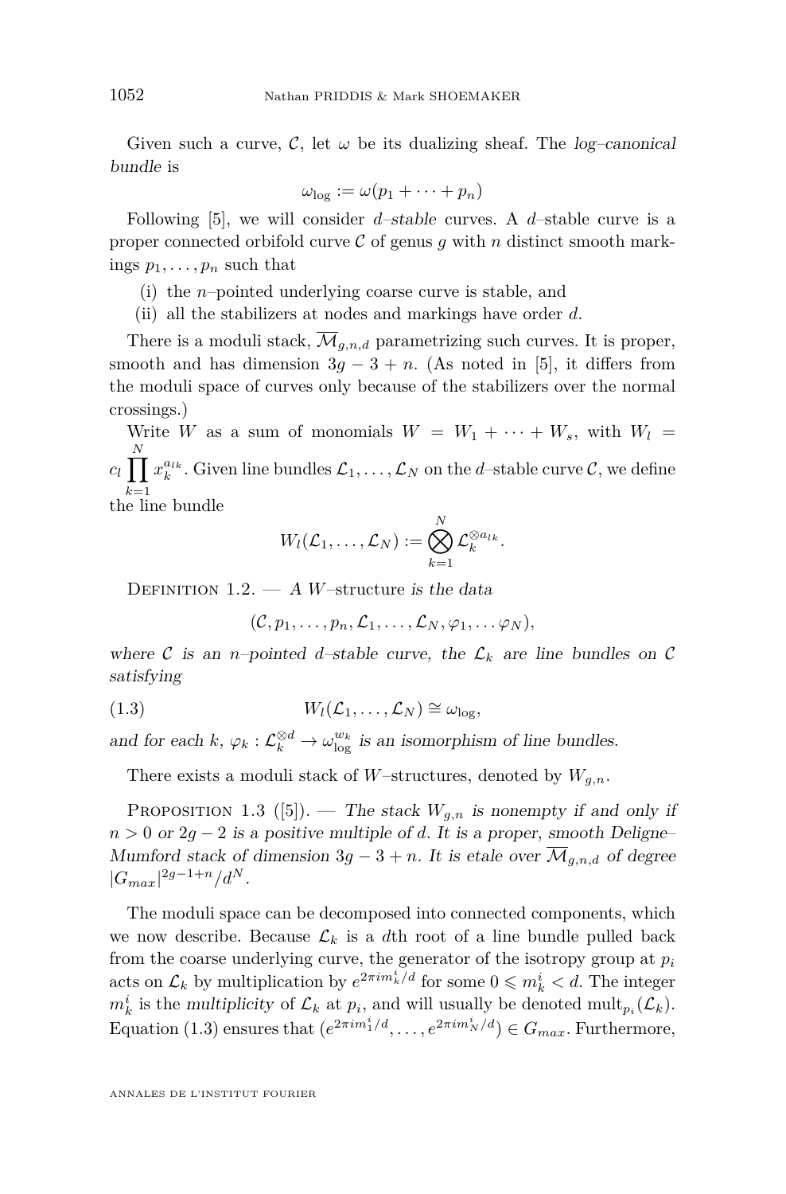Given such a curve, $\mathcal{C}$, let $\omega$ be its dualizing sheaf. The *log–canonical bundle* is

$$\omega_{\log} := \omega(p_1 + \cdots + p_n)$$

Following [5], we will consider *d–stable* curves. A $d$–stable curve is a proper connected orbifold curve $\mathcal{C}$ of genus $g$ with $n$ distinct smooth markings $p_1, \ldots, p_n$ such that

(i) the $n$–pointed underlying coarse curve is stable, and
(ii) all the stabilizers at nodes and markings have order $d$.

There is a moduli stack, $\overline{\mathcal{M}}_{g,n,d}$ parametrizing such curves. It is proper, smooth and has dimension $3g - 3 + n$. (As noted in [5], it differs from the moduli space of curves only because of the stabilizers over the normal crossings.)

Write $W$ as a sum of monomials $W = W_1 + \cdots + W_s$, with $W_l = c_l \prod_{k=1}^{N} x_k^{a_{lk}}$. Given line bundles $\mathcal{L}_1, \ldots, \mathcal{L}_N$ on the $d$–stable curve $\mathcal{C}$, we define the line bundle

$$W_l(\mathcal{L}_1, \ldots, \mathcal{L}_N) := \bigotimes_{k=1}^{N} \mathcal{L}_k^{\otimes a_{lk}}.$$

Definition 1.2. — *A* $W$–structure *is the data*

$$(\mathcal{C}, p_1, \ldots, p_n, \mathcal{L}_1, \ldots, \mathcal{L}_N, \varphi_1, \ldots \varphi_N),$$

*where $\mathcal{C}$ is an $n$–pointed $d$–stable curve, the $\mathcal{L}_k$ are line bundles on $\mathcal{C}$ satisfying*

$$W_l(\mathcal{L}_1, \ldots, \mathcal{L}_N) \cong \omega_{\log}, \tag{1.3}$$

*and for each $k$, $\varphi_k : \mathcal{L}_k^{\otimes d} \to \omega_{\log}^{w_k}$ is an isomorphism of line bundles.*

There exists a moduli stack of $W$–structures, denoted by $W_{g,n}$.

Proposition 1.3 ([5]). — *The stack $W_{g,n}$ is nonempty if and only if $n > 0$ or $2g - 2$ is a positive multiple of $d$. It is a proper, smooth Deligne–Mumford stack of dimension $3g - 3 + n$. It is etale over $\overline{\mathcal{M}}_{g,n,d}$ of degree $|G_{max}|^{2g-1+n}/d^N$.*

The moduli space can be decomposed into connected components, which we now describe. Because $\mathcal{L}_k$ is a $d$th root of a line bundle pulled back from the coarse underlying curve, the generator of the isotropy group at $p_i$ acts on $\mathcal{L}_k$ by multiplication by $e^{2\pi i m_k^i/d}$ for some $0 \leqslant m_k^i < d$. The integer $m_k^i$ is the *multiplicity* of $\mathcal{L}_k$ at $p_i$, and will usually be denoted $\mathrm{mult}_{p_i}(\mathcal{L}_k)$. Equation (1.3) ensures that $(e^{2\pi i m_1^i/d}, \ldots, e^{2\pi i m_N^i/d}) \in G_{max}$. Furthermore,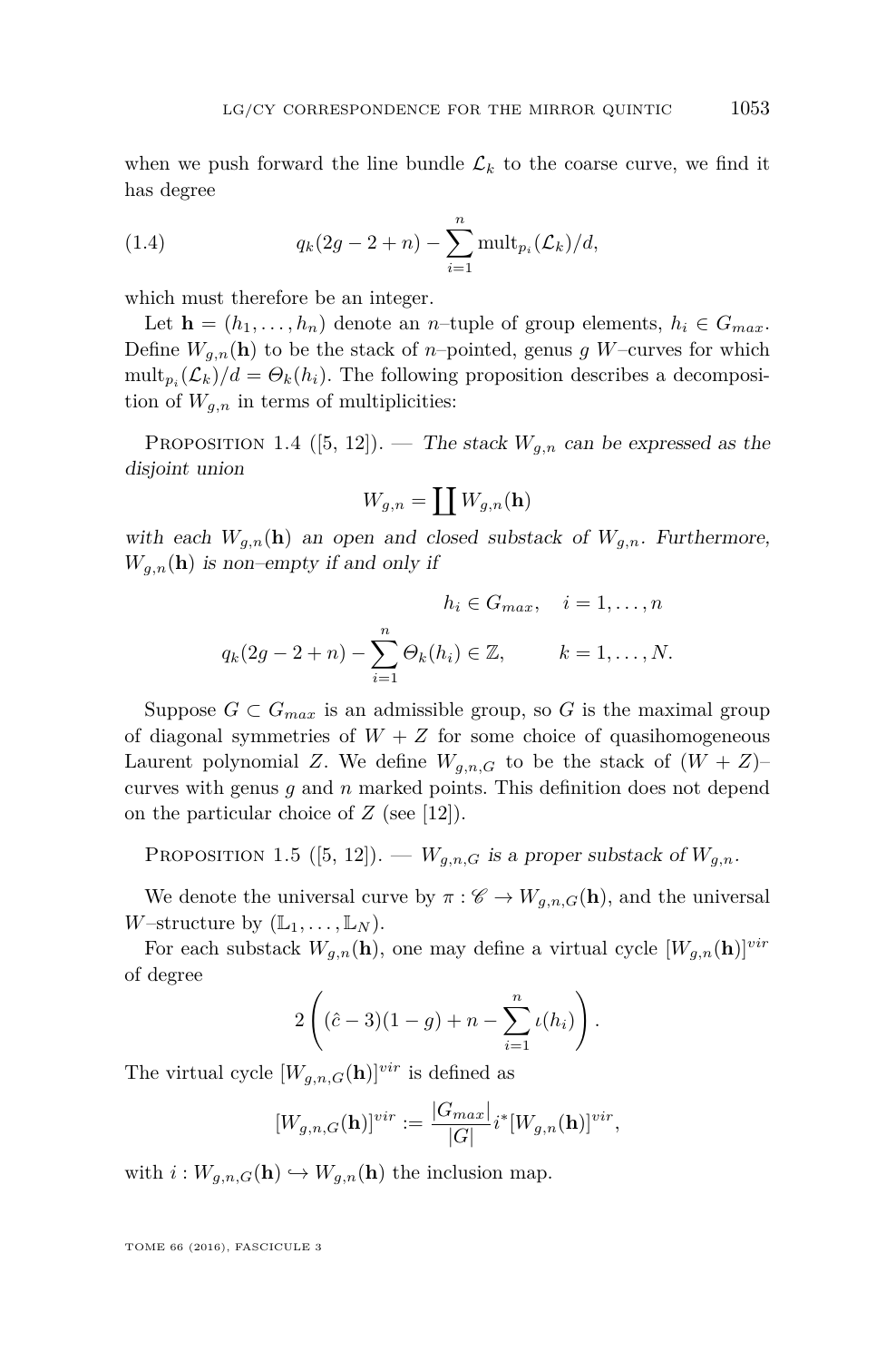when we push forward the line bundle $\mathcal{L}_k$ to the coarse curve, we find it has degree

$$q_k(2g-2+n) - \sum_{i=1}^{n} \mathrm{mult}_{p_i}(\mathcal{L}_k)/d, \tag{1.4}$$

which must therefore be an integer.

Let $\mathbf{h} = (h_1, \ldots, h_n)$ denote an $n$–tuple of group elements, $h_i \in G_{max}$. Define $W_{g,n}(\mathbf{h})$ to be the stack of $n$–pointed, genus $g$ $W$–curves for which $\mathrm{mult}_{p_i}(\mathcal{L}_k)/d = \Theta_k(h_i)$. The following proposition describes a decomposition of $W_{g,n}$ in terms of multiplicities:

Proposition 1.4 ([5, 12]). — *The stack $W_{g,n}$ can be expressed as the disjoint union*

$$W_{g,n} = \coprod W_{g,n}(\mathbf{h})$$

*with each $W_{g,n}(\mathbf{h})$ an open and closed substack of $W_{g,n}$. Furthermore, $W_{g,n}(\mathbf{h})$ is non–empty if and only if*

$$h_i \in G_{max}, \quad i = 1, \ldots, n$$

$$q_k(2g-2+n) - \sum_{i=1}^{n} \Theta_k(h_i) \in \mathbb{Z}, \qquad k = 1, \ldots, N.$$

Suppose $G \subset G_{max}$ is an admissible group, so $G$ is the maximal group of diagonal symmetries of $W + Z$ for some choice of quasihomogeneous Laurent polynomial $Z$. We define $W_{g,n,G}$ to be the stack of $(W+Z)$–curves with genus $g$ and $n$ marked points. This definition does not depend on the particular choice of $Z$ (see [12]).

Proposition 1.5 ([5, 12]). — *$W_{g,n,G}$ is a proper substack of $W_{g,n}$.*

We denote the universal curve by $\pi : \mathscr{C} \to W_{g,n,G}(\mathbf{h})$, and the universal $W$–structure by $(\mathbb{L}_1, \ldots, \mathbb{L}_N)$.

For each substack $W_{g,n}(\mathbf{h})$, one may define a virtual cycle $[W_{g,n}(\mathbf{h})]^{vir}$ of degree

$$2\left((\hat{c}-3)(1-g) + n - \sum_{i=1}^{n} \iota(h_i)\right).$$

The virtual cycle $[W_{g,n,G}(\mathbf{h})]^{vir}$ is defined as

$$[W_{g,n,G}(\mathbf{h})]^{vir} := \frac{|G_{max}|}{|G|} i^*[W_{g,n}(\mathbf{h})]^{vir},$$

with $i : W_{g,n,G}(\mathbf{h}) \hookrightarrow W_{g,n}(\mathbf{h})$ the inclusion map.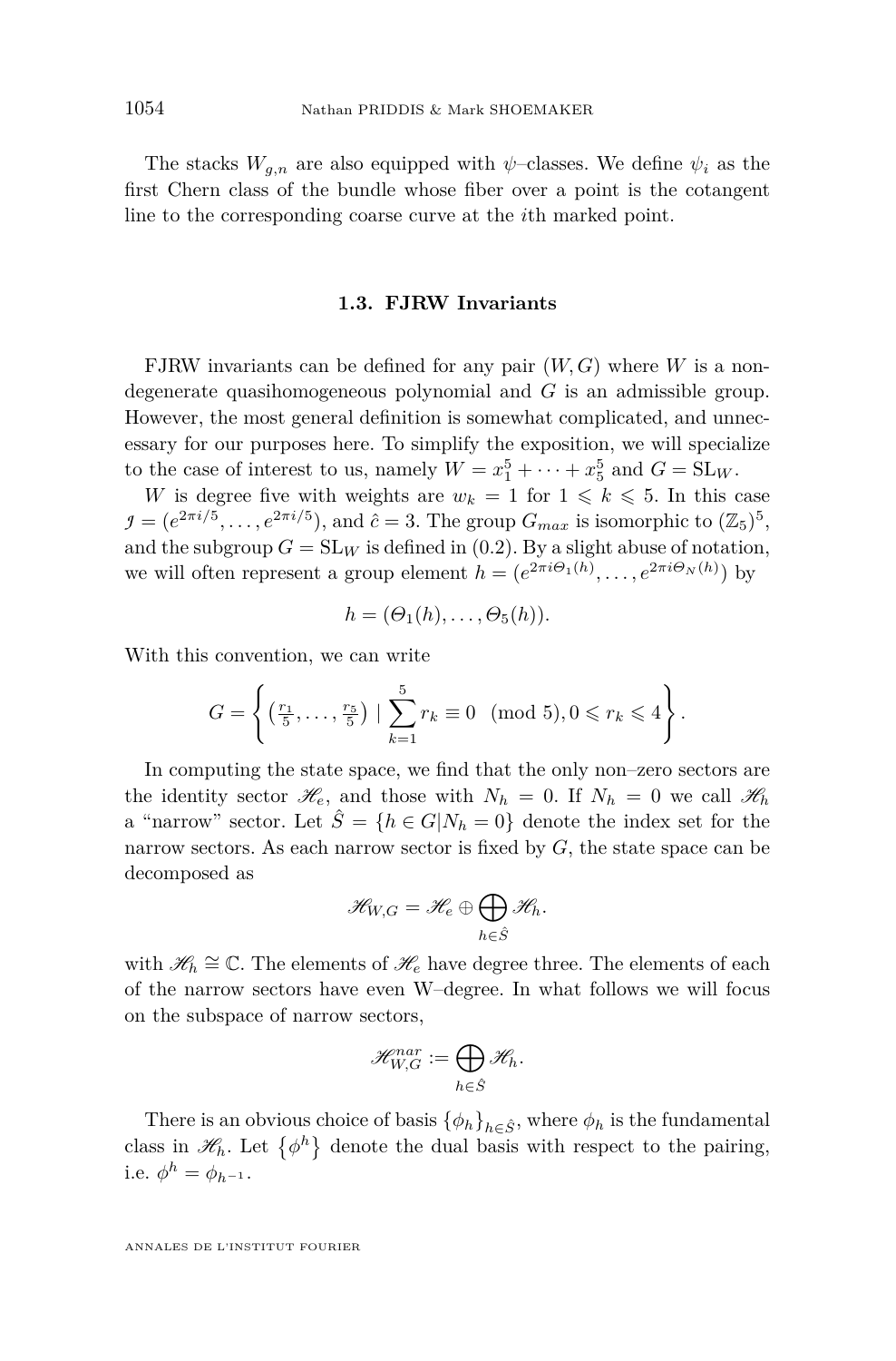The stacks $W_{g,n}$ are also equipped with $\psi$–classes. We define $\psi_i$ as the first Chern class of the bundle whose fiber over a point is the cotangent line to the corresponding coarse curve at the $i$th marked point.

### 1.3. FJRW Invariants

FJRW invariants can be defined for any pair $(W, G)$ where $W$ is a non-degenerate quasihomogeneous polynomial and $G$ is an admissible group. However, the most general definition is somewhat complicated, and unnecessary for our purposes here. To simplify the exposition, we will specialize to the case of interest to us, namely $W = x_1^5 + \cdots + x_5^5$ and $G = \mathrm{SL}_W$.

$W$ is degree five with weights are $w_k = 1$ for $1 \leqslant k \leqslant 5$. In this case $\mathcal{J} = (e^{2\pi i/5}, \ldots, e^{2\pi i/5})$, and $\hat{c} = 3$. The group $G_{max}$ is isomorphic to $(\mathbb{Z}_5)^5$, and the subgroup $G = \mathrm{SL}_W$ is defined in (0.2). By a slight abuse of notation, we will often represent a group element $h = (e^{2\pi i \Theta_1(h)}, \ldots, e^{2\pi i \Theta_N(h)})$ by

$$h = (\Theta_1(h), \ldots, \Theta_5(h)).$$

With this convention, we can write

$$G = \left\{ \left(\tfrac{r_1}{5}, \ldots, \tfrac{r_5}{5}\right) \mid \sum_{k=1}^{5} r_k \equiv 0 \pmod 5, 0 \leqslant r_k \leqslant 4 \right\}.$$

In computing the state space, we find that the only non–zero sectors are the identity sector $\mathscr{H}_e$, and those with $N_h = 0$. If $N_h = 0$ we call $\mathscr{H}_h$ a "narrow" sector. Let $\hat{S} = \{h \in G | N_h = 0\}$ denote the index set for the narrow sectors. As each narrow sector is fixed by $G$, the state space can be decomposed as

$$\mathscr{H}_{W,G} = \mathscr{H}_e \oplus \bigoplus_{h \in \hat{S}} \mathscr{H}_h.$$

with $\mathscr{H}_h \cong \mathbb{C}$. The elements of $\mathscr{H}_e$ have degree three. The elements of each of the narrow sectors have even W–degree. In what follows we will focus on the subspace of narrow sectors,

$$\mathscr{H}_{W,G}^{nar} := \bigoplus_{h \in \hat{S}} \mathscr{H}_h.$$

There is an obvious choice of basis $\{\phi_h\}_{h \in \hat{S}}$, where $\phi_h$ is the fundamental class in $\mathscr{H}_h$. Let $\{\phi^h\}$ denote the dual basis with respect to the pairing, i.e. $\phi^h = \phi_{h^{-1}}$.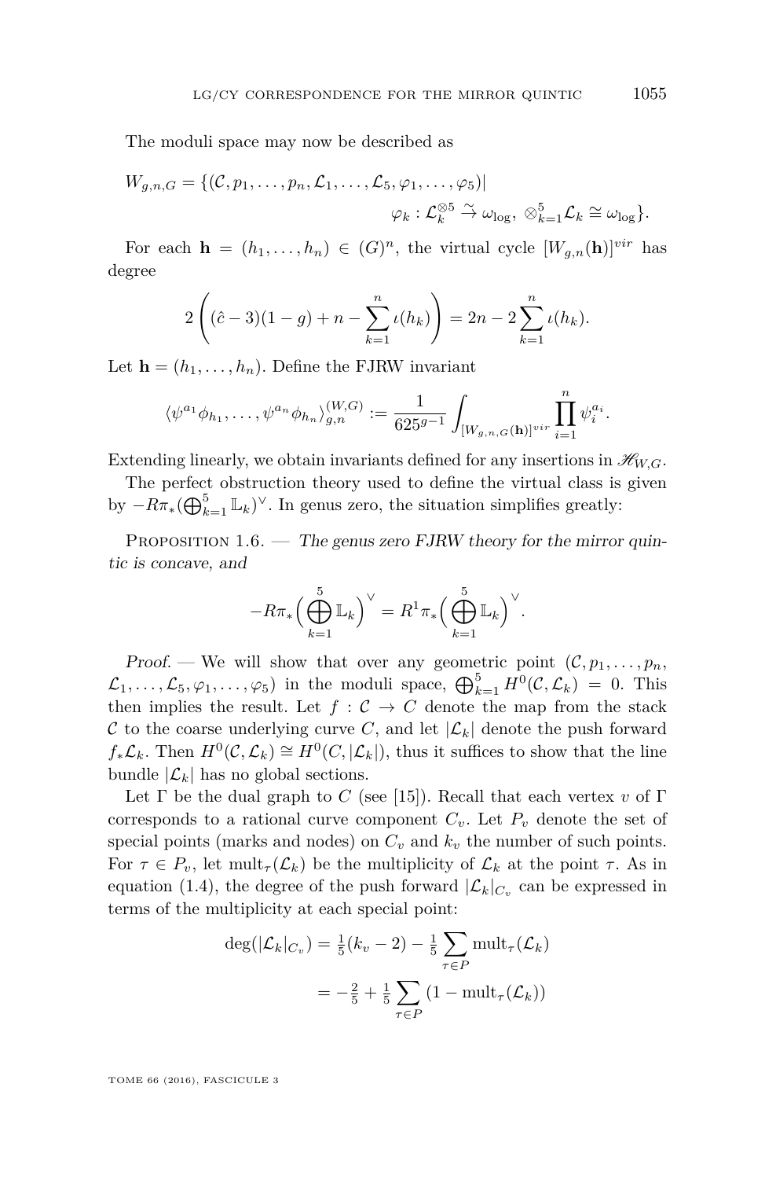The moduli space may now be described as

$$W_{g,n,G} = \{(\mathcal{C}, p_1, \dots, p_n, \mathcal{L}_1, \dots, \mathcal{L}_5, \varphi_1, \dots, \varphi_5) | \\ \varphi_k : \mathcal{L}_k^{\otimes 5} \xrightarrow{\sim} \omega_{\log},\ \otimes_{k=1}^5 \mathcal{L}_k \cong \omega_{\log}\}.$$

For each $\mathbf{h} = (h_1, \dots, h_n) \in (G)^n$, the virtual cycle $[W_{g,n}(\mathbf{h})]^{vir}$ has degree

$$2\left((\hat{c} - 3)(1 - g) + n - \sum_{k=1}^n \iota(h_k)\right) = 2n - 2\sum_{k=1}^n \iota(h_k).$$

Let $\mathbf{h} = (h_1, \dots, h_n)$. Define the FJRW invariant

$$\langle \psi^{a_1}\phi_{h_1}, \dots, \psi^{a_n}\phi_{h_n}\rangle_{g,n}^{(W,G)} := \frac{1}{625^{g-1}} \int_{[W_{g,n,G}(\mathbf{h})]^{vir}} \prod_{i=1}^n \psi_i^{a_i}.$$

Extending linearly, we obtain invariants defined for any insertions in $\mathscr{H}_{W,G}$.

The perfect obstruction theory used to define the virtual class is given by $-R\pi_*(\bigoplus_{k=1}^5 \mathbb{L}_k)^\vee$. In genus zero, the situation simplifies greatly:

Proposition 1.6. — *The genus zero FJRW theory for the mirror quintic is concave, and*

$$-R\pi_*\Big(\bigoplus_{k=1}^5 \mathbb{L}_k\Big)^\vee = R^1\pi_*\Big(\bigoplus_{k=1}^5 \mathbb{L}_k\Big)^\vee.$$

*Proof.* — We will show that over any geometric point $(\mathcal{C}, p_1, \dots, p_n, \mathcal{L}_1, \dots, \mathcal{L}_5, \varphi_1, \dots, \varphi_5)$ in the moduli space, $\bigoplus_{k=1}^5 H^0(\mathcal{C}, \mathcal{L}_k) = 0$. This then implies the result. Let $f : \mathcal{C} \to C$ denote the map from the stack $\mathcal{C}$ to the coarse underlying curve $C$, and let $|\mathcal{L}_k|$ denote the push forward $f_*\mathcal{L}_k$. Then $H^0(\mathcal{C}, \mathcal{L}_k) \cong H^0(C, |\mathcal{L}_k|)$, thus it suffices to show that the line bundle $|\mathcal{L}_k|$ has no global sections.

Let $\Gamma$ be the dual graph to $C$ (see [15]). Recall that each vertex $v$ of $\Gamma$ corresponds to a rational curve component $C_v$. Let $P_v$ denote the set of special points (marks and nodes) on $C_v$ and $k_v$ the number of such points. For $\tau \in P_v$, let $\mathrm{mult}_\tau(\mathcal{L}_k)$ be the multiplicity of $\mathcal{L}_k$ at the point $\tau$. As in equation (1.4), the degree of the push forward $|\mathcal{L}_k|_{C_v}$ can be expressed in terms of the multiplicity at each special point:

$$\begin{aligned}\deg(|\mathcal{L}_k|_{C_v}) &= \tfrac{1}{5}(k_v - 2) - \tfrac{1}{5}\sum_{\tau \in P} \mathrm{mult}_\tau(\mathcal{L}_k) \\ &= -\tfrac{2}{5} + \tfrac{1}{5}\sum_{\tau \in P} (1 - \mathrm{mult}_\tau(\mathcal{L}_k))\end{aligned}$$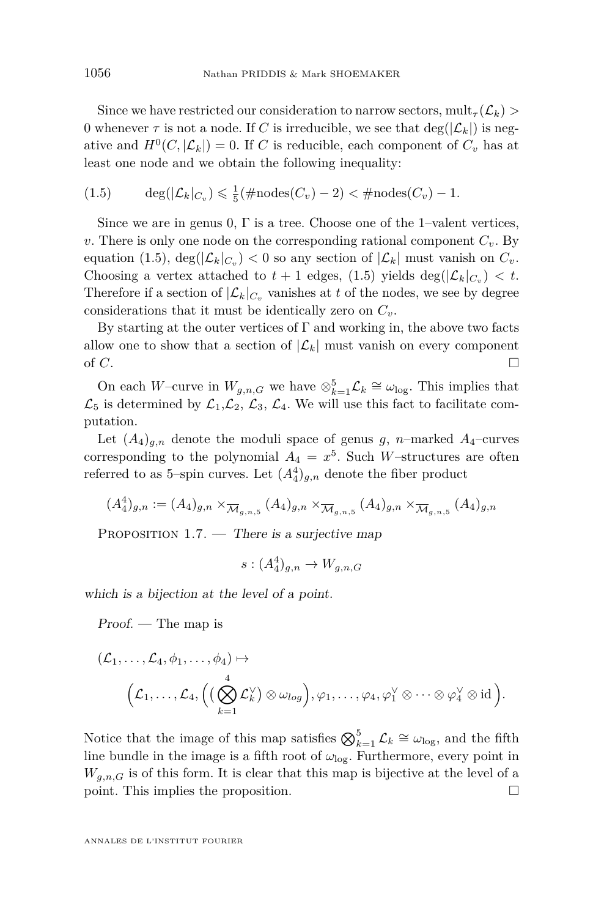Since we have restricted our consideration to narrow sectors, $\mathrm{mult}_\tau(\mathcal{L}_k) > 0$ whenever $\tau$ is not a node. If $C$ is irreducible, we see that $\deg(|\mathcal{L}_k|)$ is negative and $H^0(C, |\mathcal{L}_k|) = 0$. If $C$ is reducible, each component of $C_v$ has at least one node and we obtain the following inequality:

$$\deg(|\mathcal{L}_k|_{C_v}) \leqslant \tfrac{1}{5}(\#\mathrm{nodes}(C_v) - 2) < \#\mathrm{nodes}(C_v) - 1. \tag{1.5}$$

Since we are in genus 0, $\Gamma$ is a tree. Choose one of the 1–valent vertices, $v$. There is only one node on the corresponding rational component $C_v$. By equation (1.5), $\deg(|\mathcal{L}_k|_{C_v}) < 0$ so any section of $|\mathcal{L}_k|$ must vanish on $C_v$. Choosing a vertex attached to $t+1$ edges, (1.5) yields $\deg(|\mathcal{L}_k|_{C_v}) < t$. Therefore if a section of $|\mathcal{L}_k|_{C_v}$ vanishes at $t$ of the nodes, we see by degree considerations that it must be identically zero on $C_v$.

By starting at the outer vertices of $\Gamma$ and working in, the above two facts allow one to show that a section of $|\mathcal{L}_k|$ must vanish on every component of $C$. □

On each $W$–curve in $W_{g,n,G}$ we have $\otimes_{k=1}^5 \mathcal{L}_k \cong \omega_{\log}$. This implies that $\mathcal{L}_5$ is determined by $\mathcal{L}_1$,$\mathcal{L}_2$, $\mathcal{L}_3$, $\mathcal{L}_4$. We will use this fact to facilitate computation.

Let $(A_4)_{g,n}$ denote the moduli space of genus $g$, $n$–marked $A_4$–curves corresponding to the polynomial $A_4 = x^5$. Such $W$–structures are often referred to as 5–spin curves. Let $(A_4^4)_{g,n}$ denote the fiber product

$$(A_4^4)_{g,n} := (A_4)_{g,n} \times_{\overline{\mathcal{M}}_{g,n,5}} (A_4)_{g,n} \times_{\overline{\mathcal{M}}_{g,n,5}} (A_4)_{g,n} \times_{\overline{\mathcal{M}}_{g,n,5}} (A_4)_{g,n}$$

Proposition 1.7. — *There is a surjective map*

$$s : (A_4^4)_{g,n} \to W_{g,n,G}$$

*which is a bijection at the level of a point.*

*Proof.* — The map is

$$(\mathcal{L}_1, \dots, \mathcal{L}_4, \phi_1, \dots, \phi_4) \mapsto \Big(\mathcal{L}_1, \dots, \mathcal{L}_4, \Big( (\bigotimes_{k=1}^4 \mathcal{L}_k^\vee) \otimes \omega_{log} \Big), \varphi_1, \dots, \varphi_4, \varphi_1^\vee \otimes \dots \otimes \varphi_4^\vee \otimes \mathrm{id} \Big).$$

Notice that the image of this map satisfies $\bigotimes_{k=1}^5 \mathcal{L}_k \cong \omega_{\log}$, and the fifth line bundle in the image is a fifth root of $\omega_{\log}$. Furthermore, every point in $W_{g,n,G}$ is of this form. It is clear that this map is bijective at the level of a point. This implies the proposition. □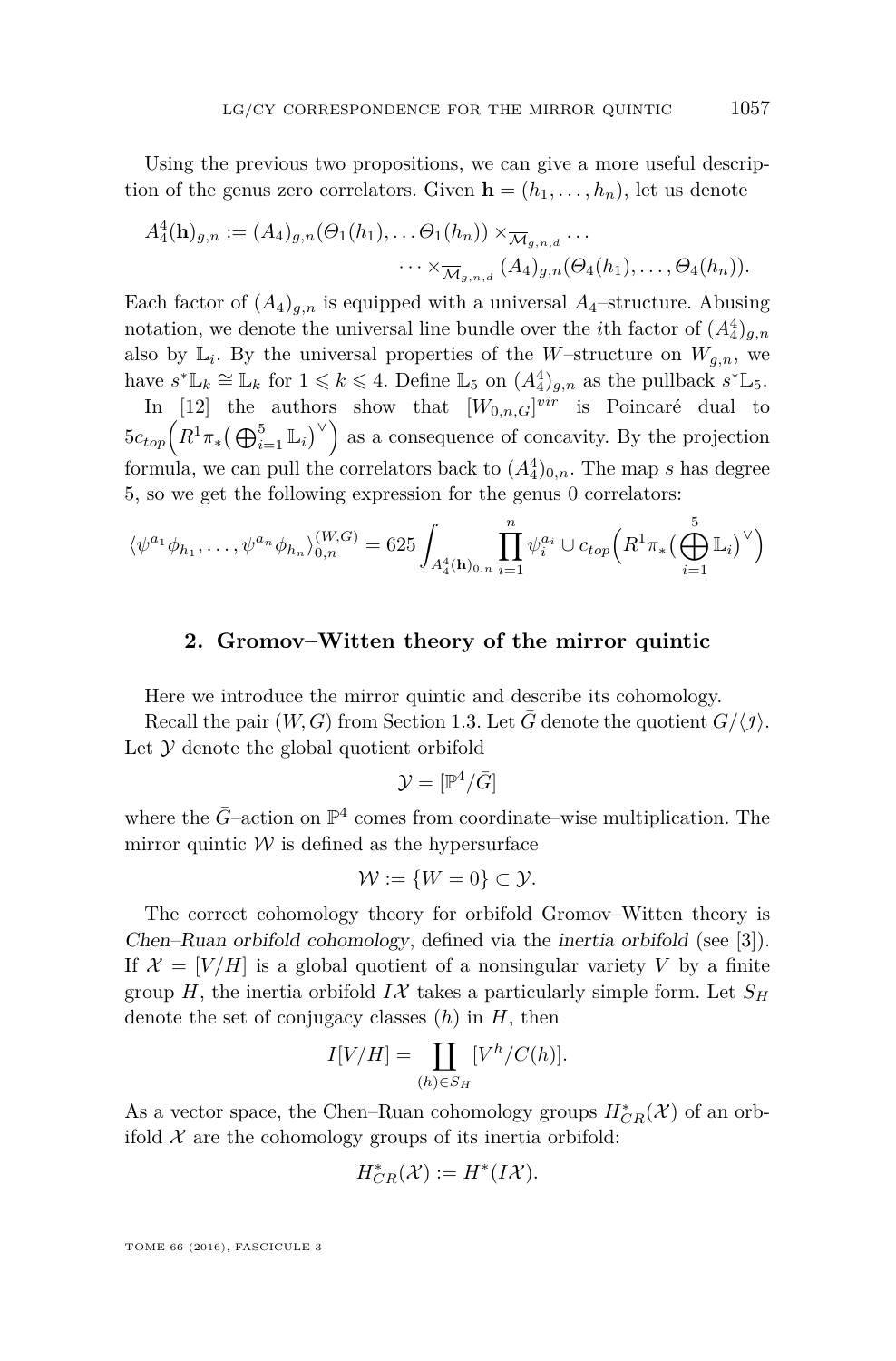Using the previous two propositions, we can give a more useful description of the genus zero correlators. Given $\mathbf{h} = (h_1, \dots, h_n)$, let us denote

$$A_4^4(\mathbf{h})_{g,n} := (A_4)_{g,n}(\Theta_1(h_1), \dots \Theta_1(h_n)) \times_{\overline{\mathcal{M}}_{g,n,d}} \cdots \\ \cdots \times_{\overline{\mathcal{M}}_{g,n,d}} (A_4)_{g,n}(\Theta_4(h_1), \dots, \Theta_4(h_n)).$$

Each factor of $(A_4)_{g,n}$ is equipped with a universal $A_4$–structure. Abusing notation, we denote the universal line bundle over the $i$th factor of $(A_4^4)_{g,n}$ also by $\mathbb{L}_i$. By the universal properties of the $W$–structure on $W_{g,n}$, we have $s^*\mathbb{L}_k \cong \mathbb{L}_k$ for $1 \leqslant k \leqslant 4$. Define $\mathbb{L}_5$ on $(A_4^4)_{g,n}$ as the pullback $s^*\mathbb{L}_5$.

In [12] the authors show that $[W_{0,n,G}]^{vir}$ is Poincaré dual to $5c_{top}\Big(R^1\pi_*\big(\bigoplus_{i=1}^5 \mathbb{L}_i\big)^\vee\Big)$ as a consequence of concavity. By the projection formula, we can pull the correlators back to $(A_4^4)_{0,n}$. The map $s$ has degree 5, so we get the following expression for the genus 0 correlators:

$$\langle \psi^{a_1}\phi_{h_1}, \dots, \psi^{a_n}\phi_{h_n}\rangle_{0,n}^{(W,G)} = 625 \int_{A_4^4(\mathbf{h})_{0,n}} \prod_{i=1}^n \psi_i^{a_i} \cup c_{top}\Big(R^1\pi_*\big(\bigoplus_{i=1}^5 \mathbb{L}_i\big)^\vee\Big)$$

## 2. Gromov–Witten theory of the mirror quintic

Here we introduce the mirror quintic and describe its cohomology.

Recall the pair $(W, G)$ from Section 1.3. Let $\bar{G}$ denote the quotient $G/\langle \mathcal{J}\rangle$. Let $\mathcal{Y}$ denote the global quotient orbifold

$$\mathcal{Y} = [\mathbb{P}^4/\bar{G}]$$

where the $\bar{G}$–action on $\mathbb{P}^4$ comes from coordinate–wise multiplication. The mirror quintic $\mathcal{W}$ is defined as the hypersurface

$$\mathcal{W} := \{W = 0\} \subset \mathcal{Y}.$$

The correct cohomology theory for orbifold Gromov–Witten theory is *Chen–Ruan orbifold cohomology*, defined via the *inertia orbifold* (see [3]). If $\mathcal{X} = [V/H]$ is a global quotient of a nonsingular variety $V$ by a finite group $H$, the inertia orbifold $I\mathcal{X}$ takes a particularly simple form. Let $S_H$ denote the set of conjugacy classes $(h)$ in $H$, then

$$I[V/H] = \coprod_{(h)\in S_H} [V^h/C(h)].$$

As a vector space, the Chen–Ruan cohomology groups $H^*_{CR}(\mathcal{X})$ of an orbifold $\mathcal{X}$ are the cohomology groups of its inertia orbifold:

$$H^*_{CR}(\mathcal{X}) := H^*(I\mathcal{X}).$$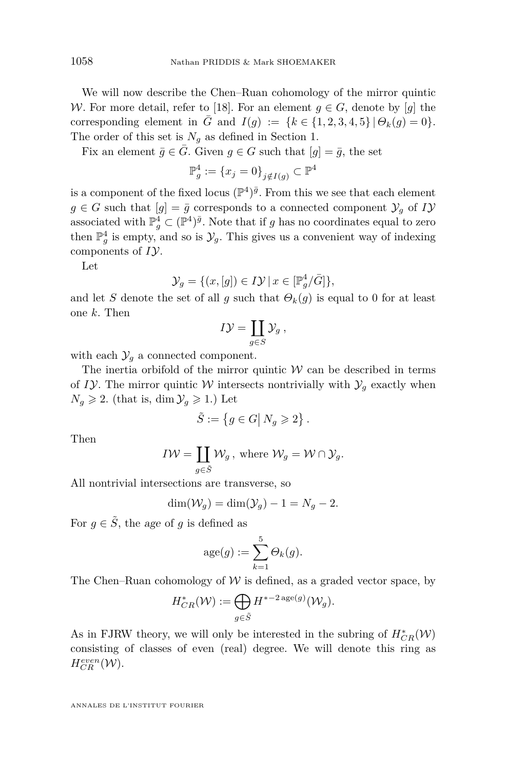We will now describe the Chen–Ruan cohomology of the mirror quintic $\mathcal{W}$. For more detail, refer to [18]. For an element $g \in G$, denote by $[g]$ the corresponding element in $\bar{G}$ and $I(g) := \{k \in \{1,2,3,4,5\} \,|\, \Theta_k(g) = 0\}$. The order of this set is $N_g$ as defined in Section 1.

Fix an element $\bar{g} \in \bar{G}$. Given $g \in G$ such that $[g] = \bar{g}$, the set

$$\mathbb{P}^4_g := \{x_j = 0\}_{j \notin I(g)} \subset \mathbb{P}^4$$

is a component of the fixed locus $(\mathbb{P}^4)^{\bar{g}}$. From this we see that each element $g \in G$ such that $[g] = \bar{g}$ corresponds to a connected component $\mathcal{Y}_g$ of $I\mathcal{Y}$ associated with $\mathbb{P}^4_g \subset (\mathbb{P}^4)^{\bar{g}}$. Note that if $g$ has no coordinates equal to zero then $\mathbb{P}^4_g$ is empty, and so is $\mathcal{Y}_g$. This gives us a convenient way of indexing components of $I\mathcal{Y}$.

Let

$$\mathcal{Y}_g = \{(x, [g]) \in I\mathcal{Y} \,|\, x \in [\mathbb{P}^4_g/\bar{G}]\},$$

and let $S$ denote the set of all $g$ such that $\Theta_k(g)$ is equal to 0 for at least one $k$. Then

$$I\mathcal{Y} = \coprod_{g \in S} \mathcal{Y}_g\,,$$

with each $\mathcal{Y}_g$ a connected component.

The inertia orbifold of the mirror quintic $\mathcal{W}$ can be described in terms of $I\mathcal{Y}$. The mirror quintic $\mathcal{W}$ intersects nontrivially with $\mathcal{Y}_g$ exactly when $N_g \geqslant 2$. (that is, $\dim \mathcal{Y}_g \geqslant 1$.) Let

$$\tilde{S} := \left\{ g \in G \middle|\, N_g \geqslant 2 \right\}.$$

Then

$$I\mathcal{W} = \coprod_{g \in \tilde{S}} \mathcal{W}_g\,, \text{ where } \mathcal{W}_g = \mathcal{W} \cap \mathcal{Y}_g.$$

All nontrivial intersections are transverse, so

$$\dim(\mathcal{W}_g) = \dim(\mathcal{Y}_g) - 1 = N_g - 2.$$

For $g \in \tilde{S}$, the *age* of $g$ is defined as

$$\operatorname{age}(g) := \sum_{k=1}^{5} \Theta_k(g).$$

The Chen–Ruan cohomology of $\mathcal{W}$ is defined, as a graded vector space, by

$$H^*_{CR}(\mathcal{W}) := \bigoplus_{g \in \tilde{S}} H^{*-2\operatorname{age}(g)}(\mathcal{W}_g).$$

As in FJRW theory, we will only be interested in the subring of $H^*_{CR}(\mathcal{W})$ consisting of classes of even (real) degree. We will denote this ring as $H^{even}_{CR}(\mathcal{W})$.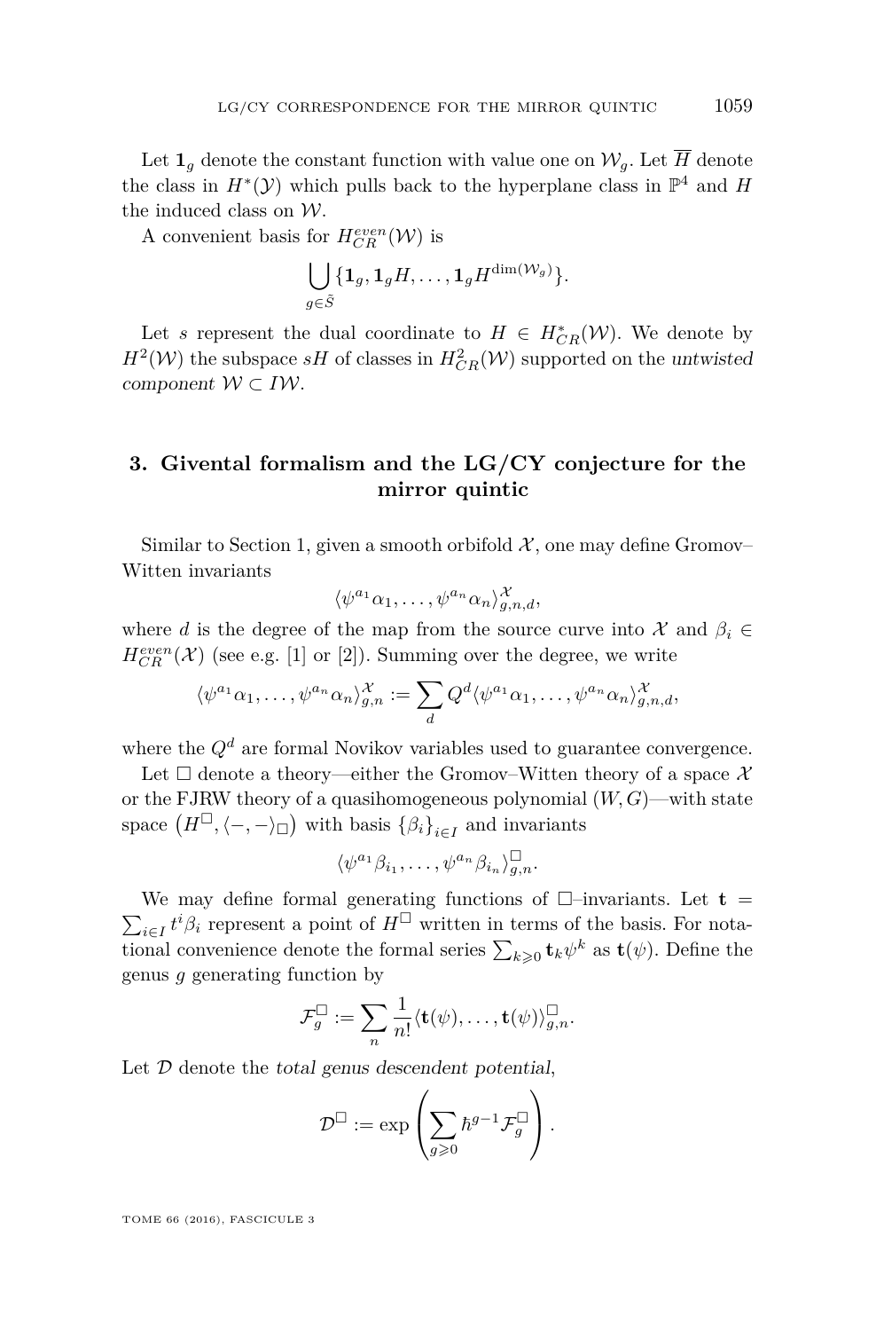Let $\mathbf{1}_g$ denote the constant function with value one on $\mathcal{W}_g$. Let $\overline{H}$ denote the class in $H^*(\mathcal{Y})$ which pulls back to the hyperplane class in $\mathbb{P}^4$ and $H$ the induced class on $\mathcal{W}$.

A convenient basis for $H^{even}_{CR}(\mathcal{W})$ is

$$\bigcup_{g\in\tilde{S}}\{\mathbf{1}_g, \mathbf{1}_g H, \ldots, \mathbf{1}_g H^{\dim(\mathcal{W}_g)}\}.$$

Let $s$ represent the dual coordinate to $H \in H^*_{CR}(\mathcal{W})$. We denote by $H^2(\mathcal{W})$ the subspace $sH$ of classes in $H^2_{CR}(\mathcal{W})$ supported on the *untwisted component* $\mathcal{W} \subset I\mathcal{W}$.

## 3. Givental formalism and the LG/CY conjecture for the mirror quintic

Similar to Section 1, given a smooth orbifold $\mathcal{X}$, one may define Gromov–Witten invariants

$$\langle \psi^{a_1}\alpha_1, \ldots, \psi^{a_n}\alpha_n\rangle^{\mathcal{X}}_{g,n,d},$$

where $d$ is the degree of the map from the source curve into $\mathcal{X}$ and $\beta_i \in H^{even}_{CR}(\mathcal{X})$ (see e.g. [1] or [2]). Summing over the degree, we write

$$\langle \psi^{a_1}\alpha_1, \ldots, \psi^{a_n}\alpha_n\rangle^{\mathcal{X}}_{g,n} := \sum_d Q^d \langle \psi^{a_1}\alpha_1, \ldots, \psi^{a_n}\alpha_n\rangle^{\mathcal{X}}_{g,n,d},$$

where the $Q^d$ are formal Novikov variables used to guarantee convergence.

Let $\square$ denote a theory—either the Gromov–Witten theory of a space $\mathcal{X}$ or the FJRW theory of a quasihomogeneous polynomial $(W, G)$—with state space $\left(H^{\square}, \langle -, -\rangle_{\square}\right)$ with basis $\{\beta_i\}_{i\in I}$ and invariants

$$\langle \psi^{a_1}\beta_{i_1}, \ldots, \psi^{a_n}\beta_{i_n}\rangle^{\square}_{g,n}.$$

We may define formal generating functions of $\square$–invariants. Let $\mathbf{t} = \sum_{i\in I} t^i\beta_i$ represent a point of $H^{\square}$ written in terms of the basis. For notational convenience denote the formal series $\sum_{k\geqslant 0}\mathbf{t}_k\psi^k$ as $\mathbf{t}(\psi)$. Define the genus $g$ generating function by

$$\mathcal{F}^{\square}_g := \sum_n \frac{1}{n!}\langle \mathbf{t}(\psi), \ldots, \mathbf{t}(\psi)\rangle^{\square}_{g,n}.$$

Let $\mathcal{D}$ denote the *total genus descendent potential*,

$$\mathcal{D}^{\square} := \exp\left(\sum_{g\geqslant 0}\hbar^{g-1}\mathcal{F}^{\square}_g\right).$$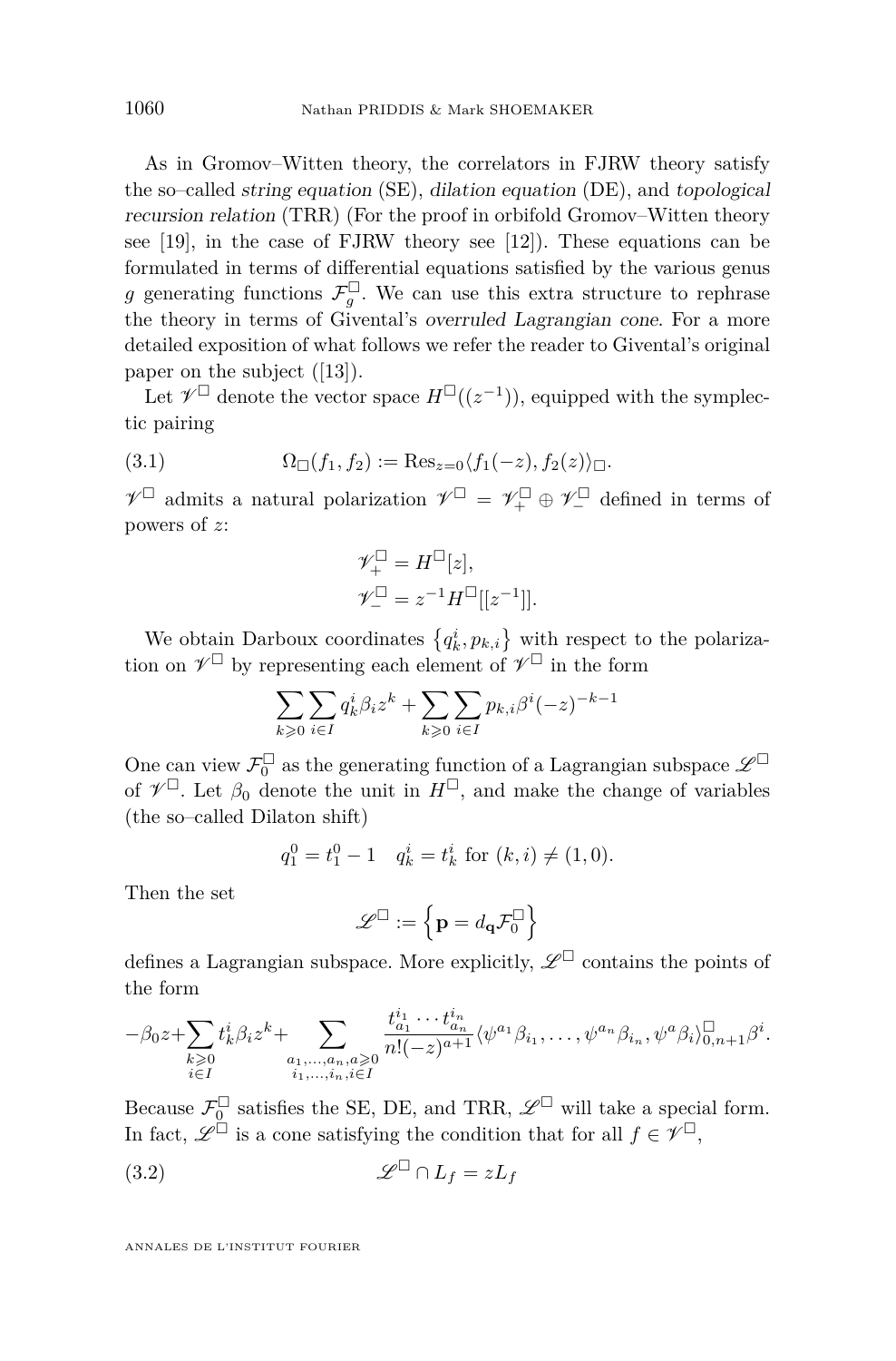As in Gromov–Witten theory, the correlators in FJRW theory satisfy the so–called *string equation* (SE), *dilation equation* (DE), and *topological recursion relation* (TRR) (For the proof in orbifold Gromov–Witten theory see [19], in the case of FJRW theory see [12]). These equations can be formulated in terms of differential equations satisfied by the various genus $g$ generating functions $\mathcal{F}_g^{\square}$. We can use this extra structure to rephrase the theory in terms of Givental's *overruled Lagrangian cone*. For a more detailed exposition of what follows we refer the reader to Givental's original paper on the subject ([13]).

Let $\mathscr{V}^{\square}$ denote the vector space $H^{\square}((z^{-1}))$, equipped with the symplectic pairing

$$\Omega_{\square}(f_1, f_2) := \mathrm{Res}_{z=0}\langle f_1(-z), f_2(z)\rangle_{\square}. \tag{3.1}$$

$\mathscr{V}^{\square}$ admits a natural polarization $\mathscr{V}^{\square} = \mathscr{V}_+^{\square} \oplus \mathscr{V}_-^{\square}$ defined in terms of powers of $z$:

$$\mathscr{V}_+^{\square} = H^{\square}[z],$$
$$\mathscr{V}_-^{\square} = z^{-1}H^{\square}[[z^{-1}]].$$

We obtain Darboux coordinates $\{q_k^i, p_{k,i}\}$ with respect to the polarization on $\mathscr{V}^{\square}$ by representing each element of $\mathscr{V}^{\square}$ in the form

$$\sum_{k\geqslant 0}\sum_{i\in I} q_k^i \beta_i z^k + \sum_{k\geqslant 0}\sum_{i\in I} p_{k,i}\beta^i(-z)^{-k-1}$$

One can view $\mathcal{F}_0^{\square}$ as the generating function of a Lagrangian subspace $\mathscr{L}^{\square}$ of $\mathscr{V}^{\square}$. Let $\beta_0$ denote the unit in $H^{\square}$, and make the change of variables (the so–called Dilaton shift)

$$q_1^0 = t_1^0 - 1 \quad q_k^i = t_k^i \text{ for } (k,i) \neq (1,0).$$

Then the set

$$\mathscr{L}^{\square} := \left\{\mathbf{p} = d_{\mathbf{q}}\mathcal{F}_0^{\square}\right\}$$

defines a Lagrangian subspace. More explicitly, $\mathscr{L}^{\square}$ contains the points of the form

$$-\beta_0 z + \sum_{\substack{k\geqslant 0\\ i\in I}} t_k^i \beta_i z^k + \sum_{\substack{a_1,\ldots,a_n,a\geqslant 0\\ i_1,\ldots,i_n,i\in I}} \frac{t_{a_1}^{i_1}\cdots t_{a_n}^{i_n}}{n!(-z)^{a+1}} \langle \psi^{a_1}\beta_{i_1}, \ldots, \psi^{a_n}\beta_{i_n}, \psi^a \beta_i\rangle_{0,n+1}^{\square}\beta^i.$$

Because $\mathcal{F}_0^{\square}$ satisfies the SE, DE, and TRR, $\mathscr{L}^{\square}$ will take a special form. In fact, $\mathscr{L}^{\square}$ is a cone satisfying the condition that for all $f \in \mathscr{V}^{\square}$,

$$\mathscr{L}^{\square} \cap L_f = zL_f \tag{3.2}$$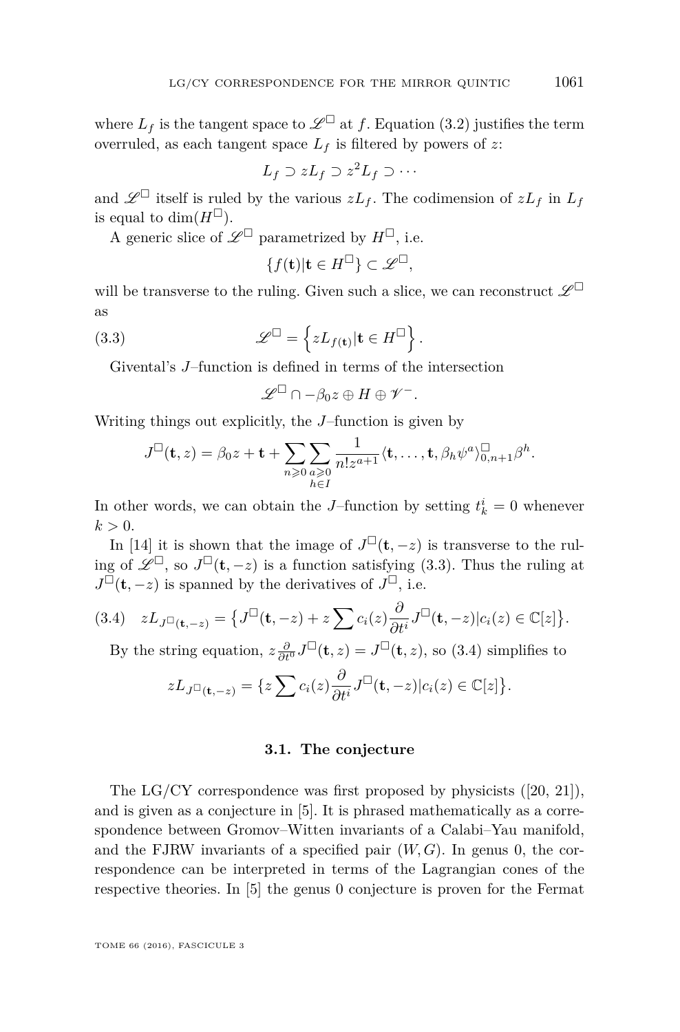where $L_f$ is the tangent space to $\mathscr{L}^{\square}$ at $f$. Equation (3.2) justifies the term overruled, as each tangent space $L_f$ is filtered by powers of $z$:

$$L_f \supset zL_f \supset z^2 L_f \supset \cdots$$

and $\mathscr{L}^{\square}$ itself is ruled by the various $zL_f$. The codimension of $zL_f$ in $L_f$ is equal to $\dim(H^{\square})$.

A generic slice of $\mathscr{L}^{\square}$ parametrized by $H^{\square}$, i.e.

$$\{f(\mathbf{t}) | \mathbf{t} \in H^{\square}\} \subset \mathscr{L}^{\square},$$

will be transverse to the ruling. Given such a slice, we can reconstruct $\mathscr{L}^{\square}$ as

$$\mathscr{L}^{\square} = \left\{ zL_{f(\mathbf{t})} | \mathbf{t} \in H^{\square} \right\}. \tag{3.3}$$

Givental's $J$–function is defined in terms of the intersection

$$\mathscr{L}^{\square} \cap -\beta_0 z \oplus H \oplus \mathscr{V}^-.$$

Writing things out explicitly, the $J$–function is given by

$$J^{\square}(\mathbf{t}, z) = \beta_0 z + \mathbf{t} + \sum_{n \geqslant 0} \sum_{\substack{a \geqslant 0 \\ h \in I}} \frac{1}{n! z^{a+1}} \langle \mathbf{t}, \ldots, \mathbf{t}, \beta_h \psi^a \rangle_{0,n+1}^{\square} \beta^h.$$

In other words, we can obtain the $J$–function by setting $t_k^i = 0$ whenever $k > 0$.

In [14] it is shown that the image of $J^{\square}(\mathbf{t}, -z)$ is transverse to the ruling of $\mathscr{L}^{\square}$, so $J^{\square}(\mathbf{t}, -z)$ is a function satisfying (3.3). Thus the ruling at $J^{\square}(\mathbf{t}, -z)$ is spanned by the derivatives of $J^{\square}$, i.e.

$$zL_{J^{\square}(\mathbf{t},-z)} = \left\{ J^{\square}(\mathbf{t}, -z) + z \sum c_i(z) \frac{\partial}{\partial t^i} J^{\square}(\mathbf{t}, -z) | c_i(z) \in \mathbb{C}[z] \right\}. \tag{3.4}$$

By the string equation, $z \frac{\partial}{\partial t^0} J^{\square}(\mathbf{t}, z) = J^{\square}(\mathbf{t}, z)$, so (3.4) simplifies to

$$zL_{J^{\square}(\mathbf{t},-z)} = \left\{ z \sum c_i(z) \frac{\partial}{\partial t^i} J^{\square}(\mathbf{t}, -z) | c_i(z) \in \mathbb{C}[z] \right\}.$$

### 3.1. The conjecture

The LG/CY correspondence was first proposed by physicists ([20, 21]), and is given as a conjecture in [5]. It is phrased mathematically as a correspondence between Gromov–Witten invariants of a Calabi–Yau manifold, and the FJRW invariants of a specified pair $(W, G)$. In genus 0, the correspondence can be interpreted in terms of the Lagrangian cones of the respective theories. In [5] the genus 0 conjecture is proven for the Fermat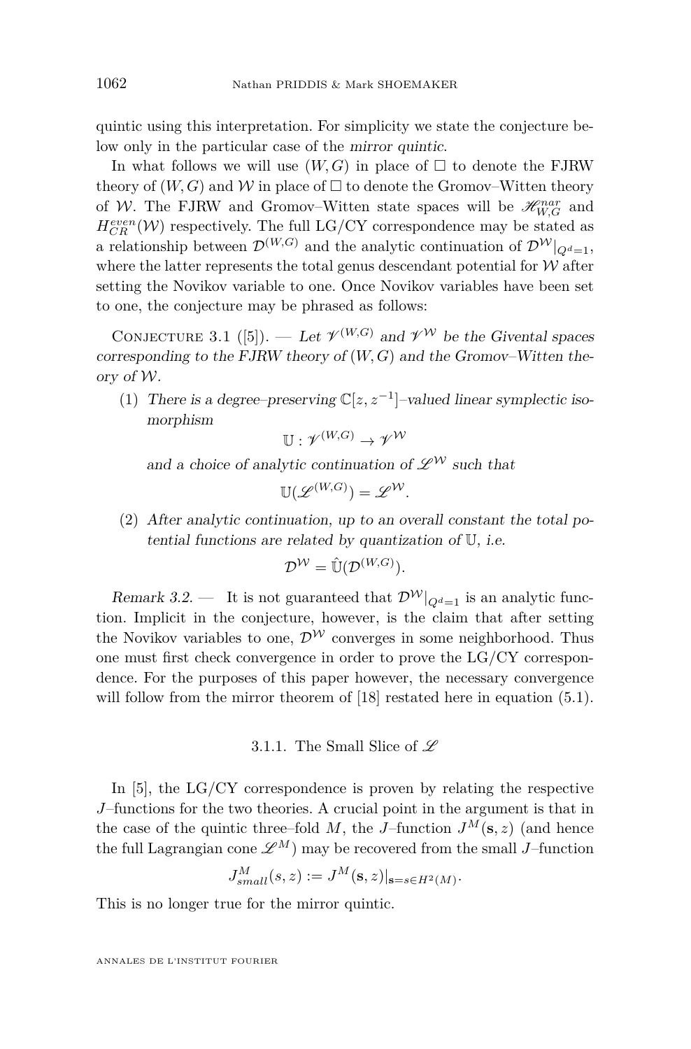quintic using this interpretation. For simplicity we state the conjecture below only in the particular case of the *mirror quintic*.

In what follows we will use $(W, G)$ in place of $\square$ to denote the FJRW theory of $(W, G)$ and $\mathcal{W}$ in place of $\square$ to denote the Gromov–Witten theory of $\mathcal{W}$. The FJRW and Gromov–Witten state spaces will be $\mathscr{H}^{nar}_{W,G}$ and $H^{even}_{CR}(\mathcal{W})$ respectively. The full LG/CY correspondence may be stated as a relationship between $\mathcal{D}^{(W,G)}$ and the analytic continuation of $\mathcal{D}^{\mathcal{W}}|_{Q^d=1}$, where the latter represents the total genus descendant potential for $\mathcal{W}$ after setting the Novikov variable to one. Once Novikov variables have been set to one, the conjecture may be phrased as follows:

Conjecture 3.1 ([5]). — *Let $\mathscr{V}^{(W,G)}$ and $\mathscr{V}^{\mathcal{W}}$ be the Givental spaces corresponding to the FJRW theory of $(W, G)$ and the Gromov–Witten theory of $\mathcal{W}$.*

(1) *There is a degree–preserving $\mathbb{C}[z, z^{-1}]$–valued linear symplectic isomorphism*

$$\mathbb{U} : \mathscr{V}^{(W,G)} \to \mathscr{V}^{\mathcal{W}}$$

*and a choice of analytic continuation of $\mathscr{L}^{\mathcal{W}}$ such that*

$$\mathbb{U}(\mathscr{L}^{(W,G)}) = \mathscr{L}^{\mathcal{W}}.$$

(2) *After analytic continuation, up to an overall constant the total potential functions are related by quantization of $\mathbb{U}$, i.e.*

$$\mathcal{D}^{\mathcal{W}} = \hat{\mathbb{U}}(\mathcal{D}^{(W,G)}).$$

*Remark 3.2.* — It is not guaranteed that $\mathcal{D}^{\mathcal{W}}|_{Q^d=1}$ is an analytic function. Implicit in the conjecture, however, is the claim that after setting the Novikov variables to one, $\mathcal{D}^{\mathcal{W}}$ converges in some neighborhood. Thus one must first check convergence in order to prove the LG/CY correspondence. For the purposes of this paper however, the necessary convergence will follow from the mirror theorem of [18] restated here in equation (5.1).

### 3.1.1. The Small Slice of $\mathscr{L}$

In [5], the LG/CY correspondence is proven by relating the respective $J$–functions for the two theories. A crucial point in the argument is that in the case of the quintic three–fold $M$, the $J$–function $J^M(\mathbf{s}, z)$ (and hence the full Lagrangian cone $\mathscr{L}^M$) may be recovered from the small $J$–function

$$J^M_{small}(s, z) := J^M(\mathbf{s}, z)|_{\mathbf{s}=s \in H^2(M)}.$$

This is no longer true for the mirror quintic.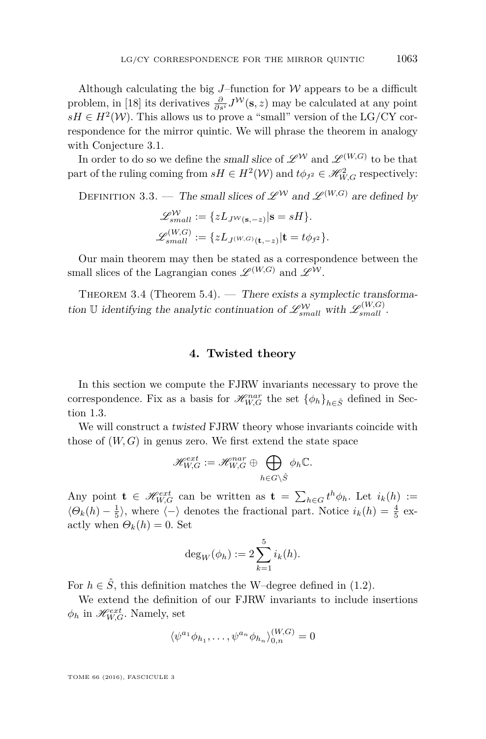Although calculating the big $J$–function for $\mathcal{W}$ appears to be a difficult problem, in [18] its derivatives $\frac{\partial}{\partial s^i} J^{\mathcal{W}}(\mathbf{s}, z)$ may be calculated at any point $sH \in H^2(\mathcal{W})$. This allows us to prove a "small" version of the LG/CY correspondence for the mirror quintic. We will phrase the theorem in analogy with Conjecture 3.1.

In order to do so we define the *small slice* of $\mathscr{L}^{\mathcal{W}}$ and $\mathscr{L}^{(W,G)}$ to be that part of the ruling coming from $sH \in H^2(\mathcal{W})$ and $t\phi_{\jmath^2} \in \mathscr{H}^2_{W,G}$ respectively:

Definition 3.3. — *The small slices of $\mathscr{L}^{\mathcal{W}}$ and $\mathscr{L}^{(W,G)}$ are defined by*

$$\mathscr{L}^{\mathcal{W}}_{small} := \{zL_{J^{\mathcal{W}}(\mathbf{s},-z)} | \mathbf{s} = sH\}.$$
$$\mathscr{L}^{(W,G)}_{small} := \{zL_{J^{(W,G)}(\mathbf{t},-z)} | \mathbf{t} = t\phi_{\jmath^2}\}.$$

Our main theorem may then be stated as a correspondence between the small slices of the Lagrangian cones $\mathscr{L}^{(W,G)}$ and $\mathscr{L}^{\mathcal{W}}$.

Theorem 3.4 (Theorem 5.4). — *There exists a symplectic transformation $\mathbb{U}$ identifying the analytic continuation of $\mathscr{L}^{\mathcal{W}}_{small}$ with $\mathscr{L}^{(W,G)}_{small}$.*

## 4. Twisted theory

In this section we compute the FJRW invariants necessary to prove the correspondence. Fix as a basis for $\mathscr{H}^{nar}_{W,G}$ the set $\{\phi_h\}_{h \in \hat{S}}$ defined in Section 1.3.

We will construct a *twisted* FJRW theory whose invariants coincide with those of $(W, G)$ in genus zero. We first extend the state space

$$\mathscr{H}^{ext}_{W,G} := \mathscr{H}^{nar}_{W,G} \oplus \bigoplus_{h \in G \setminus \hat{S}} \phi_h \mathbb{C}.$$

Any point $\mathbf{t} \in \mathscr{H}^{ext}_{W,G}$ can be written as $\mathbf{t} = \sum_{h \in G} t^h \phi_h$. Let $i_k(h) := \langle \Theta_k(h) - \frac{1}{5} \rangle$, where $\langle - \rangle$ denotes the fractional part. Notice $i_k(h) = \frac{4}{5}$ exactly when $\Theta_k(h) = 0$. Set

$$\deg_W(\phi_h) := 2 \sum_{k=1}^{5} i_k(h).$$

For $h \in \hat{S}$, this definition matches the W–degree defined in (1.2).

We extend the definition of our FJRW invariants to include insertions $\phi_h$ in $\mathscr{H}^{ext}_{W,G}$. Namely, set

$$\langle \psi^{a_1} \phi_{h_1}, \ldots, \psi^{a_n} \phi_{h_n} \rangle^{(W,G)}_{0,n} = 0$$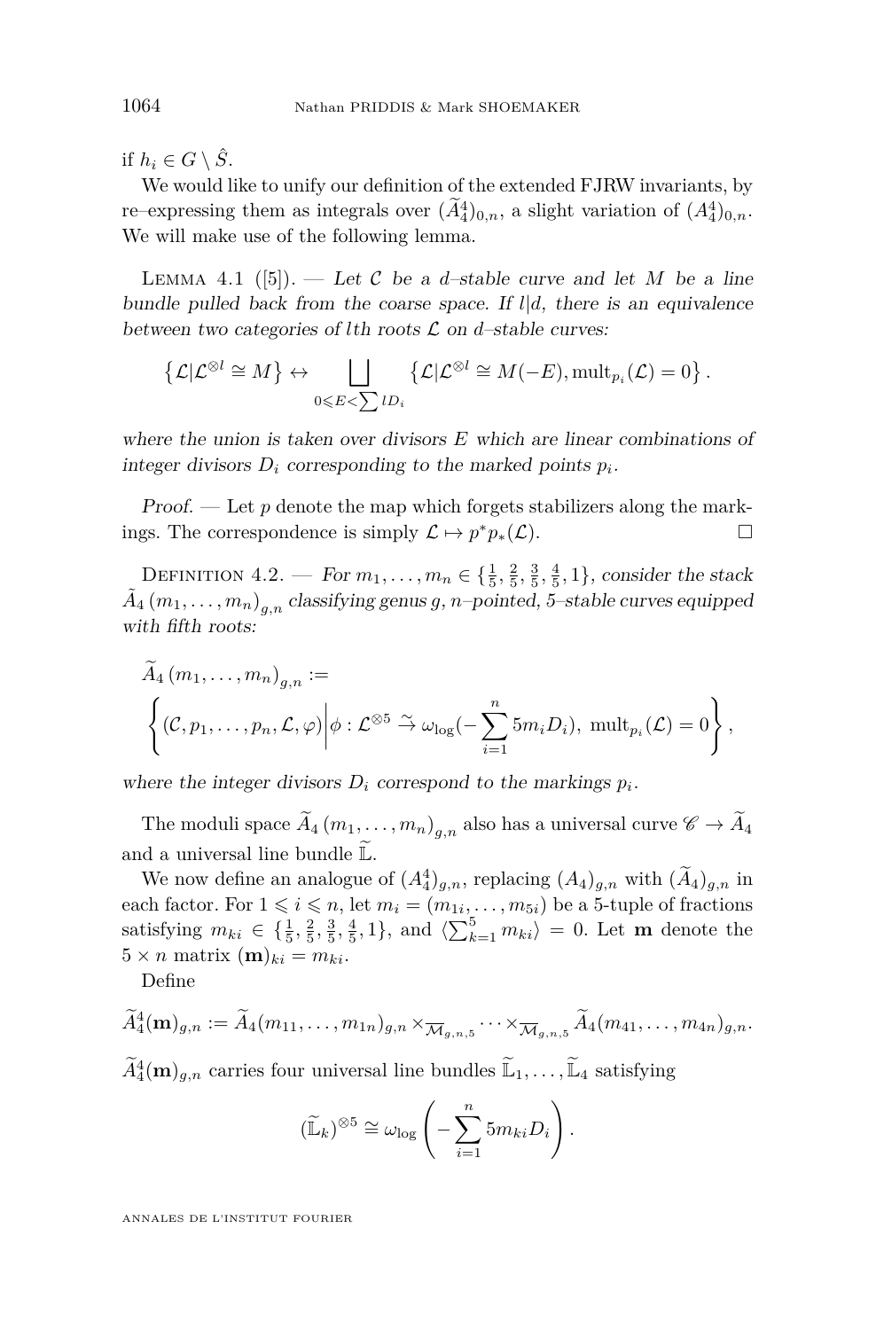if $h_i \in G \setminus \hat{S}$.

We would like to unify our definition of the extended FJRW invariants, by re–expressing them as integrals over $(\widetilde{A}_4^4)_{0,n}$, a slight variation of $(A_4^4)_{0,n}$. We will make use of the following lemma.

Lemma 4.1 ([5]). — *Let $\mathcal{C}$ be a $d$–stable curve and let $M$ be a line bundle pulled back from the coarse space. If $l|d$, there is an equivalence between two categories of $l$th roots $\mathcal{L}$ on $d$–stable curves:*

$$\left\{\mathcal{L}|\mathcal{L}^{\otimes l} \cong M\right\} \leftrightarrow \bigsqcup_{0 \leqslant E < \sum lD_i} \left\{\mathcal{L}|\mathcal{L}^{\otimes l} \cong M(-E), \mathrm{mult}_{p_i}(\mathcal{L}) = 0\right\}.$$

*where the union is taken over divisors $E$ which are linear combinations of integer divisors $D_i$ corresponding to the marked points $p_i$.*

*Proof.* — Let $p$ denote the map which forgets stabilizers along the markings. The correspondence is simply $\mathcal{L} \mapsto p^* p_*(\mathcal{L})$. □

Definition 4.2. — *For $m_1, \ldots, m_n \in \{\frac{1}{5}, \frac{2}{5}, \frac{3}{5}, \frac{4}{5}, 1\}$, consider the stack $\tilde{A}_4\left(m_1, \ldots, m_n\right)_{g,n}$ classifying genus $g$, $n$–pointed, 5–stable curves equipped with fifth roots:*

$$\widetilde{A}_4\left(m_1, \ldots, m_n\right)_{g,n} := \left\{(\mathcal{C}, p_1, \ldots, p_n, \mathcal{L}, \varphi) \middle| \phi : \mathcal{L}^{\otimes 5} \xrightarrow{\sim} \omega_{\log}(-\sum_{i=1}^{n} 5m_i D_i),\ \mathrm{mult}_{p_i}(\mathcal{L}) = 0\right\},$$

*where the integer divisors $D_i$ correspond to the markings $p_i$.*

The moduli space $\widetilde{A}_4\left(m_1, \ldots, m_n\right)_{g,n}$ also has a universal curve $\mathscr{C} \to \widetilde{A}_4$ and a universal line bundle $\widetilde{\mathbb{L}}$.

We now define an analogue of $(A_4^4)_{g,n}$, replacing $(A_4)_{g,n}$ with $(\widetilde{A}_4)_{g,n}$ in each factor. For $1 \leqslant i \leqslant n$, let $m_i = (m_{1i}, \ldots, m_{5i})$ be a 5-tuple of fractions satisfying $m_{ki} \in \{\frac{1}{5}, \frac{2}{5}, \frac{3}{5}, \frac{4}{5}, 1\}$, and $\langle \sum_{k=1}^{5} m_{ki} \rangle = 0$. Let $\mathbf{m}$ denote the $5 \times n$ matrix $(\mathbf{m})_{ki} = m_{ki}$.

Define

$$\widetilde{A}_4^4(\mathbf{m})_{g,n} := \widetilde{A}_4(m_{11}, \ldots, m_{1n})_{g,n} \times_{\overline{\mathcal{M}}_{g,n,5}} \cdots \times_{\overline{\mathcal{M}}_{g,n,5}} \widetilde{A}_4(m_{41}, \ldots, m_{4n})_{g,n}.$$

$\widetilde{A}_4^4(\mathbf{m})_{g,n}$ carries four universal line bundles $\widetilde{\mathbb{L}}_1, \ldots, \widetilde{\mathbb{L}}_4$ satisfying

$$(\widetilde{\mathbb{L}}_k)^{\otimes 5} \cong \omega_{\log}\left(-\sum_{i=1}^{n} 5m_{ki} D_i\right).$$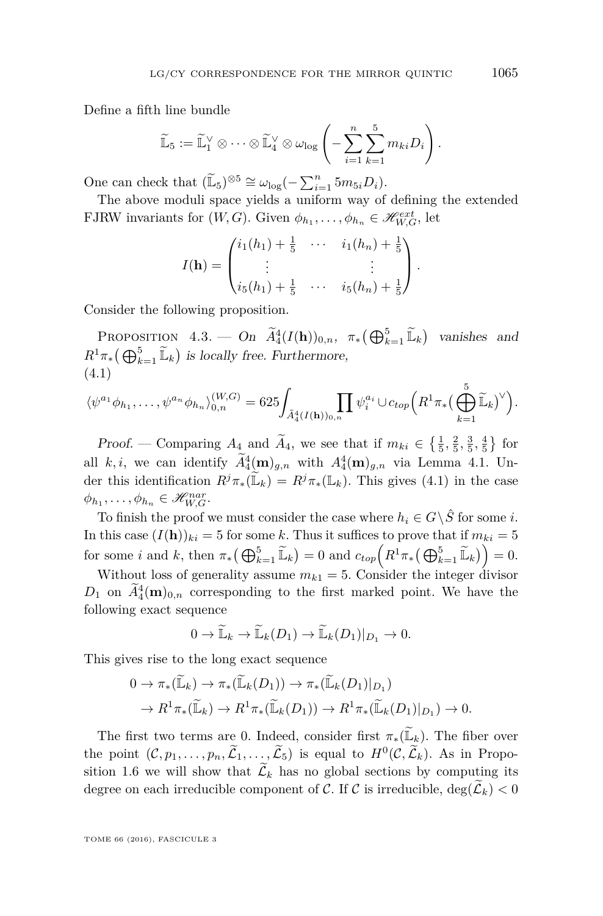Define a fifth line bundle

$$\widetilde{\mathbb{L}}_5 := \widetilde{\mathbb{L}}_1^\vee \otimes \cdots \otimes \widetilde{\mathbb{L}}_4^\vee \otimes \omega_{\log}\left(-\sum_{i=1}^{n}\sum_{k=1}^{5} m_{ki} D_i\right).$$

One can check that $(\widetilde{\mathbb{L}}_5)^{\otimes 5} \cong \omega_{\log}(-\sum_{i=1}^n 5 m_{5i} D_i)$.

The above moduli space yields a uniform way of defining the extended FJRW invariants for $(W, G)$. Given $\phi_{h_1}, \ldots, \phi_{h_n} \in \mathscr{H}^{ext}_{W,G}$, let

$$I(\mathbf{h}) = \begin{pmatrix} i_1(h_1) + \frac{1}{5} & \cdots & i_1(h_n) + \frac{1}{5} \\ \vdots & & \vdots \\ i_5(h_1) + \frac{1}{5} & \cdots & i_5(h_n) + \frac{1}{5} \end{pmatrix}.$$

Consider the following proposition.

Proposition 4.3. — *On $\widetilde{A}^4_4(I(\mathbf{h}))_{0,n}$, $\pi_*\big(\bigoplus_{k=1}^5 \widetilde{\mathbb{L}}_k\big)$ vanishes and $R^1\pi_*\big(\bigoplus_{k=1}^5 \widetilde{\mathbb{L}}_k\big)$ is locally free. Furthermore,*

$$\langle \psi^{a_1}\phi_{h_1}, \ldots, \psi^{a_n}\phi_{h_n}\rangle^{(W,G)}_{0,n} = 625 \int_{\widetilde{A}^4_4(I(\mathbf{h}))_{0,n}} \prod \psi_i^{a_i} \cup c_{top}\Big(R^1\pi_*\big(\bigoplus_{k=1}^5 \widetilde{\mathbb{L}}_k\big)^\vee\Big). \tag{4.1}$$

*Proof.* — Comparing $A_4$ and $\widetilde{A}_4$, we see that if $m_{ki} \in \left\{\frac{1}{5}, \frac{2}{5}, \frac{3}{5}, \frac{4}{5}\right\}$ for all $k, i$, we can identify $\widetilde{A}^4_4(\mathbf{m})_{g,n}$ with $A^4_4(\mathbf{m})_{g,n}$ via Lemma 4.1. Under this identification $R^j\pi_*(\widetilde{\mathbb{L}}_k) = R^j\pi_*(\mathbb{L}_k)$. This gives (4.1) in the case $\phi_{h_1}, \ldots, \phi_{h_n} \in \mathscr{H}^{nar}_{W,G}$.

To finish the proof we must consider the case where $h_i \in G\setminus\hat{S}$ for some $i$. In this case $(I(\mathbf{h}))_{ki} = 5$ for some $k$. Thus it suffices to prove that if $m_{ki} = 5$ for some $i$ and $k$, then $\pi_*\big(\bigoplus_{k=1}^5 \widetilde{\mathbb{L}}_k\big) = 0$ and $c_{top}\Big(R^1\pi_*\big(\bigoplus_{k=1}^5 \widetilde{\mathbb{L}}_k\big)\Big) = 0$.

Without loss of generality assume $m_{k1} = 5$. Consider the integer divisor $D_1$ on $\widetilde{A}^4_4(\mathbf{m})_{0,n}$ corresponding to the first marked point. We have the following exact sequence

$$0 \to \widetilde{\mathbb{L}}_k \to \widetilde{\mathbb{L}}_k(D_1) \to \widetilde{\mathbb{L}}_k(D_1)|_{D_1} \to 0.$$

This gives rise to the long exact sequence

$$\begin{aligned} 0 &\to \pi_*(\widetilde{\mathbb{L}}_k) \to \pi_*(\widetilde{\mathbb{L}}_k(D_1)) \to \pi_*(\widetilde{\mathbb{L}}_k(D_1)|_{D_1}) \\ &\to R^1\pi_*(\widetilde{\mathbb{L}}_k) \to R^1\pi_*(\widetilde{\mathbb{L}}_k(D_1)) \to R^1\pi_*(\widetilde{\mathbb{L}}_k(D_1)|_{D_1}) \to 0. \end{aligned}$$

The first two terms are 0. Indeed, consider first $\pi_*(\widetilde{\mathbb{L}}_k)$. The fiber over the point $(\mathcal{C}, p_1, \ldots, p_n, \widetilde{\mathcal{L}}_1, \ldots, \widetilde{\mathcal{L}}_5)$ is equal to $H^0(\mathcal{C}, \widetilde{\mathcal{L}}_k)$. As in Proposition 1.6 we will show that $\widetilde{\mathcal{L}}_k$ has no global sections by computing its degree on each irreducible component of $\mathcal{C}$. If $\mathcal{C}$ is irreducible, $\deg(\widetilde{\mathcal{L}}_k) < 0$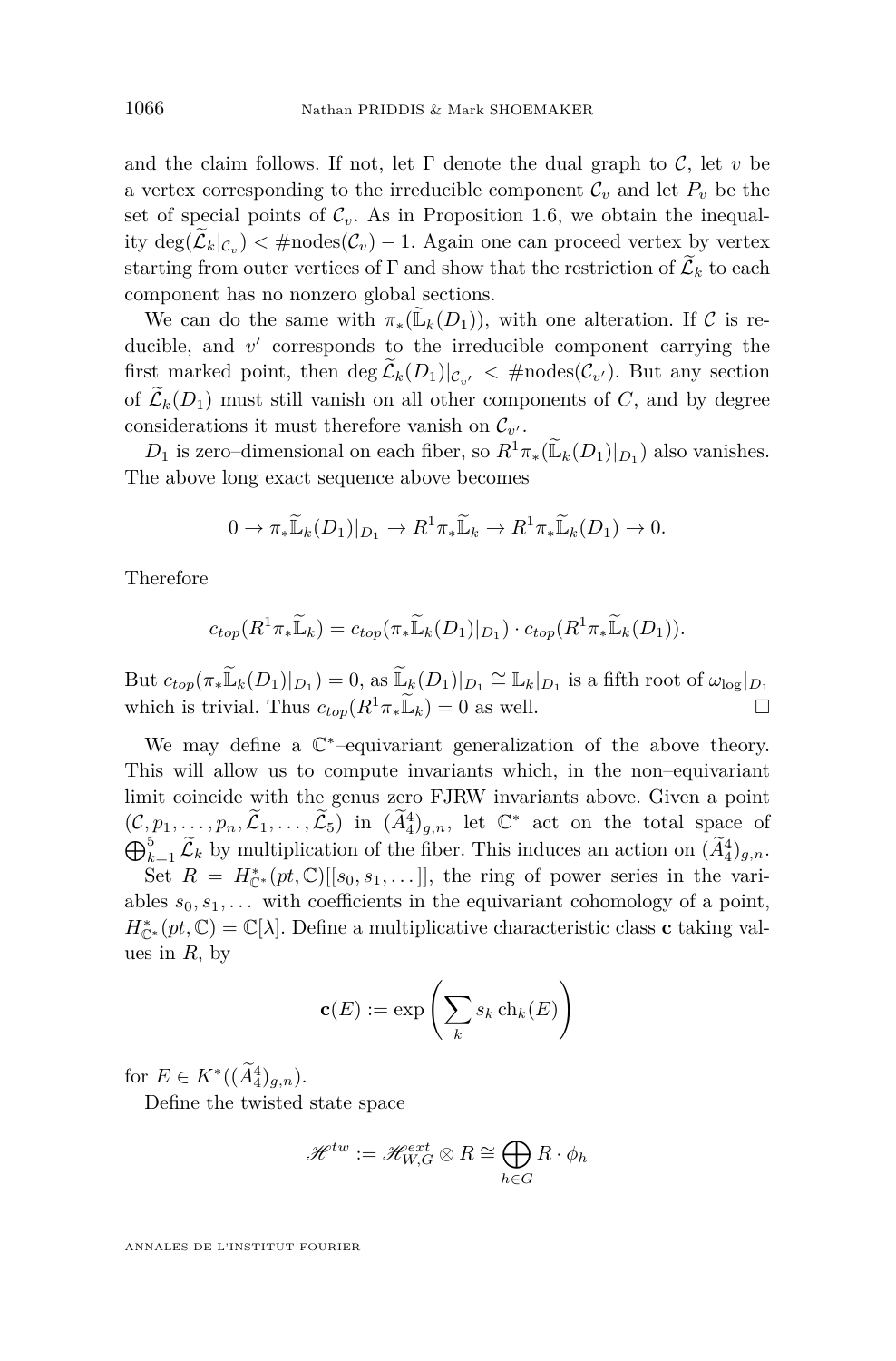and the claim follows. If not, let $\Gamma$ denote the dual graph to $\mathcal{C}$, let $v$ be a vertex corresponding to the irreducible component $\mathcal{C}_v$ and let $P_v$ be the set of special points of $\mathcal{C}_v$. As in Proposition 1.6, we obtain the inequality $\deg(\widetilde{\mathcal{L}}_k|_{\mathcal{C}_v}) < \#\text{nodes}(\mathcal{C}_v) - 1$. Again one can proceed vertex by vertex starting from outer vertices of $\Gamma$ and show that the restriction of $\widetilde{\mathcal{L}}_k$ to each component has no nonzero global sections.

We can do the same with $\pi_*(\widetilde{\mathbb{L}}_k(D_1))$, with one alteration. If $\mathcal{C}$ is reducible, and $v'$ corresponds to the irreducible component carrying the first marked point, then $\deg \widetilde{\mathcal{L}}_k(D_1)|_{\mathcal{C}_{v'}} < \#\text{nodes}(\mathcal{C}_{v'})$. But any section of $\widetilde{\mathcal{L}}_k(D_1)$ must still vanish on all other components of $C$, and by degree considerations it must therefore vanish on $\mathcal{C}_{v'}$.

$D_1$ is zero–dimensional on each fiber, so $R^1\pi_*(\widetilde{\mathbb{L}}_k(D_1)|_{D_1})$ also vanishes. The above long exact sequence above becomes

$$0 \to \pi_*\widetilde{\mathbb{L}}_k(D_1)|_{D_1} \to R^1\pi_*\widetilde{\mathbb{L}}_k \to R^1\pi_*\widetilde{\mathbb{L}}_k(D_1) \to 0.$$

Therefore

$$c_{top}(R^1\pi_*\widetilde{\mathbb{L}}_k) = c_{top}(\pi_*\widetilde{\mathbb{L}}_k(D_1)|_{D_1}) \cdot c_{top}(R^1\pi_*\widetilde{\mathbb{L}}_k(D_1)).$$

But $c_{top}(\pi_*\widetilde{\mathbb{L}}_k(D_1)|_{D_1}) = 0$, as $\widetilde{\mathbb{L}}_k(D_1)|_{D_1} \cong \mathbb{L}_k|_{D_1}$ is a fifth root of $\omega_{\log}|_{D_1}$ which is trivial. Thus $c_{top}(R^1\pi_*\widetilde{\mathbb{L}}_k) = 0$ as well. □

We may define a $\mathbb{C}^*$–equivariant generalization of the above theory. This will allow us to compute invariants which, in the non–equivariant limit coincide with the genus zero FJRW invariants above. Given a point $(\mathcal{C}, p_1, \ldots, p_n, \widetilde{\mathcal{L}}_1, \ldots, \widetilde{\mathcal{L}}_5)$ in $(\widetilde{A}^4_4)_{g,n}$, let $\mathbb{C}^*$ act on the total space of $\bigoplus_{k=1}^5 \widetilde{\mathcal{L}}_k$ by multiplication of the fiber. This induces an action on $(\widetilde{A}^4_4)_{g,n}$.

Set $R = H^*_{\mathbb{C}^*}(pt, \mathbb{C})[[s_0, s_1, \ldots]]$, the ring of power series in the variables $s_0, s_1, \ldots$ with coefficients in the equivariant cohomology of a point, $H^*_{\mathbb{C}^*}(pt, \mathbb{C}) = \mathbb{C}[\lambda]$. Define a multiplicative characteristic class $\mathbf{c}$ taking values in $R$, by

$$\mathbf{c}(E) := \exp\left(\sum_k s_k \operatorname{ch}_k(E)\right)$$

for $E \in K^*((\widetilde{A}^4_4)_{g,n})$.

Define the twisted state space

$$\mathscr{H}^{tw} := \mathscr{H}^{ext}_{W,G} \otimes R \cong \bigoplus_{h \in G} R \cdot \phi_h$$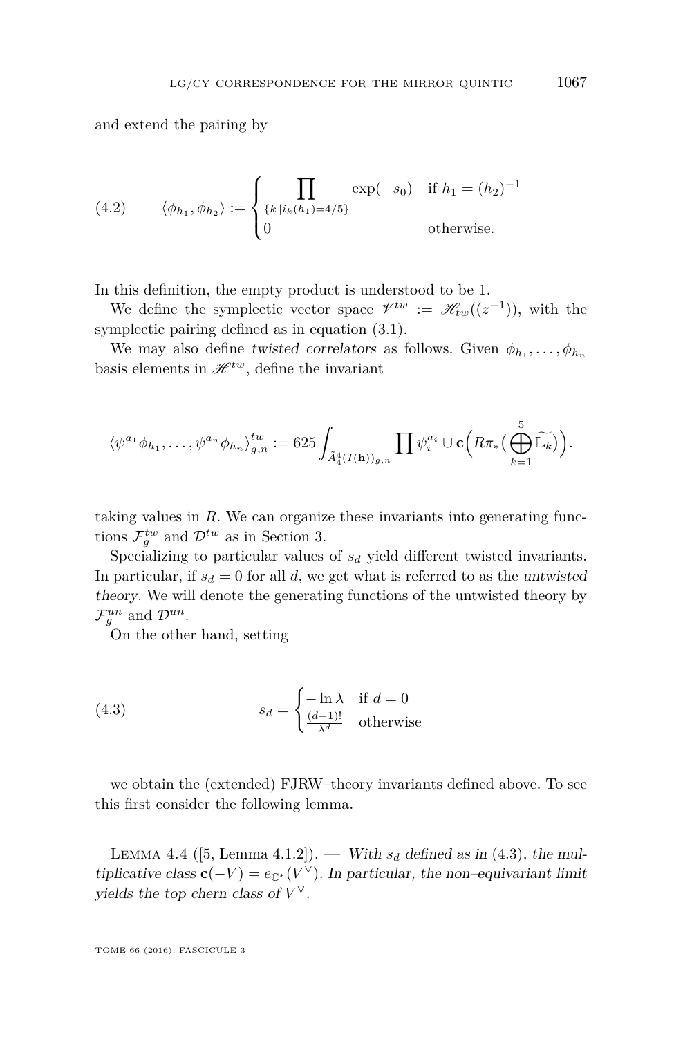and extend the pairing by

$$\langle \phi_{h_1}, \phi_{h_2} \rangle := \begin{cases} \prod_{\{k \,|\, i_k(h_1)=4/5\}} \exp(-s_0) & \text{if } h_1 = (h_2)^{-1} \\ 0 & \text{otherwise.} \end{cases} \tag{4.2}$$

In this definition, the empty product is understood to be 1.

We define the symplectic vector space $\mathscr{V}^{tw} := \mathscr{H}_{tw}((z^{-1}))$, with the symplectic pairing defined as in equation (3.1).

We may also define *twisted correlators* as follows. Given $\phi_{h_1}, \ldots, \phi_{h_n}$ basis elements in $\mathscr{H}^{tw}$, define the invariant

$$\langle \psi^{a_1}\phi_{h_1}, \ldots, \psi^{a_n}\phi_{h_n} \rangle^{tw}_{g,n} := 625 \int_{\tilde{A}^4_4(I(\mathbf{h}))_{g,n}} \prod \psi_i^{a_i} \cup \mathbf{c}\Big( R\pi_*\big( \bigoplus_{k=1}^{5} \widetilde{\mathbb{L}_k} \big) \Big).$$

taking values in $R$. We can organize these invariants into generating functions $\mathcal{F}^{tw}_g$ and $\mathcal{D}^{tw}$ as in Section 3.

Specializing to particular values of $s_d$ yield different twisted invariants. In particular, if $s_d = 0$ for all $d$, we get what is referred to as the *untwisted theory*. We will denote the generating functions of the untwisted theory by $\mathcal{F}^{un}_g$ and $\mathcal{D}^{un}$.

On the other hand, setting

$$s_d = \begin{cases} -\ln \lambda & \text{if } d = 0 \\ \frac{(d-1)!}{\lambda^d} & \text{otherwise} \end{cases} \tag{4.3}$$

we obtain the (extended) FJRW–theory invariants defined above. To see this first consider the following lemma.

Lemma 4.4 ([5, Lemma 4.1.2]). — *With $s_d$ defined as in (4.3), the multiplicative class $\mathbf{c}(-V) = e_{\mathbb{C}^*}(V^\vee)$. In particular, the non–equivariant limit yields the top chern class of $V^\vee$.*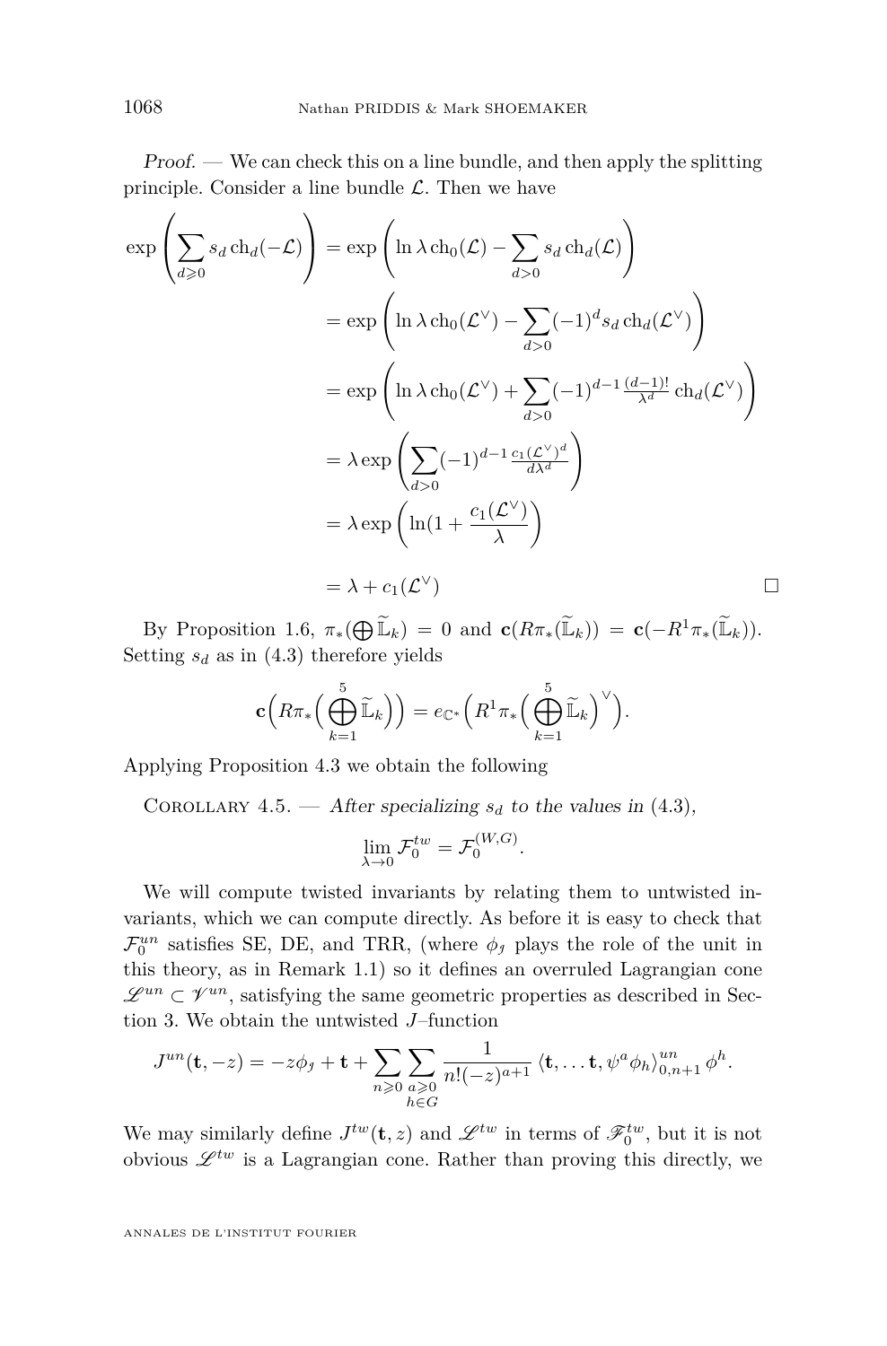*Proof.* — We can check this on a line bundle, and then apply the splitting principle. Consider a line bundle $\mathcal{L}$. Then we have

$$
\begin{aligned}
\exp\left(\sum_{d\geqslant 0} s_d \operatorname{ch}_d(-\mathcal{L})\right) &= \exp\left(\ln\lambda \operatorname{ch}_0(\mathcal{L}) - \sum_{d>0} s_d \operatorname{ch}_d(\mathcal{L})\right)\\
&= \exp\left(\ln\lambda \operatorname{ch}_0(\mathcal{L}^\vee) - \sum_{d>0} (-1)^d s_d \operatorname{ch}_d(\mathcal{L}^\vee)\right)\\
&= \exp\left(\ln\lambda \operatorname{ch}_0(\mathcal{L}^\vee) + \sum_{d>0} (-1)^{d-1} \tfrac{(d-1)!}{\lambda^d} \operatorname{ch}_d(\mathcal{L}^\vee)\right)\\
&= \lambda \exp\left(\sum_{d>0} (-1)^{d-1} \tfrac{c_1(\mathcal{L}^\vee)^d}{d\lambda^d}\right)\\
&= \lambda \exp\left(\ln(1 + \frac{c_1(\mathcal{L}^\vee)}{\lambda}\right)\\
&= \lambda + c_1(\mathcal{L}^\vee)
\end{aligned}
$$

□

By Proposition 1.6, $\pi_*(\bigoplus \widetilde{\mathbb{L}}_k) = 0$ and $\mathbf{c}(R\pi_*(\widetilde{\mathbb{L}}_k)) = \mathbf{c}(-R^1\pi_*(\widetilde{\mathbb{L}}_k))$. Setting $s_d$ as in (4.3) therefore yields

$$
\mathbf{c}\Big(R\pi_*\Big(\bigoplus_{k=1}^{5} \widetilde{\mathbb{L}}_k\Big)\Big) = e_{\mathbb{C}^*}\Big(R^1\pi_*\Big(\bigoplus_{k=1}^{5} \widetilde{\mathbb{L}}_k\Big)^\vee\Big).
$$

Applying Proposition 4.3 we obtain the following

Corollary 4.5. — *After specializing $s_d$ to the values in (4.3),*

$$
\lim_{\lambda\to 0} \mathcal{F}_0^{tw} = \mathcal{F}_0^{(W,G)}.
$$

We will compute twisted invariants by relating them to untwisted invariants, which we can compute directly. As before it is easy to check that $\mathcal{F}_0^{un}$ satisfies SE, DE, and TRR, (where $\phi_\jmath$ plays the role of the unit in this theory, as in Remark 1.1) so it defines an overruled Lagrangian cone $\mathscr{L}^{un} \subset \mathscr{V}^{un}$, satisfying the same geometric properties as described in Section 3. We obtain the untwisted $J$–function

$$
J^{un}(\mathbf{t}, -z) = -z\phi_\jmath + \mathbf{t} + \sum_{n\geqslant 0}\sum_{\substack{a\geqslant 0\\ h\in G}} \frac{1}{n!(-z)^{a+1}} \left\langle \mathbf{t}, \dots \mathbf{t}, \psi^a \phi_h\right\rangle_{0,n+1}^{un} \phi^h.
$$

We may similarly define $J^{tw}(\mathbf{t}, z)$ and $\mathscr{L}^{tw}$ in terms of $\mathscr{F}_0^{tw}$, but it is not obvious $\mathscr{L}^{tw}$ is a Lagrangian cone. Rather than proving this directly, we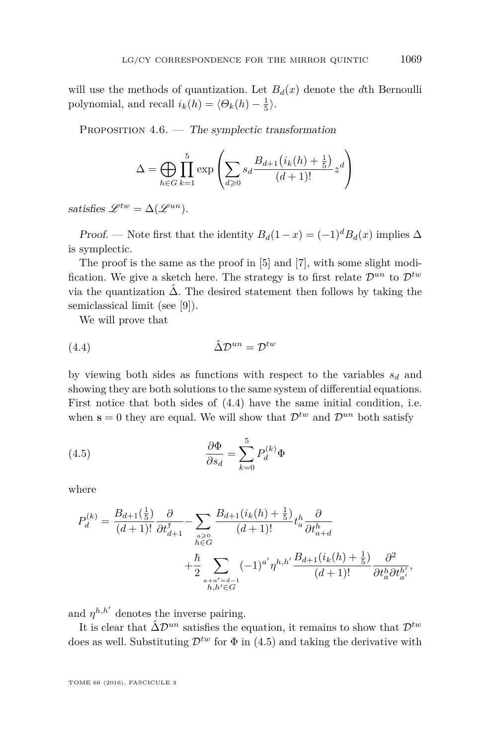will use the methods of quantization. Let $B_d(x)$ denote the $d$th Bernoulli polynomial, and recall $i_k(h) = \langle \Theta_k(h) - \frac{1}{5}\rangle$.

Proposition 4.6. — *The symplectic transformation*

$$\Delta = \bigoplus_{h\in G}\prod_{k=1}^{5}\exp\left(\sum_{d\geqslant 0} s_d \frac{B_{d+1}\big(i_k(h)+\frac{1}{5}\big)}{(d+1)!} z^d\right)$$

*satisfies* $\mathscr{L}^{tw} = \Delta(\mathscr{L}^{un})$.

*Proof.* — Note first that the identity $B_d(1-x) = (-1)^d B_d(x)$ implies $\Delta$ is symplectic.

The proof is the same as the proof in [5] and [7], with some slight modification. We give a sketch here. The strategy is to first relate $\mathcal{D}^{un}$ to $\mathcal{D}^{tw}$ via the quantization $\hat{\Delta}$. The desired statement then follows by taking the semiclassical limit (see [9]).

We will prove that

$$\hat{\Delta}\mathcal{D}^{un} = \mathcal{D}^{tw} \tag{4.4}$$

by viewing both sides as functions with respect to the variables $s_d$ and showing they are both solutions to the same system of differential equations. First notice that both sides of (4.4) have the same initial condition, i.e. when $\mathbf{s} = 0$ they are equal. We will show that $\mathcal{D}^{tw}$ and $\mathcal{D}^{un}$ both satisfy

$$\frac{\partial \Phi}{\partial s_d} = \sum_{k=0}^{5} P_d^{(k)}\Phi \tag{4.5}$$

where

$$P_d^{(k)} = \frac{B_{d+1}(\frac{1}{5})}{(d+1)!}\frac{\partial}{\partial t_{d+1}^{\jmath}} - \sum_{\substack{a\geqslant 0\\ h\in G}} \frac{B_{d+1}(i_k(h)+\frac{1}{5})}{(d+1)!} t_a^h \frac{\partial}{\partial t_{a+d}^h} + \frac{\hbar}{2}\sum_{\substack{a+a'=d-1\\ h,h'\in G}} (-1)^{a'}\eta^{h,h'}\frac{B_{d+1}(i_k(h)+\frac{1}{5})}{(d+1)!}\frac{\partial^2}{\partial t_a^h \partial t_{a'}^{h'}},$$

and $\eta^{h,h'}$ denotes the inverse pairing.

It is clear that $\hat{\Delta}\mathcal{D}^{un}$ satisfies the equation, it remains to show that $\mathcal{D}^{tw}$ does as well. Substituting $\mathcal{D}^{tw}$ for $\Phi$ in (4.5) and taking the derivative with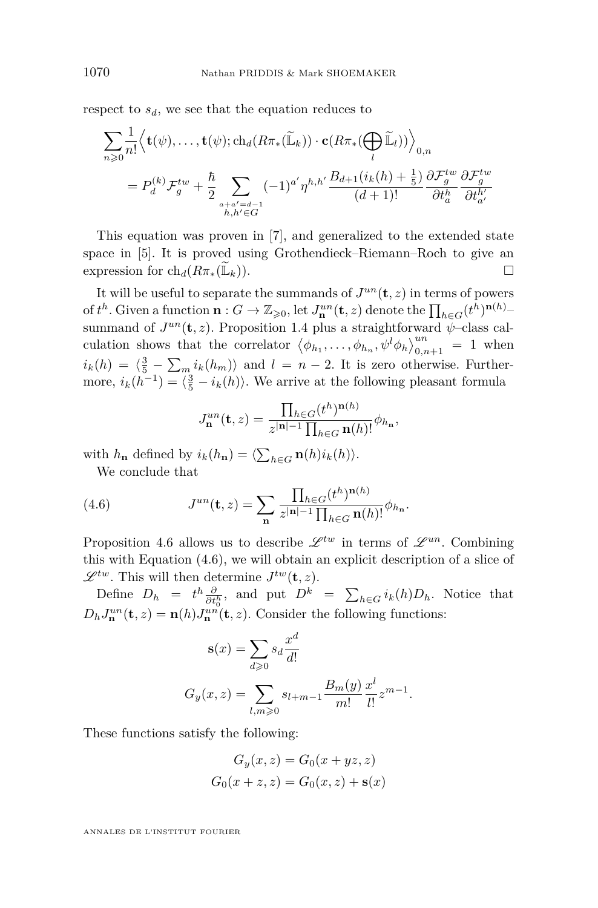respect to $s_d$, we see that the equation reduces to

$$\sum_{n\geqslant 0}\frac{1}{n!}\Big\langle \mathbf{t}(\psi),\ldots,\mathbf{t}(\psi);\mathrm{ch}_d(R\pi_*(\widetilde{\mathbb{L}}_k))\cdot \mathbf{c}(R\pi_*(\bigoplus_l \widetilde{\mathbb{L}}_l))\Big\rangle_{0,n}$$

$$= P_d^{(k)}\mathcal{F}_g^{tw} + \frac{\hbar}{2}\sum_{\substack{a+a'=d-1\\ h,h'\in G}}(-1)^{a'}\eta^{h,h'}\frac{B_{d+1}(i_k(h)+\frac{1}{5})}{(d+1)!}\frac{\partial \mathcal{F}_g^{tw}}{\partial t_a^h}\frac{\partial \mathcal{F}_g^{tw}}{\partial t_{a'}^{h'}}$$

This equation was proven in [7], and generalized to the extended state space in [5]. It is proved using Grothendieck–Riemann–Roch to give an expression for $\mathrm{ch}_d(R\pi_*(\widetilde{\mathbb{L}}_k))$. □

It will be useful to separate the summands of $J^{un}(\mathbf{t},z)$ in terms of powers of $t^h$. Given a function $\mathbf{n}: G\to\mathbb{Z}_{\geqslant 0}$, let $J^{un}_{\mathbf{n}}(\mathbf{t},z)$ denote the $\prod_{h\in G}(t^h)^{\mathbf{n}(h)}$–summand of $J^{un}(\mathbf{t},z)$. Proposition 1.4 plus a straightforward $\psi$–class calculation shows that the correlator $\left\langle \phi_{h_1},\ldots,\phi_{h_n},\psi^l\phi_h\right\rangle^{un}_{0,n+1} = 1$ when $i_k(h) = \langle \frac{3}{5} - \sum_m i_k(h_m)\rangle$ and $l = n-2$. It is zero otherwise. Furthermore, $i_k(h^{-1}) = \langle \frac{3}{5} - i_k(h)\rangle$. We arrive at the following pleasant formula

$$J^{un}_{\mathbf{n}}(\mathbf{t},z) = \frac{\prod_{h\in G}(t^h)^{\mathbf{n}(h)}}{z^{|\mathbf{n}|-1}\prod_{h\in G}\mathbf{n}(h)!}\phi_{h_{\mathbf{n}}},$$

with $h_{\mathbf{n}}$ defined by $i_k(h_{\mathbf{n}}) = \langle\sum_{h\in G}\mathbf{n}(h)i_k(h)\rangle$.

We conclude that

$$J^{un}(\mathbf{t},z) = \sum_{\mathbf{n}}\frac{\prod_{h\in G}(t^h)^{\mathbf{n}(h)}}{z^{|\mathbf{n}|-1}\prod_{h\in G}\mathbf{n}(h)!}\phi_{h_{\mathbf{n}}}. \tag{4.6}$$

Proposition 4.6 allows us to describe $\mathscr{L}^{tw}$ in terms of $\mathscr{L}^{un}$. Combining this with Equation (4.6), we will obtain an explicit description of a slice of $\mathscr{L}^{tw}$. This will then determine $J^{tw}(\mathbf{t},z)$.

Define $D_h = t^h\frac{\partial}{\partial t_0^h}$, and put $D^k = \sum_{h\in G} i_k(h)D_h$. Notice that $D_h J^{un}_{\mathbf{n}}(\mathbf{t},z) = \mathbf{n}(h)J^{un}_{\mathbf{n}}(\mathbf{t},z)$. Consider the following functions:

$$\mathbf{s}(x) = \sum_{d\geqslant 0} s_d\frac{x^d}{d!}$$

$$G_y(x,z) = \sum_{l,m\geqslant 0} s_{l+m-1}\frac{B_m(y)}{m!}\frac{x^l}{l!}z^{m-1}.$$

These functions satisfy the following:

$$G_y(x,z) = G_0(x+yz,z)$$

$$G_0(x+z,z) = G_0(x,z) + \mathbf{s}(x)$$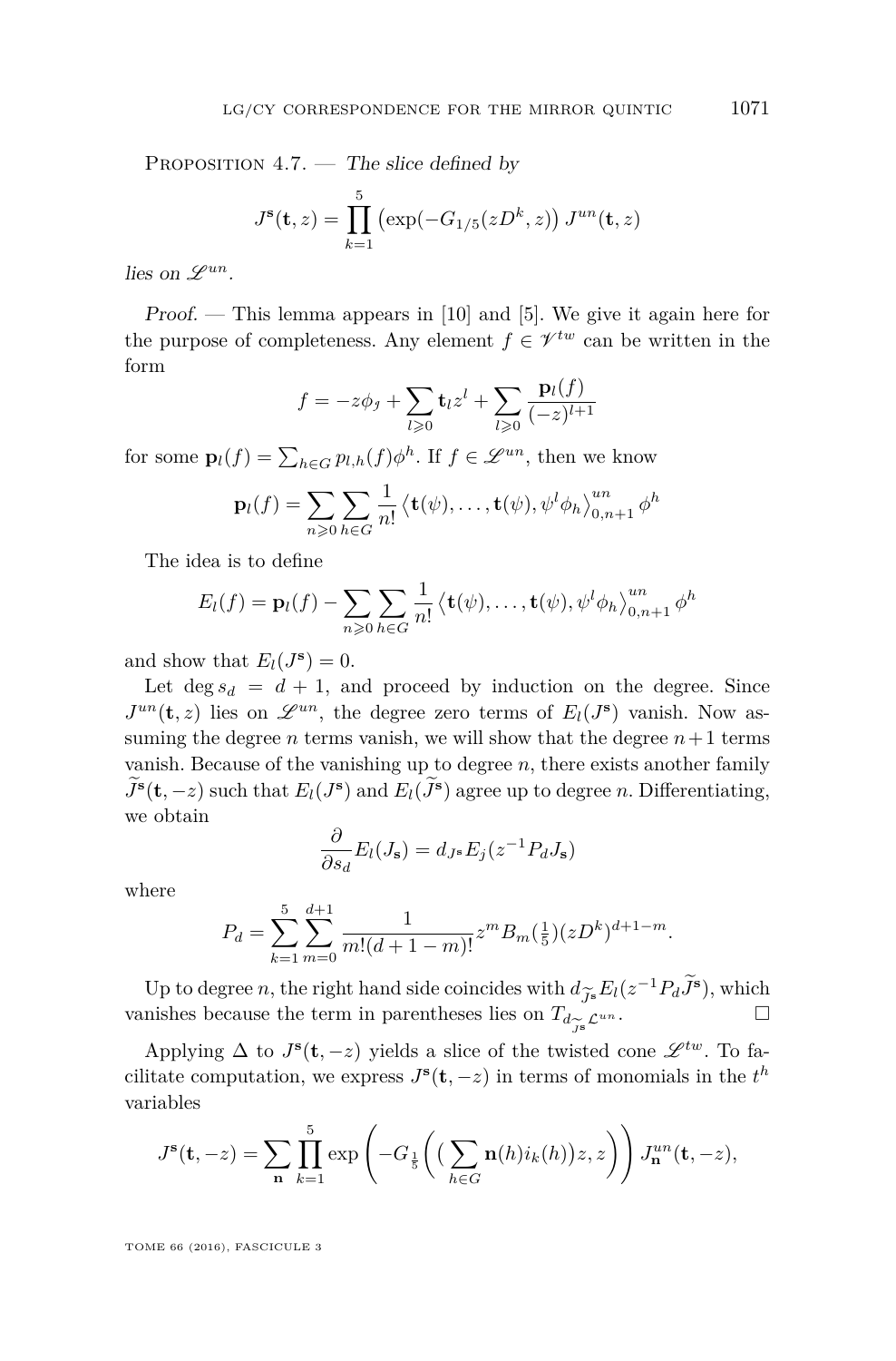Proposition 4.7. — *The slice defined by*

$$J^{\mathbf{s}}(\mathbf{t}, z) = \prod_{k=1}^{5} \left(\exp(-G_{1/5}(zD^k, z)\right) J^{un}(\mathbf{t}, z)$$

*lies on* $\mathscr{L}^{un}$.

*Proof.* — This lemma appears in [10] and [5]. We give it again here for the purpose of completeness. Any element $f \in \mathscr{V}^{tw}$ can be written in the form

$$f = -z\phi_{\jmath} + \sum_{l \geqslant 0} \mathbf{t}_l z^l + \sum_{l \geqslant 0} \frac{\mathbf{p}_l(f)}{(-z)^{l+1}}$$

for some $\mathbf{p}_l(f) = \sum_{h \in G} p_{l,h}(f) \phi^h$. If $f \in \mathscr{L}^{un}$, then we know

$$\mathbf{p}_l(f) = \sum_{n \geqslant 0} \sum_{h \in G} \frac{1}{n!} \left\langle \mathbf{t}(\psi), \ldots, \mathbf{t}(\psi), \psi^l \phi_h \right\rangle_{0,n+1}^{un} \phi^h$$

The idea is to define

$$E_l(f) = \mathbf{p}_l(f) - \sum_{n \geqslant 0} \sum_{h \in G} \frac{1}{n!} \left\langle \mathbf{t}(\psi), \ldots, \mathbf{t}(\psi), \psi^l \phi_h \right\rangle_{0,n+1}^{un} \phi^h$$

and show that $E_l(J^{\mathbf{s}}) = 0$.

Let $\deg s_d = d + 1$, and proceed by induction on the degree. Since $J^{un}(\mathbf{t}, z)$ lies on $\mathscr{L}^{un}$, the degree zero terms of $E_l(J^{\mathbf{s}})$ vanish. Now assuming the degree $n$ terms vanish, we will show that the degree $n+1$ terms vanish. Because of the vanishing up to degree $n$, there exists another family $\widetilde{J}^{\mathbf{s}}(\mathbf{t}, -z)$ such that $E_l(J^{\mathbf{s}})$ and $E_l(\widetilde{J}^{\mathbf{s}})$ agree up to degree $n$. Differentiating, we obtain

$$\frac{\partial}{\partial s_d} E_l(J_{\mathbf{s}}) = d_{J^{\mathbf{s}}} E_j(z^{-1} P_d J_{\mathbf{s}})$$

where

$$P_d = \sum_{k=1}^{5} \sum_{m=0}^{d+1} \frac{1}{m!(d+1-m)!} z^m B_m(\tfrac{1}{5})(zD^k)^{d+1-m}.$$

Up to degree $n$, the right hand side coincides with $d_{\widetilde{J}^{\mathbf{s}}} E_l(z^{-1} P_d \widetilde{J}^{\mathbf{s}})$, which vanishes because the term in parentheses lies on $T_{d_{\widetilde{J}^{\mathbf{s}}}\mathcal{L}^{un}}$. $\square$

Applying $\Delta$ to $J^{\mathbf{s}}(\mathbf{t}, -z)$ yields a slice of the twisted cone $\mathscr{L}^{tw}$. To facilitate computation, we express $J^{\mathbf{s}}(\mathbf{t}, -z)$ in terms of monomials in the $t^h$ variables

$$J^{\mathbf{s}}(\mathbf{t}, -z) = \sum_{\mathbf{n}} \prod_{k=1}^{5} \exp\left(-G_{\frac{1}{5}}\left(\big(\sum_{h \in G} \mathbf{n}(h) i_k(h)\big) z, z\right)\right) J^{un}_{\mathbf{n}}(\mathbf{t}, -z),$$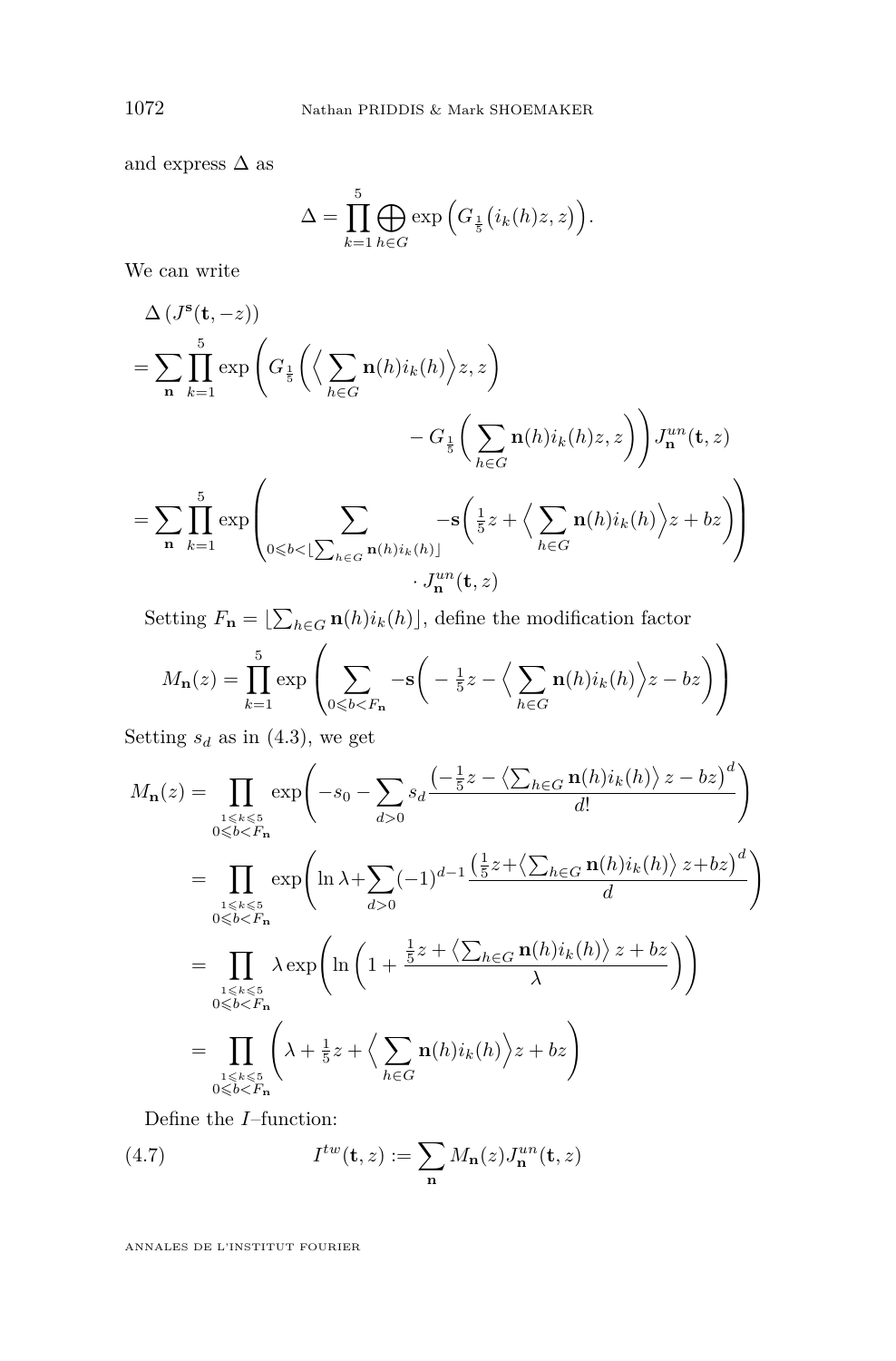and express $\Delta$ as

$$\Delta = \prod_{k=1}^{5} \bigoplus_{h\in G} \exp\Big(G_{\frac{1}{5}}\big(i_k(h)z, z\big)\Big).$$

We can write

$$\begin{aligned}
&\Delta\left(J^{\mathbf{s}}(\mathbf{t}, -z)\right) \\
&= \sum_{\mathbf{n}} \prod_{k=1}^{5} \exp\Bigg(G_{\frac{1}{5}}\Big(\Big\langle \sum_{h\in G} \mathbf{n}(h) i_k(h)\Big\rangle z, z\Big) \\
&\qquad\qquad - G_{\frac{1}{5}}\Big(\sum_{h\in G} \mathbf{n}(h) i_k(h) z, z\Big)\Bigg) J^{un}_{\mathbf{n}}(\mathbf{t}, z) \\
&= \sum_{\mathbf{n}} \prod_{k=1}^{5} \exp\Bigg(\sum_{0\leqslant b < \lfloor \sum_{h\in G} \mathbf{n}(h) i_k(h)\rfloor} -\mathbf{s}\Big(\tfrac{1}{5}z + \Big\langle \sum_{h\in G} \mathbf{n}(h) i_k(h)\Big\rangle z + bz\Big)\Bigg) \\
&\qquad\qquad \cdot J^{un}_{\mathbf{n}}(\mathbf{t}, z)
\end{aligned}$$

Setting $F_{\mathbf{n}} = \lfloor \sum_{h\in G} \mathbf{n}(h) i_k(h)\rfloor$, define the modification factor

$$M_{\mathbf{n}}(z) = \prod_{k=1}^{5} \exp\left(\sum_{0\leqslant b < F_{\mathbf{n}}} -\mathbf{s}\Big(-\tfrac{1}{5}z - \Big\langle \sum_{h\in G} \mathbf{n}(h) i_k(h)\Big\rangle z - bz\Big)\right)$$

Setting $s_d$ as in (4.3), we get

$$\begin{aligned}
M_{\mathbf{n}}(z) &= \prod_{\substack{1\leqslant k\leqslant 5\\ 0\leqslant b < F_{\mathbf{n}}}} \exp\left(-s_0 - \sum_{d>0} s_d \frac{\left(-\frac{1}{5}z - \left\langle \sum_{h\in G} \mathbf{n}(h) i_k(h)\right\rangle z - bz\right)^d}{d!}\right) \\
&= \prod_{\substack{1\leqslant k\leqslant 5\\ 0\leqslant b < F_{\mathbf{n}}}} \exp\left(\ln\lambda + \sum_{d>0} (-1)^{d-1} \frac{\left(\frac{1}{5}z + \left\langle \sum_{h\in G} \mathbf{n}(h) i_k(h)\right\rangle z + bz\right)^d}{d}\right) \\
&= \prod_{\substack{1\leqslant k\leqslant 5\\ 0\leqslant b < F_{\mathbf{n}}}} \lambda \exp\left(\ln\left(1 + \frac{\frac{1}{5}z + \left\langle \sum_{h\in G} \mathbf{n}(h) i_k(h)\right\rangle z + bz}{\lambda}\right)\right) \\
&= \prod_{\substack{1\leqslant k\leqslant 5\\ 0\leqslant b < F_{\mathbf{n}}}} \left(\lambda + \tfrac{1}{5}z + \Big\langle \sum_{h\in G} \mathbf{n}(h) i_k(h)\Big\rangle z + bz\right)
\end{aligned}$$

Define the $I$–function:

$$I^{tw}(\mathbf{t}, z) := \sum_{\mathbf{n}} M_{\mathbf{n}}(z) J^{un}_{\mathbf{n}}(\mathbf{t}, z) \tag{4.7}$$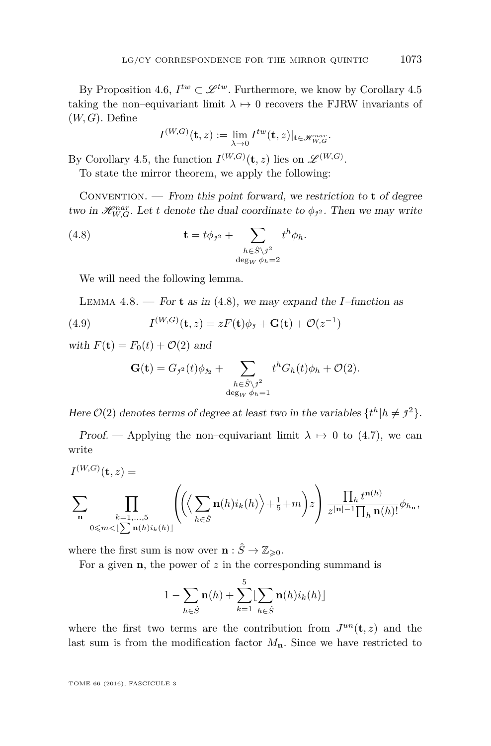By Proposition 4.6, $I^{tw} \subset \mathscr{L}^{tw}$. Furthermore, we know by Corollary 4.5 taking the non–equivariant limit $\lambda \mapsto 0$ recovers the FJRW invariants of $(W, G)$. Define

$$I^{(W,G)}(\mathbf{t}, z) := \lim_{\lambda \to 0} I^{tw}(\mathbf{t}, z)|_{\mathbf{t} \in \mathscr{H}^{nar}_{W,G}}.$$

By Corollary 4.5, the function $I^{(W,G)}(\mathbf{t}, z)$ lies on $\mathscr{L}^{(W,G)}$.

To state the mirror theorem, we apply the following:

Convention. — *From this point forward, we restriction to* $\mathbf{t}$ *of degree two in* $\mathscr{H}^{nar}_{W,G}$. *Let* $t$ *denote the dual coordinate to* $\phi_{\jmath^2}$. *Then we may write*

$$\mathbf{t} = t\phi_{\jmath^2} + \sum_{\substack{h \in \hat{S} \setminus \jmath^2 \\ \deg_W \phi_h = 2}} t^h \phi_h. \tag{4.8}$$

We will need the following lemma.

Lemma 4.8. — *For* $\mathbf{t}$ *as in* (4.8), *we may expand the* $I$*–function as*

$$I^{(W,G)}(\mathbf{t}, z) = zF(\mathbf{t})\phi_\jmath + \mathbf{G}(\mathbf{t}) + \mathcal{O}(z^{-1}) \tag{4.9}$$

*with* $F(\mathbf{t}) = F_0(t) + \mathcal{O}(2)$ *and*

$$\mathbf{G}(\mathbf{t}) = G_{\jmath^2}(t)\phi_{\jmath_2} + \sum_{\substack{h \in \hat{S} \setminus \jmath^2 \\ \deg_W \phi_h = 1}} t^h G_h(t)\phi_h + \mathcal{O}(2).$$

*Here* $\mathcal{O}(2)$ *denotes terms of degree at least two in the variables* $\{t^h | h \neq \jmath^2\}$.

*Proof.* — Applying the non–equivariant limit $\lambda \mapsto 0$ to (4.7), we can write

$$I^{(W,G)}(\mathbf{t}, z) =$$

$$\sum_{\mathbf{n}} \prod_{\substack{k=1,\ldots,5 \\ 0 \leqslant m < \lfloor \sum \mathbf{n}(h) i_k(h) \rfloor}} \left( \left( \Big\langle \sum_{h \in \hat{S}} \mathbf{n}(h) i_k(h) \Big\rangle + \tfrac{1}{5} + m \right) z \right) \frac{\prod_h t^{\mathbf{n}(h)}}{z^{|\mathbf{n}|-1} \prod_h \mathbf{n}(h)!} \phi_{h_\mathbf{n}},$$

where the first sum is now over $\mathbf{n} : \hat{S} \to \mathbb{Z}_{\geqslant 0}$.

For a given $\mathbf{n}$, the power of $z$ in the corresponding summand is

$$1 - \sum_{h \in \hat{S}} \mathbf{n}(h) + \sum_{k=1}^{5} \lfloor \sum_{h \in \hat{S}} \mathbf{n}(h) i_k(h) \rfloor$$

where the first two terms are the contribution from $J^{un}(\mathbf{t}, z)$ and the last sum is from the modification factor $M_\mathbf{n}$. Since we have restricted to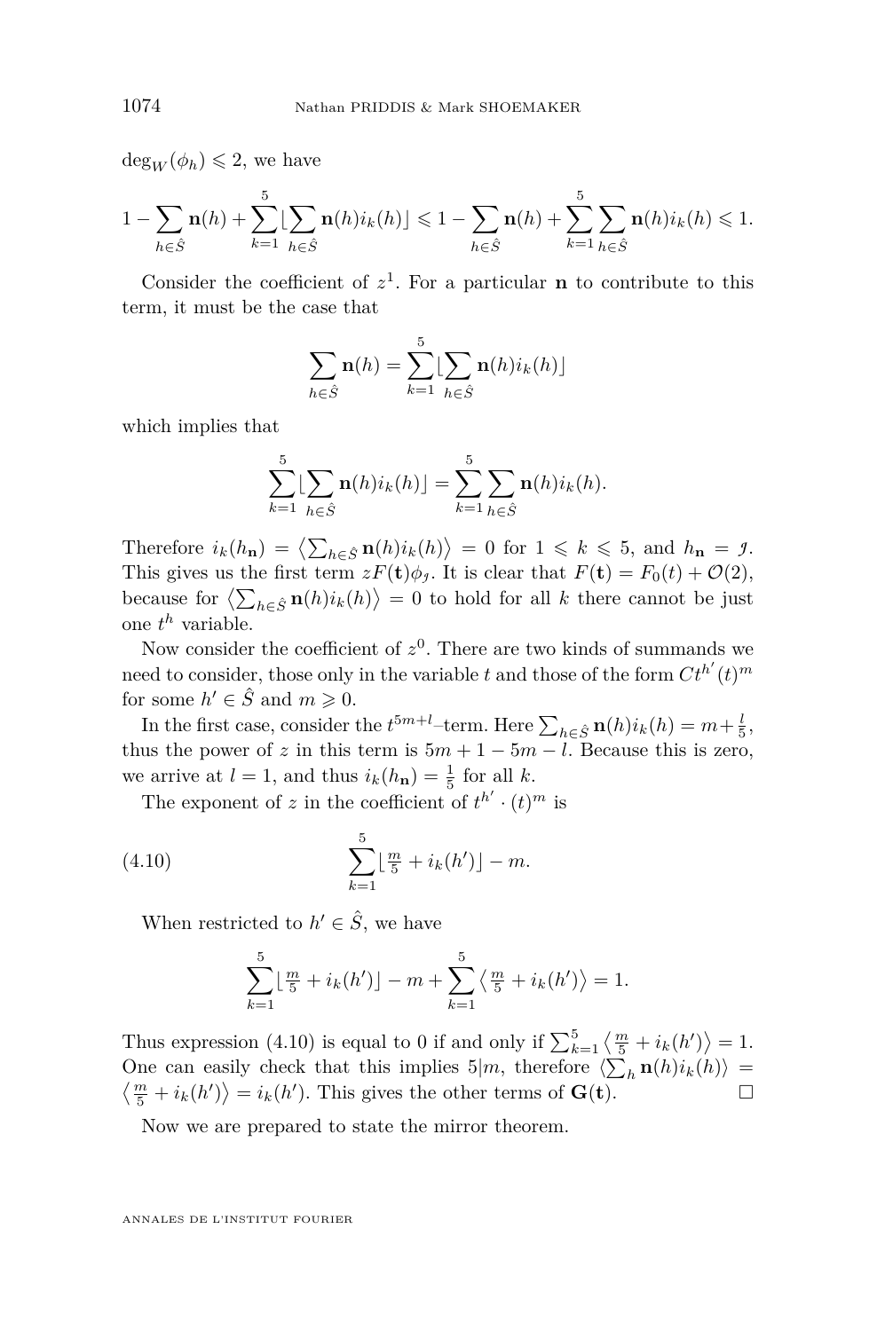$\deg_W(\phi_h) \leqslant 2$, we have

$$1 - \sum_{h\in \hat{S}} \mathbf{n}(h) + \sum_{k=1}^{5} \lfloor \sum_{h\in\hat{S}} \mathbf{n}(h) i_k(h) \rfloor \leqslant 1 - \sum_{h\in\hat{S}} \mathbf{n}(h) + \sum_{k=1}^{5}\sum_{h\in\hat{S}} \mathbf{n}(h) i_k(h) \leqslant 1.$$

Consider the coefficient of $z^1$. For a particular $\mathbf{n}$ to contribute to this term, it must be the case that

$$\sum_{h\in\hat{S}} \mathbf{n}(h) = \sum_{k=1}^{5} \lfloor \sum_{h\in\hat{S}} \mathbf{n}(h) i_k(h) \rfloor$$

which implies that

$$\sum_{k=1}^{5} \lfloor \sum_{h\in\hat{S}} \mathbf{n}(h) i_k(h) \rfloor = \sum_{k=1}^{5}\sum_{h\in\hat{S}} \mathbf{n}(h) i_k(h).$$

Therefore $i_k(h_{\mathbf{n}}) = \left\langle \sum_{h\in\hat{S}} \mathbf{n}(h) i_k(h) \right\rangle = 0$ for $1 \leqslant k \leqslant 5$, and $h_{\mathbf{n}} = \jmath$. This gives us the first term $zF(\mathbf{t})\phi_\jmath$. It is clear that $F(\mathbf{t}) = F_0(t) + \mathcal{O}(2)$, because for $\left\langle \sum_{h\in\hat{S}} \mathbf{n}(h) i_k(h) \right\rangle = 0$ to hold for all $k$ there cannot be just one $t^h$ variable.

Now consider the coefficient of $z^0$. There are two kinds of summands we need to consider, those only in the variable $t$ and those of the form $Ct^{h'}(t)^m$ for some $h' \in \hat{S}$ and $m \geqslant 0$.

In the first case, consider the $t^{5m+l}$–term. Here $\sum_{h\in\hat{S}} \mathbf{n}(h) i_k(h) = m + \frac{l}{5}$, thus the power of $z$ in this term is $5m + 1 - 5m - l$. Because this is zero, we arrive at $l = 1$, and thus $i_k(h_{\mathbf{n}}) = \frac{1}{5}$ for all $k$.

The exponent of $z$ in the coefficient of $t^{h'} \cdot (t)^m$ is

$$\sum_{k=1}^{5} \lfloor \tfrac{m}{5} + i_k(h') \rfloor - m. \tag{4.10}$$

When restricted to $h' \in \hat{S}$, we have

$$\sum_{k=1}^{5} \lfloor \tfrac{m}{5} + i_k(h') \rfloor - m + \sum_{k=1}^{5} \left\langle \tfrac{m}{5} + i_k(h') \right\rangle = 1.$$

Thus expression (4.10) is equal to 0 if and only if $\sum_{k=1}^{5} \left\langle \frac{m}{5} + i_k(h') \right\rangle = 1$. One can easily check that this implies $5|m$, therefore $\left\langle \sum_h \mathbf{n}(h) i_k(h) \right\rangle = \left\langle \frac{m}{5} + i_k(h') \right\rangle = i_k(h')$. This gives the other terms of $\mathbf{G}(\mathbf{t})$. □

Now we are prepared to state the mirror theorem.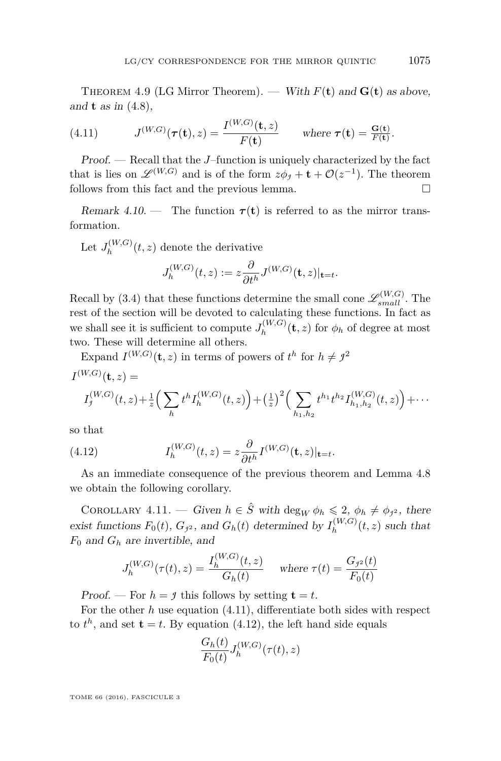Theorem 4.9 (LG Mirror Theorem). — *With $F(\mathbf{t})$ and $\mathbf{G}(\mathbf{t})$ as above, and $\mathbf{t}$ as in* (4.8),

$$J^{(W,G)}(\boldsymbol{\tau}(\mathbf{t}), z) = \frac{I^{(W,G)}(\mathbf{t}, z)}{F(\mathbf{t})} \qquad \text{where } \boldsymbol{\tau}(\mathbf{t}) = \tfrac{\mathbf{G}(\mathbf{t})}{F(\mathbf{t})}. \tag{4.11}$$

*Proof.* — Recall that the $J$–function is uniquely characterized by the fact that is lies on $\mathscr{L}^{(W,G)}$ and is of the form $z\phi_{\jmath} + \mathbf{t} + \mathcal{O}(z^{-1})$. The theorem follows from this fact and the previous lemma. □

*Remark 4.10.* — The function $\boldsymbol{\tau}(\mathbf{t})$ is referred to as the mirror transformation.

Let $J_h^{(W,G)}(t, z)$ denote the derivative

$$J_h^{(W,G)}(t, z) := z\frac{\partial}{\partial t^h} J^{(W,G)}(\mathbf{t}, z)|_{\mathbf{t}=t}.$$

Recall by (3.4) that these functions determine the small cone $\mathscr{L}_{small}^{(W,G)}$. The rest of the section will be devoted to calculating these functions. In fact as we shall see it is sufficient to compute $J_h^{(W,G)}(\mathbf{t}, z)$ for $\phi_h$ of degree at most two. These will determine all others.

Expand $I^{(W,G)}(\mathbf{t}, z)$ in terms of powers of $t^h$ for $h \neq \jmath^2$

$$I^{(W,G)}(\mathbf{t}, z) = I_{\jmath}^{(W,G)}(t, z) + \tfrac{1}{z}\Big(\sum_h t^h I_h^{(W,G)}(t, z)\Big) + \big(\tfrac{1}{z}\big)^2\Big(\sum_{h_1,h_2} t^{h_1} t^{h_2} I_{h_1,h_2}^{(W,G)}(t, z)\Big) + \cdots$$

so that

$$I_h^{(W,G)}(t, z) = z\frac{\partial}{\partial t^h} I^{(W,G)}(\mathbf{t}, z)|_{\mathbf{t}=t}. \tag{4.12}$$

As an immediate consequence of the previous theorem and Lemma 4.8 we obtain the following corollary.

Corollary 4.11. — *Given $h \in \hat{S}$ with $\deg_W \phi_h \leqslant 2$, $\phi_h \neq \phi_{\jmath^2}$, there exist functions $F_0(t)$, $G_{\jmath^2}$, and $G_h(t)$ determined by $I_h^{(W,G)}(t, z)$ such that $F_0$ and $G_h$ are invertible, and*

$$J_h^{(W,G)}(\tau(t), z) = \frac{I_h^{(W,G)}(t, z)}{G_h(t)} \quad \text{where } \tau(t) = \frac{G_{\jmath^2}(t)}{F_0(t)}$$

*Proof.* — For $h = \jmath$ this follows by setting $\mathbf{t} = t$.

For the other $h$ use equation (4.11), differentiate both sides with respect to $t^h$, and set $\mathbf{t} = t$. By equation (4.12), the left hand side equals

$$\frac{G_h(t)}{F_0(t)} J_h^{(W,G)}(\tau(t), z)$$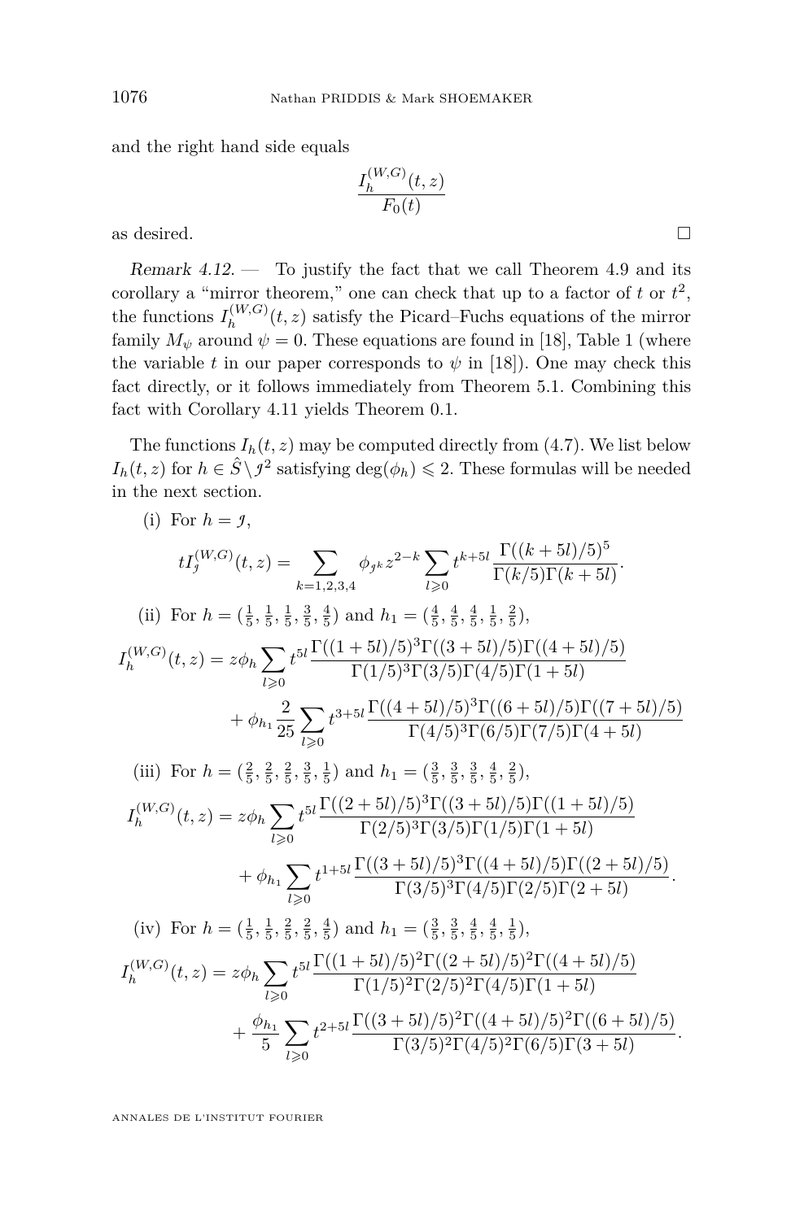and the right hand side equals

$$\frac{I_h^{(W,G)}(t,z)}{F_0(t)}$$

as desired. □

*Remark 4.12.* — To justify the fact that we call Theorem 4.9 and its corollary a "mirror theorem," one can check that up to a factor of $t$ or $t^2$, the functions $I_h^{(W,G)}(t,z)$ satisfy the Picard–Fuchs equations of the mirror family $M_\psi$ around $\psi = 0$. These equations are found in [18], Table 1 (where the variable $t$ in our paper corresponds to $\psi$ in [18]). One may check this fact directly, or it follows immediately from Theorem 5.1. Combining this fact with Corollary 4.11 yields Theorem 0.1.

The functions $I_h(t,z)$ may be computed directly from (4.7). We list below $I_h(t,z)$ for $h \in \hat{S} \setminus \jmath^2$ satisfying $\deg(\phi_h) \leqslant 2$. These formulas will be needed in the next section.

(i) For $h = \jmath$,

$$tI_\jmath^{(W,G)}(t,z) = \sum_{k=1,2,3,4} \phi_{\jmath^k} z^{2-k} \sum_{l \geqslant 0} t^{k+5l} \frac{\Gamma((k+5l)/5)^5}{\Gamma(k/5)\Gamma(k+5l)}.$$

(ii) For $h = (\frac{1}{5}, \frac{1}{5}, \frac{1}{5}, \frac{3}{5}, \frac{4}{5})$ and $h_1 = (\frac{4}{5}, \frac{4}{5}, \frac{4}{5}, \frac{1}{5}, \frac{2}{5})$,

$$\begin{aligned} I_h^{(W,G)}(t,z) = z\phi_h \sum_{l \geqslant 0} t^{5l} \frac{\Gamma((1+5l)/5)^3\Gamma((3+5l)/5)\Gamma((4+5l)/5)}{\Gamma(1/5)^3\Gamma(3/5)\Gamma(4/5)\Gamma(1+5l)} \\ + \phi_{h_1} \frac{2}{25} \sum_{l \geqslant 0} t^{3+5l} \frac{\Gamma((4+5l)/5)^3\Gamma((6+5l)/5)\Gamma((7+5l)/5)}{\Gamma(4/5)^3\Gamma(6/5)\Gamma(7/5)\Gamma(4+5l)} \end{aligned}$$

(iii) For $h = (\frac{2}{5}, \frac{2}{5}, \frac{2}{5}, \frac{3}{5}, \frac{1}{5})$ and $h_1 = (\frac{3}{5}, \frac{3}{5}, \frac{3}{5}, \frac{4}{5}, \frac{2}{5})$,

$$\begin{aligned} I_h^{(W,G)}(t,z) = z\phi_h \sum_{l \geqslant 0} t^{5l} \frac{\Gamma((2+5l)/5)^3\Gamma((3+5l)/5)\Gamma((1+5l)/5)}{\Gamma(2/5)^3\Gamma(3/5)\Gamma(1/5)\Gamma(1+5l)} \\ + \phi_{h_1} \sum_{l \geqslant 0} t^{1+5l} \frac{\Gamma((3+5l)/5)^3\Gamma((4+5l)/5)\Gamma((2+5l)/5)}{\Gamma(3/5)^3\Gamma(4/5)\Gamma(2/5)\Gamma(2+5l)}. \end{aligned}$$

(iv) For $h = (\frac{1}{5}, \frac{1}{5}, \frac{2}{5}, \frac{2}{5}, \frac{4}{5})$ and $h_1 = (\frac{3}{5}, \frac{3}{5}, \frac{4}{5}, \frac{4}{5}, \frac{1}{5})$,

$$\begin{aligned} I_h^{(W,G)}(t,z) = z\phi_h \sum_{l \geqslant 0} t^{5l} \frac{\Gamma((1+5l)/5)^2\Gamma((2+5l)/5)^2\Gamma((4+5l)/5)}{\Gamma(1/5)^2\Gamma(2/5)^2\Gamma(4/5)\Gamma(1+5l)} \\ + \frac{\phi_{h_1}}{5} \sum_{l \geqslant 0} t^{2+5l} \frac{\Gamma((3+5l)/5)^2\Gamma((4+5l)/5)^2\Gamma((6+5l)/5)}{\Gamma(3/5)^2\Gamma(4/5)^2\Gamma(6/5)\Gamma(3+5l)}. \end{aligned}$$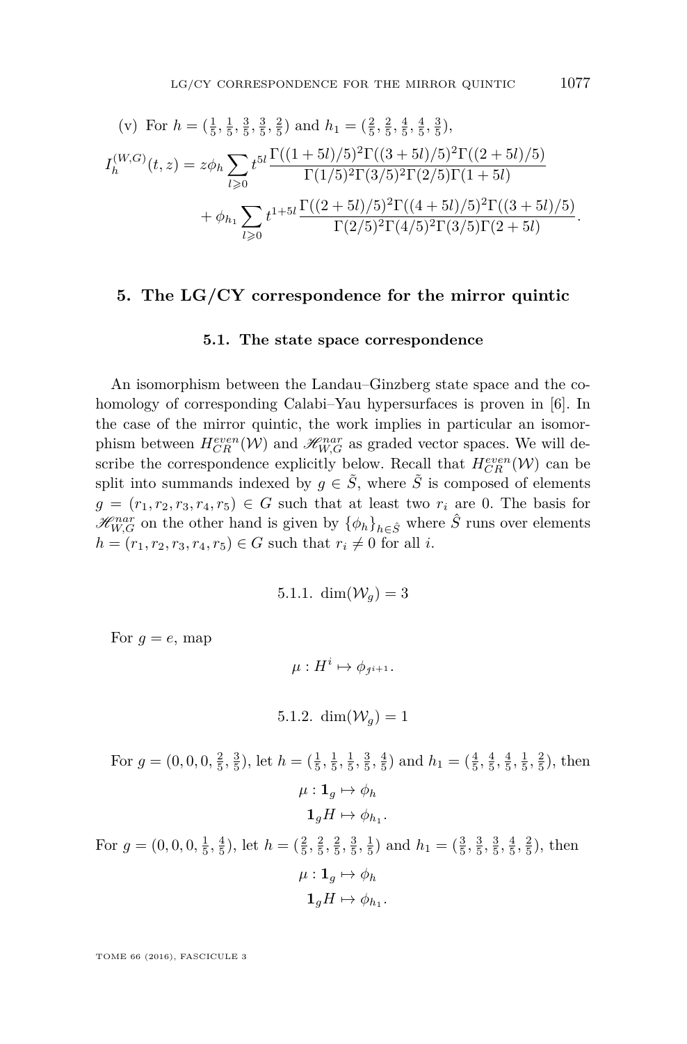(v) For $h = (\frac{1}{5}, \frac{1}{5}, \frac{3}{5}, \frac{3}{5}, \frac{2}{5})$ and $h_1 = (\frac{2}{5}, \frac{2}{5}, \frac{4}{5}, \frac{4}{5}, \frac{3}{5})$,

$$
\begin{aligned}
I_h^{(W,G)}(t,z) = z\phi_h \sum_{l\geqslant 0} t^{5l} \frac{\Gamma((1+5l)/5)^2\Gamma((3+5l)/5)^2\Gamma((2+5l)/5)}{\Gamma(1/5)^2\Gamma(3/5)^2\Gamma(2/5)\Gamma(1+5l)} \\
+ \phi_{h_1} \sum_{l\geqslant 0} t^{1+5l} \frac{\Gamma((2+5l)/5)^2\Gamma((4+5l)/5)^2\Gamma((3+5l)/5)}{\Gamma(2/5)^2\Gamma(4/5)^2\Gamma(3/5)\Gamma(2+5l)}.
\end{aligned}
$$

## 5. The LG/CY correspondence for the mirror quintic

### 5.1. The state space correspondence

An isomorphism between the Landau–Ginzberg state space and the cohomology of corresponding Calabi–Yau hypersurfaces is proven in [6]. In the case of the mirror quintic, the work implies in particular an isomorphism between $H_{CR}^{even}(\mathcal{W})$ and $\mathscr{H}_{W,G}^{nar}$ as graded vector spaces. We will describe the correspondence explicitly below. Recall that $H_{CR}^{even}(\mathcal{W})$ can be split into summands indexed by $g \in \tilde{S}$, where $\tilde{S}$ is composed of elements $g = (r_1, r_2, r_3, r_4, r_5) \in G$ such that at least two $r_i$ are 0. The basis for $\mathscr{H}_{W,G}^{nar}$ on the other hand is given by $\{\phi_h\}_{h\in\hat{S}}$ where $\hat{S}$ runs over elements $h = (r_1, r_2, r_3, r_4, r_5) \in G$ such that $r_i \neq 0$ for all $i$.

#### 5.1.1. $\dim(\mathcal{W}_g) = 3$

For $g = e$, map

$$
\mu : H^i \mapsto \phi_{\jmath^{i+1}}.
$$

#### 5.1.2. $\dim(\mathcal{W}_g) = 1$

For $g = (0, 0, 0, \frac{2}{5}, \frac{3}{5})$, let $h = (\frac{1}{5}, \frac{1}{5}, \frac{1}{5}, \frac{3}{5}, \frac{4}{5})$ and $h_1 = (\frac{4}{5}, \frac{4}{5}, \frac{4}{5}, \frac{1}{5}, \frac{2}{5})$, then

$$
\begin{aligned}
\mu : \mathbf{1}_g &\mapsto \phi_h \\
\mathbf{1}_g H &\mapsto \phi_{h_1}.
\end{aligned}
$$

For $g = (0, 0, 0, \frac{1}{5}, \frac{4}{5})$, let $h = (\frac{2}{5}, \frac{2}{5}, \frac{2}{5}, \frac{3}{5}, \frac{1}{5})$ and $h_1 = (\frac{3}{5}, \frac{3}{5}, \frac{3}{5}, \frac{4}{5}, \frac{2}{5})$, then

$$
\begin{aligned}
\mu : \mathbf{1}_g &\mapsto \phi_h \\
\mathbf{1}_g H &\mapsto \phi_{h_1}.
\end{aligned}
$$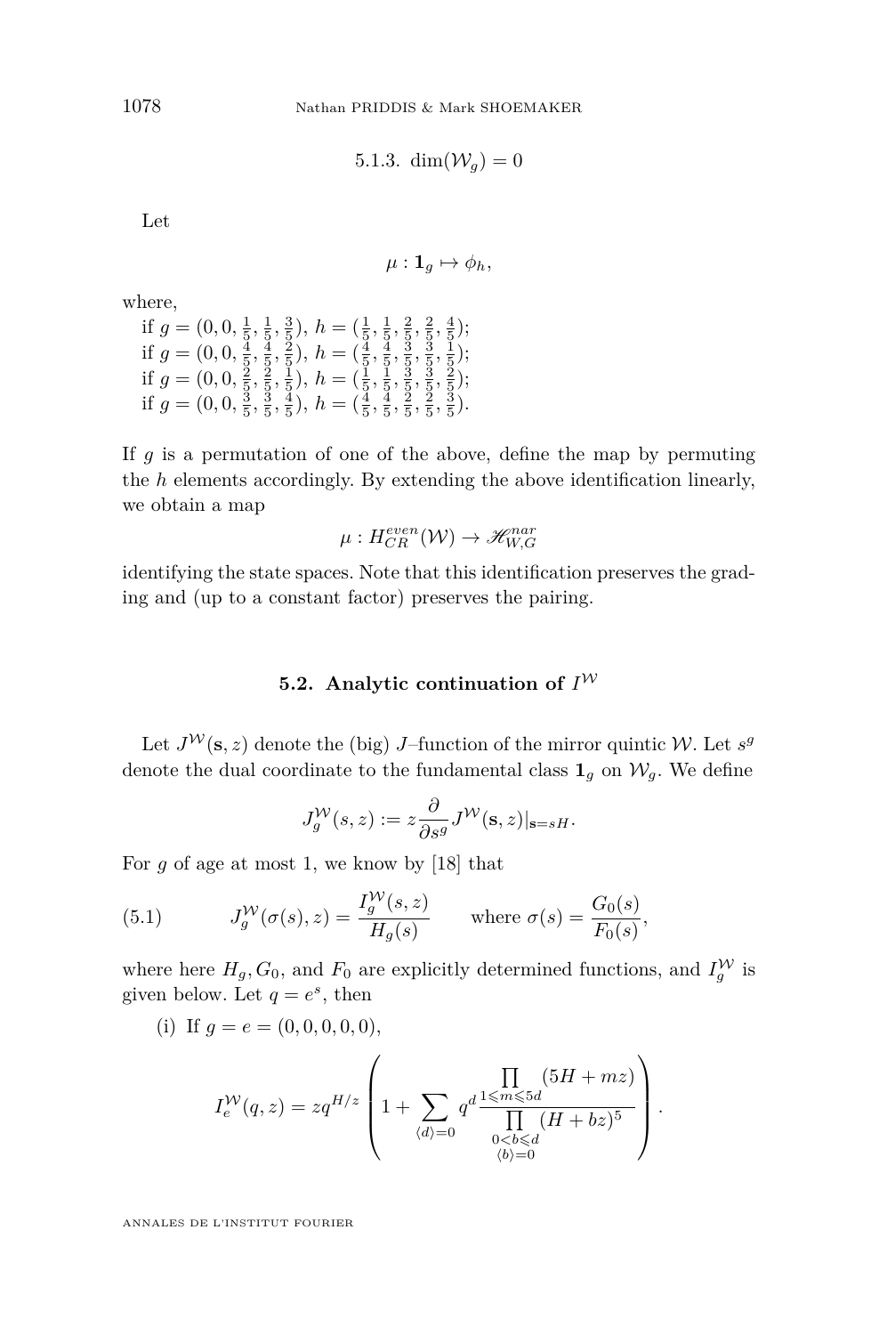### 5.1.3. $\dim(\mathcal{W}_g) = 0$

Let

$$\mu : \mathbf{1}_g \mapsto \phi_h,$$

where,

if $g = (0, 0, \frac{1}{5}, \frac{1}{5}, \frac{3}{5})$, $h = (\frac{1}{5}, \frac{1}{5}, \frac{2}{5}, \frac{2}{5}, \frac{4}{5})$;
if $g = (0, 0, \frac{4}{5}, \frac{4}{5}, \frac{2}{5})$, $h = (\frac{4}{5}, \frac{4}{5}, \frac{3}{5}, \frac{3}{5}, \frac{1}{5})$;
if $g = (0, 0, \frac{2}{5}, \frac{2}{5}, \frac{1}{5})$, $h = (\frac{1}{5}, \frac{1}{5}, \frac{3}{5}, \frac{3}{5}, \frac{2}{5})$;
if $g = (0, 0, \frac{3}{5}, \frac{3}{5}, \frac{4}{5})$, $h = (\frac{4}{5}, \frac{4}{5}, \frac{2}{5}, \frac{2}{5}, \frac{3}{5})$.

If $g$ is a permutation of one of the above, define the map by permuting the $h$ elements accordingly. By extending the above identification linearly, we obtain a map

$$\mu : H^{even}_{CR}(\mathcal{W}) \to \mathscr{H}^{nar}_{W,G}$$

identifying the state spaces. Note that this identification preserves the grading and (up to a constant factor) preserves the pairing.

## 5.2. Analytic continuation of $I^{\mathcal{W}}$

Let $J^{\mathcal{W}}(\mathbf{s}, z)$ denote the (big) $J$–function of the mirror quintic $\mathcal{W}$. Let $s^g$ denote the dual coordinate to the fundamental class $\mathbf{1}_g$ on $\mathcal{W}_g$. We define

$$J^{\mathcal{W}}_g(s, z) := z\frac{\partial}{\partial s^g} J^{\mathcal{W}}(\mathbf{s}, z)|_{\mathbf{s}=sH}.$$

For $g$ of age at most 1, we know by [18] that

$$J^{\mathcal{W}}_g(\sigma(s), z) = \frac{I^{\mathcal{W}}_g(s, z)}{H_g(s)} \qquad \text{where } \sigma(s) = \frac{G_0(s)}{F_0(s)}, \tag{5.1}$$

where here $H_g, G_0$, and $F_0$ are explicitly determined functions, and $I^{\mathcal{W}}_g$ is given below. Let $q = e^s$, then

(i) If $g = e = (0, 0, 0, 0, 0)$,

$$I^{\mathcal{W}}_e(q, z) = zq^{H/z}\left(1 + \sum_{\langle d\rangle=0} q^d \frac{\prod\limits_{1\leqslant m\leqslant 5d}(5H + mz)}{\prod\limits_{\substack{0<b\leqslant d\\ \langle b\rangle=0}}(H + bz)^5}\right).$$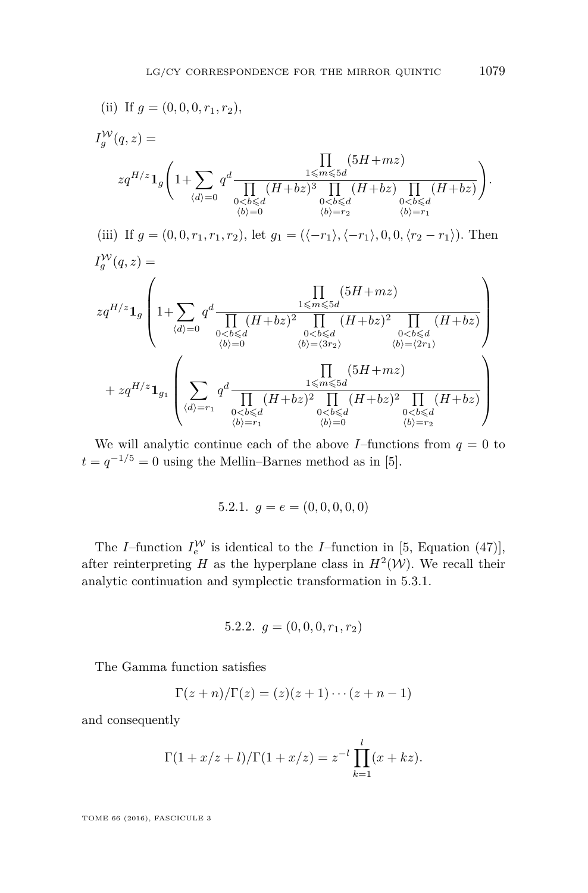(ii) If $g = (0,0,0,r_1,r_2)$,

$$I_g^{\mathcal{W}}(q,z) = \\ zq^{H/z}\mathbf{1}_g\left(1+\sum_{\langle d\rangle=0} q^d \frac{\prod_{1\leqslant m\leqslant 5d}(5H+mz)}{\prod_{\substack{0<b\leqslant d\\ \langle b\rangle=0}}(H+bz)^3 \prod_{\substack{0<b\leqslant d\\ \langle b\rangle=r_2}}(H+bz) \prod_{\substack{0<b\leqslant d\\ \langle b\rangle=r_1}}(H+bz)}\right).$$

(iii) If $g = (0,0,r_1,r_1,r_2)$, let $g_1 = (\langle -r_1\rangle, \langle -r_1\rangle, 0, 0, \langle r_2 - r_1\rangle)$. Then

$$I_g^{\mathcal{W}}(q,z) = \\ zq^{H/z}\mathbf{1}_g\left(1+\sum_{\langle d\rangle=0} q^d \frac{\prod_{1\leqslant m\leqslant 5d}(5H+mz)}{\prod_{\substack{0<b\leqslant d\\ \langle b\rangle=0}}(H+bz)^2 \prod_{\substack{0<b\leqslant d\\ \langle b\rangle=\langle 3r_2\rangle}}(H+bz)^2 \prod_{\substack{0<b\leqslant d\\ \langle b\rangle=\langle 2r_1\rangle}}(H+bz)}\right) \\ + zq^{H/z}\mathbf{1}_{g_1}\left(\sum_{\langle d\rangle=r_1} q^d \frac{\prod_{1\leqslant m\leqslant 5d}(5H+mz)}{\prod_{\substack{0<b\leqslant d\\ \langle b\rangle=r_1}}(H+bz)^2 \prod_{\substack{0<b\leqslant d\\ \langle b\rangle=0}}(H+bz)^2 \prod_{\substack{0<b\leqslant d\\ \langle b\rangle=r_2}}(H+bz)}\right)$$

We will analytic continue each of the above $I$–functions from $q = 0$ to $t = q^{-1/5} = 0$ using the Mellin–Barnes method as in [5].

### 5.2.1. $g = e = (0,0,0,0,0)$

The $I$–function $I_e^{\mathcal{W}}$ is identical to the $I$–function in [5, Equation (47)], after reinterpreting $H$ as the hyperplane class in $H^2(\mathcal{W})$. We recall their analytic continuation and symplectic transformation in 5.3.1.

### 5.2.2. $g = (0,0,0,r_1,r_2)$

The Gamma function satisfies

$$\Gamma(z+n)/\Gamma(z) = (z)(z+1)\cdots(z+n-1)$$

and consequently

$$\Gamma(1+x/z+l)/\Gamma(1+x/z) = z^{-l}\prod_{k=1}^{l}(x+kz).$$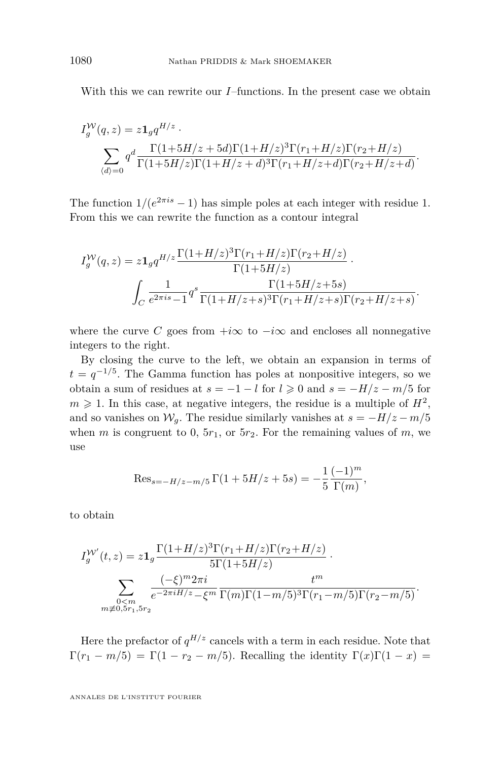With this we can rewrite our $I$–functions. In the present case we obtain

$$I_g^{\mathcal{W}}(q,z) = z\mathbf{1}_g q^{H/z} \cdot \sum_{\langle d\rangle=0} q^d \frac{\Gamma(1{+}5H/z+5d)\Gamma(1{+}H/z)^3\Gamma(r_1{+}H/z)\Gamma(r_2{+}H/z)}{\Gamma(1{+}5H/z)\Gamma(1{+}H/z+d)^3\Gamma(r_1{+}H/z{+}d)\Gamma(r_2{+}H/z{+}d)}.$$

The function $1/(e^{2\pi is}-1)$ has simple poles at each integer with residue 1. From this we can rewrite the function as a contour integral

$$I_g^{\mathcal{W}}(q,z) = z\mathbf{1}_g q^{H/z} \frac{\Gamma(1{+}H/z)^3\Gamma(r_1{+}H/z)\Gamma(r_2{+}H/z)}{\Gamma(1{+}5H/z)} \cdot \int_C \frac{1}{e^{2\pi is}{-}1} q^s \frac{\Gamma(1{+}5H/z{+}5s)}{\Gamma(1{+}H/z{+}s)^3\Gamma(r_1{+}H/z{+}s)\Gamma(r_2{+}H/z{+}s)}.$$

where the curve $C$ goes from $+i\infty$ to $-i\infty$ and encloses all nonnegative integers to the right.

By closing the curve to the left, we obtain an expansion in terms of $t = q^{-1/5}$. The Gamma function has poles at nonpositive integers, so we obtain a sum of residues at $s = -1-l$ for $l \geqslant 0$ and $s = -H/z - m/5$ for $m \geqslant 1$. In this case, at negative integers, the residue is a multiple of $H^2$, and so vanishes on $\mathcal{W}_g$. The residue similarly vanishes at $s = -H/z - m/5$ when $m$ is congruent to 0, $5r_1$, or $5r_2$. For the remaining values of $m$, we use

$$\mathrm{Res}_{s=-H/z-m/5}\,\Gamma(1+5H/z+5s) = -\frac{1}{5}\frac{(-1)^m}{\Gamma(m)},$$

to obtain

$$I_g^{\mathcal{W}'}(t,z) = z\mathbf{1}_g \frac{\Gamma(1{+}H/z)^3\Gamma(r_1{+}H/z)\Gamma(r_2{+}H/z)}{5\Gamma(1{+}5H/z)} \cdot \sum_{\substack{0<m \\ m\not\equiv 0,5r_1,5r_2}} \frac{(-\xi)^m 2\pi i}{e^{-2\pi iH/z}{-}\xi^m} \frac{t^m}{\Gamma(m)\Gamma(1{-}m/5)^3\Gamma(r_1{-}m/5)\Gamma(r_2{-}m/5)}.$$

Here the prefactor of $q^{H/z}$ cancels with a term in each residue. Note that $\Gamma(r_1 - m/5) = \Gamma(1 - r_2 - m/5)$. Recalling the identity $\Gamma(x)\Gamma(1-x) =$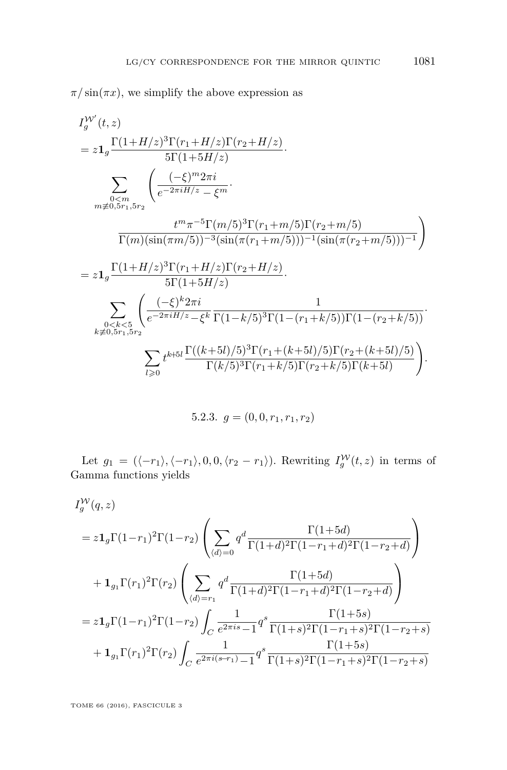$\pi/\sin(\pi x)$, we simplify the above expression as

$$
\begin{aligned}
&I_g^{\mathcal{W}'}(t,z)\\
&= z\mathbf{1}_g \frac{\Gamma(1+H/z)^3\Gamma(r_1+H/z)\Gamma(r_2+H/z)}{5\Gamma(1+5H/z)}\cdot\\
&\quad \sum_{\substack{0<m\\ m\not\equiv 0,5r_1,5r_2}} \Bigg( \frac{(-\xi)^m 2\pi i}{e^{-2\pi i H/z}-\xi^m}\cdot\\
&\qquad \frac{t^m \pi^{-5}\Gamma(m/5)^3\Gamma(r_1+m/5)\Gamma(r_2+m/5)}{\Gamma(m)(\sin(\pi m/5))^{-3}(\sin(\pi(r_1+m/5)))^{-1}(\sin(\pi(r_2+m/5)))^{-1}}\Bigg)\\
&= z\mathbf{1}_g \frac{\Gamma(1+H/z)^3\Gamma(r_1+H/z)\Gamma(r_2+H/z)}{5\Gamma(1+5H/z)}\cdot\\
&\quad \sum_{\substack{0<k<5\\ k\not\equiv 0,5r_1,5r_2}} \Bigg( \frac{(-\xi)^k 2\pi i}{e^{-2\pi i H/z}-\xi^k} \frac{1}{\Gamma(1-k/5)^3\Gamma(1-(r_1+k/5))\Gamma(1-(r_2+k/5))}\cdot\\
&\qquad \sum_{l\geqslant 0} t^{k+5l}\frac{\Gamma((k+5l)/5)^3\Gamma(r_1+(k+5l)/5)\Gamma(r_2+(k+5l)/5)}{\Gamma(k/5)^3\Gamma(r_1+k/5)\Gamma(r_2+k/5)\Gamma(k+5l)}\Bigg).
\end{aligned}
$$

#### 5.2.3. $g=(0,0,r_1,r_1,r_2)$

Let $g_1=(\langle -r_1\rangle,\langle -r_1\rangle,0,0,\langle r_2-r_1\rangle)$. Rewriting $I_g^{\mathcal{W}}(t,z)$ in terms of Gamma functions yields

$$
\begin{aligned}
&I_g^{\mathcal{W}}(q,z)\\
&= z\mathbf{1}_g\Gamma(1-r_1)^2\Gamma(1-r_2)\left(\sum_{\langle d\rangle=0} q^d\frac{\Gamma(1+5d)}{\Gamma(1+d)^2\Gamma(1-r_1+d)^2\Gamma(1-r_2+d)}\right)\\
&\quad + \mathbf{1}_{g_1}\Gamma(r_1)^2\Gamma(r_2)\left(\sum_{\langle d\rangle=r_1} q^d\frac{\Gamma(1+5d)}{\Gamma(1+d)^2\Gamma(1-r_1+d)^2\Gamma(1-r_2+d)}\right)\\
&= z\mathbf{1}_g\Gamma(1-r_1)^2\Gamma(1-r_2)\int_C \frac{1}{e^{2\pi i s}-1}q^s\frac{\Gamma(1+5s)}{\Gamma(1+s)^2\Gamma(1-r_1+s)^2\Gamma(1-r_2+s)}\\
&\quad + \mathbf{1}_{g_1}\Gamma(r_1)^2\Gamma(r_2)\int_C \frac{1}{e^{2\pi i(s-r_1)}-1}q^s\frac{\Gamma(1+5s)}{\Gamma(1+s)^2\Gamma(1-r_1+s)^2\Gamma(1-r_2+s)}
\end{aligned}
$$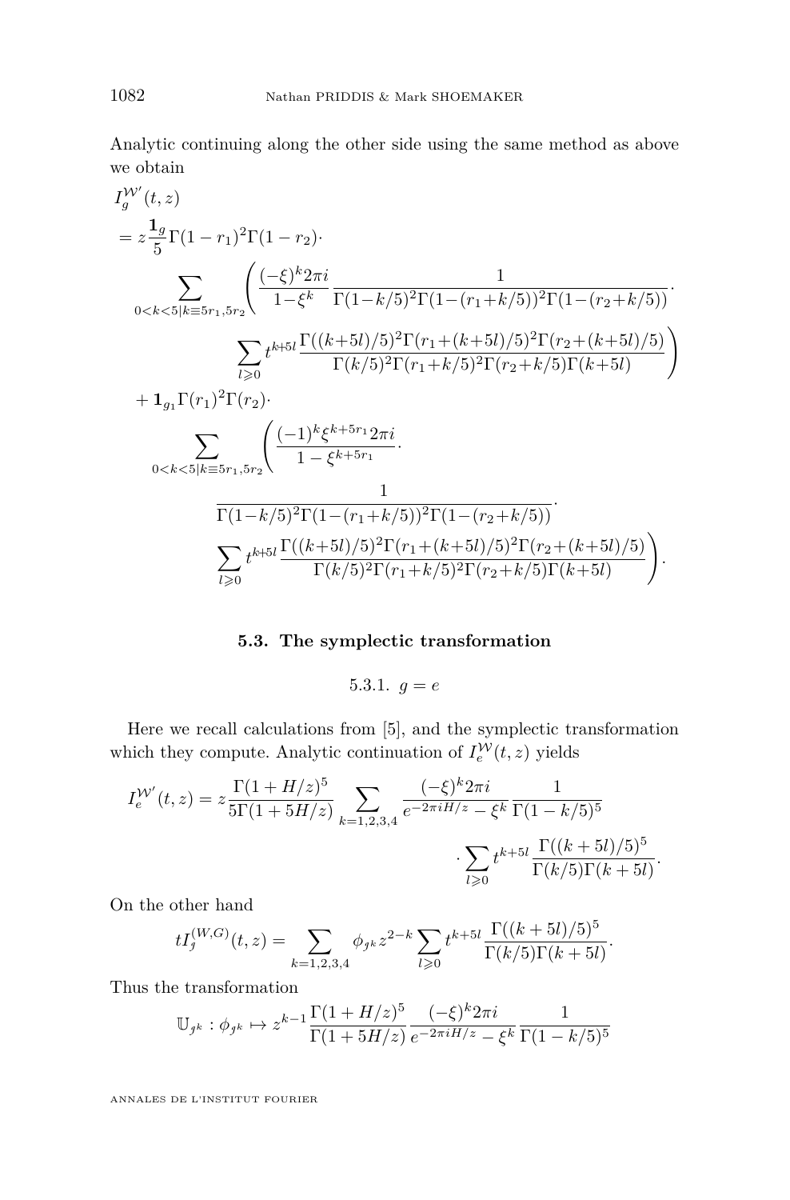Analytic continuing along the other side using the same method as above we obtain

$$
\begin{aligned}
&I_g^{\mathcal{W}'}(t,z)\\
&= z\frac{\mathbf{1}_g}{5}\Gamma(1-r_1)^2\Gamma(1-r_2)\cdot\\
&\quad\sum_{0<k<5|k\equiv 5r_1,5r_2}\Bigg(\frac{(-\xi)^k 2\pi i}{1-\xi^k}\frac{1}{\Gamma(1-k/5)^2\Gamma(1-(r_1+k/5))^2\Gamma(1-(r_2+k/5))}\cdot\\
&\qquad\sum_{l\geqslant 0} t^{k+5l}\frac{\Gamma((k+5l)/5)^2\Gamma(r_1+(k+5l)/5)^2\Gamma(r_2+(k+5l)/5)}{\Gamma(k/5)^2\Gamma(r_1+k/5)^2\Gamma(r_2+k/5)\Gamma(k+5l)}\Bigg)\\
&\quad+\mathbf{1}_{g_1}\Gamma(r_1)^2\Gamma(r_2)\cdot\\
&\quad\sum_{0<k<5|k\equiv 5r_1,5r_2}\Bigg(\frac{(-1)^k\xi^{k+5r_1}2\pi i}{1-\xi^{k+5r_1}}\cdot\\
&\qquad\frac{1}{\Gamma(1-k/5)^2\Gamma(1-(r_1+k/5))^2\Gamma(1-(r_2+k/5))}\cdot\\
&\qquad\sum_{l\geqslant 0} t^{k+5l}\frac{\Gamma((k+5l)/5)^2\Gamma(r_1+(k+5l)/5)^2\Gamma(r_2+(k+5l)/5)}{\Gamma(k/5)^2\Gamma(r_1+k/5)^2\Gamma(r_2+k/5)\Gamma(k+5l)}\Bigg).
\end{aligned}
$$

### 5.3. The symplectic transformation

#### 5.3.1. $g = e$

Here we recall calculations from [5], and the symplectic transformation which they compute. Analytic continuation of $I_e^{\mathcal{W}}(t,z)$ yields

$$
I_e^{\mathcal{W}'}(t,z) = z\frac{\Gamma(1+H/z)^5}{5\Gamma(1+5H/z)}\sum_{k=1,2,3,4}\frac{(-\xi)^k 2\pi i}{e^{-2\pi i H/z}-\xi^k}\frac{1}{\Gamma(1-k/5)^5}\cdot\sum_{l\geqslant 0} t^{k+5l}\frac{\Gamma((k+5l)/5)^5}{\Gamma(k/5)\Gamma(k+5l)}.
$$

On the other hand

$$
tI_{\jmath}^{(W,G)}(t,z) = \sum_{k=1,2,3,4}\phi_{\jmath^k} z^{2-k}\sum_{l\geqslant 0} t^{k+5l}\frac{\Gamma((k+5l)/5)^5}{\Gamma(k/5)\Gamma(k+5l)}.
$$

Thus the transformation

$$
\mathbb{U}_{\jmath^k} : \phi_{\jmath^k} \mapsto z^{k-1}\frac{\Gamma(1+H/z)^5}{\Gamma(1+5H/z)}\frac{(-\xi)^k 2\pi i}{e^{-2\pi i H/z}-\xi^k}\frac{1}{\Gamma(1-k/5)^5}
$$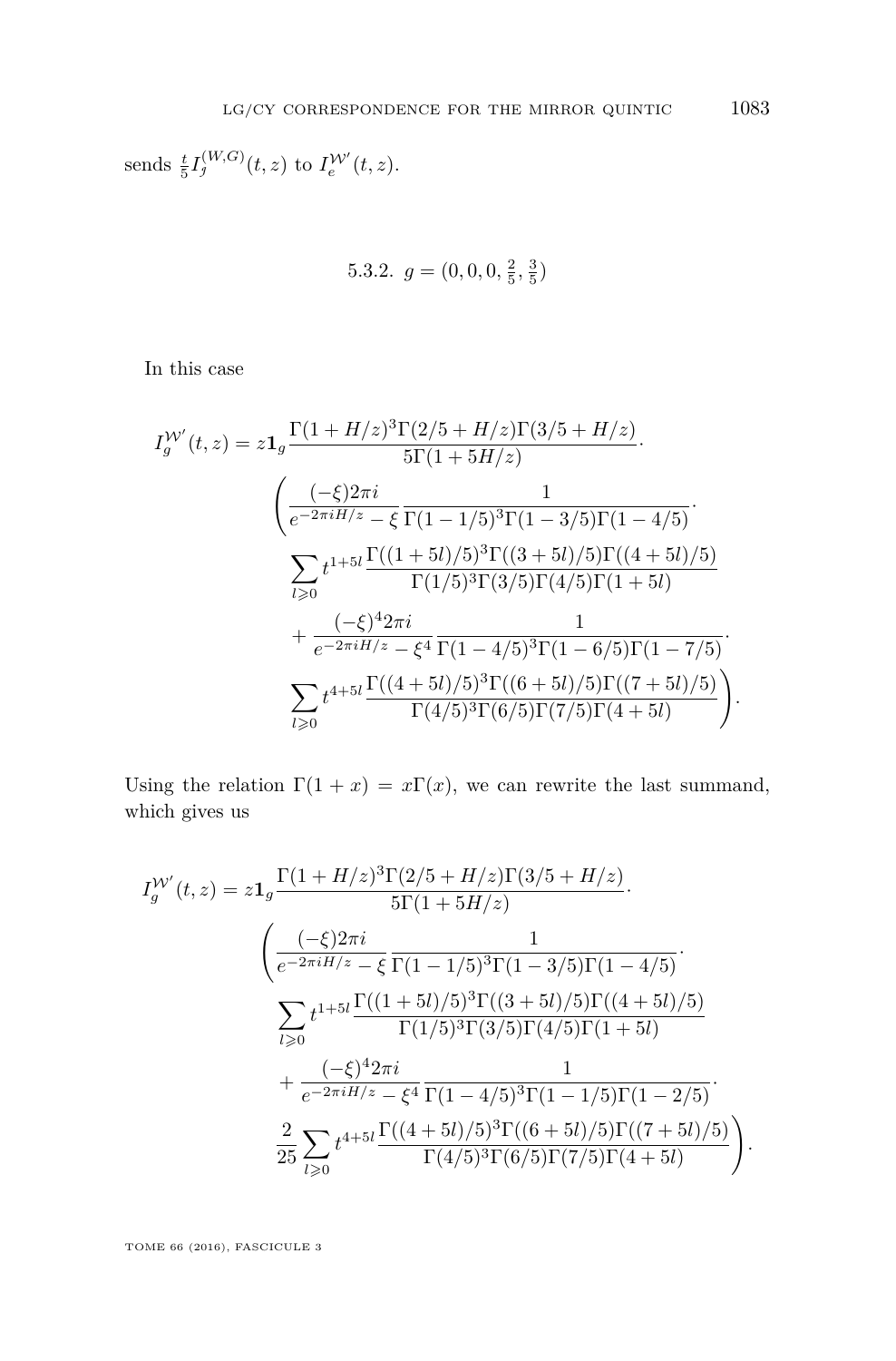sends $\frac{t}{5} I_{\jmath}^{(W,G)}(t,z)$ to $I_e^{\mathcal{W}'}(t,z)$.

### 5.3.2. $g = (0,0,0,\frac{2}{5},\frac{3}{5})$

In this case

$$
\begin{aligned}
I_g^{\mathcal{W}'}(t,z) = z\mathbf{1}_g \frac{\Gamma(1+H/z)^3\Gamma(2/5+H/z)\Gamma(3/5+H/z)}{5\Gamma(1+5H/z)} \cdot \\
\left( \frac{(-\xi)2\pi i}{e^{-2\pi i H/z}-\xi} \frac{1}{\Gamma(1-1/5)^3\Gamma(1-3/5)\Gamma(1-4/5)} \cdot \right. \\
\sum_{l\geqslant 0} t^{1+5l} \frac{\Gamma((1+5l)/5)^3\Gamma((3+5l)/5)\Gamma((4+5l)/5)}{\Gamma(1/5)^3\Gamma(3/5)\Gamma(4/5)\Gamma(1+5l)} \\
+ \frac{(-\xi)^4 2\pi i}{e^{-2\pi i H/z}-\xi^4} \frac{1}{\Gamma(1-4/5)^3\Gamma(1-6/5)\Gamma(1-7/5)} \cdot \\
\left. \sum_{l\geqslant 0} t^{4+5l} \frac{\Gamma((4+5l)/5)^3\Gamma((6+5l)/5)\Gamma((7+5l)/5)}{\Gamma(4/5)^3\Gamma(6/5)\Gamma(7/5)\Gamma(4+5l)} \right).
\end{aligned}
$$

Using the relation $\Gamma(1+x) = x\Gamma(x)$, we can rewrite the last summand, which gives us

$$
\begin{aligned}
I_g^{\mathcal{W}'}(t,z) = z\mathbf{1}_g \frac{\Gamma(1+H/z)^3\Gamma(2/5+H/z)\Gamma(3/5+H/z)}{5\Gamma(1+5H/z)} \cdot \\
\left( \frac{(-\xi)2\pi i}{e^{-2\pi i H/z}-\xi} \frac{1}{\Gamma(1-1/5)^3\Gamma(1-3/5)\Gamma(1-4/5)} \cdot \right. \\
\sum_{l\geqslant 0} t^{1+5l} \frac{\Gamma((1+5l)/5)^3\Gamma((3+5l)/5)\Gamma((4+5l)/5)}{\Gamma(1/5)^3\Gamma(3/5)\Gamma(4/5)\Gamma(1+5l)} \\
+ \frac{(-\xi)^4 2\pi i}{e^{-2\pi i H/z}-\xi^4} \frac{1}{\Gamma(1-4/5)^3\Gamma(1-1/5)\Gamma(1-2/5)} \cdot \\
\left. \frac{2}{25} \sum_{l\geqslant 0} t^{4+5l} \frac{\Gamma((4+5l)/5)^3\Gamma((6+5l)/5)\Gamma((7+5l)/5)}{\Gamma(4/5)^3\Gamma(6/5)\Gamma(7/5)\Gamma(4+5l)} \right).
\end{aligned}
$$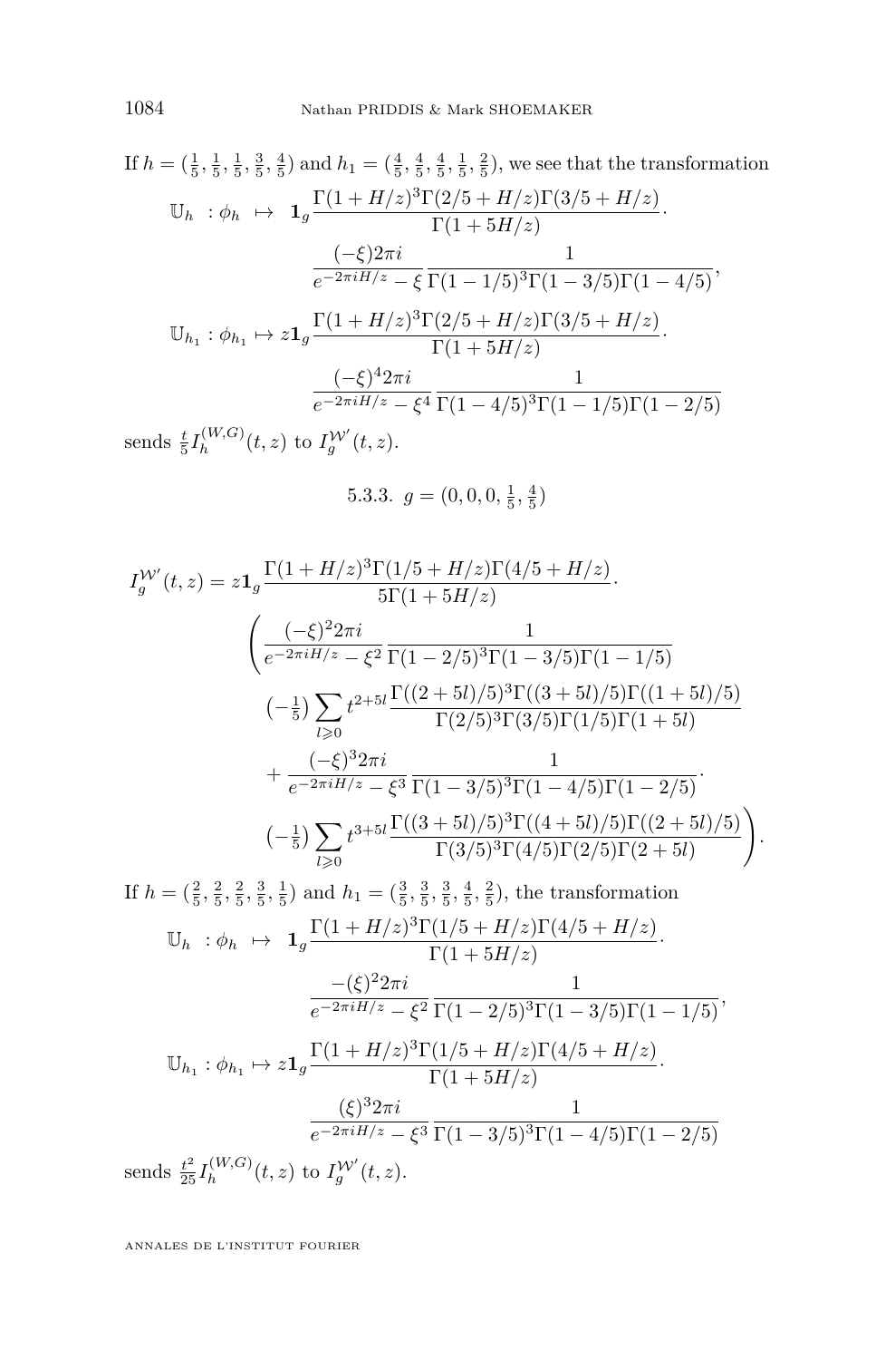If $h = (\frac{1}{5}, \frac{1}{5}, \frac{1}{5}, \frac{3}{5}, \frac{4}{5})$ and $h_1 = (\frac{4}{5}, \frac{4}{5}, \frac{4}{5}, \frac{1}{5}, \frac{2}{5})$, we see that the transformation

$$
\begin{aligned}
\mathbb{U}_h \;: \phi_h \;\mapsto\; & \mathbf{1}_g \frac{\Gamma(1+H/z)^3\Gamma(2/5+H/z)\Gamma(3/5+H/z)}{\Gamma(1+5H/z)} \cdot \\
& \frac{(-\xi)2\pi i}{e^{-2\pi i H/z}-\xi} \frac{1}{\Gamma(1-1/5)^3\Gamma(1-3/5)\Gamma(1-4/5)}, \\
\mathbb{U}_{h_1} : \phi_{h_1} \mapsto z & \mathbf{1}_g \frac{\Gamma(1+H/z)^3\Gamma(2/5+H/z)\Gamma(3/5+H/z)}{\Gamma(1+5H/z)} \cdot \\
& \frac{(-\xi)^4 2\pi i}{e^{-2\pi i H/z}-\xi^4} \frac{1}{\Gamma(1-4/5)^3\Gamma(1-1/5)\Gamma(1-2/5)}
\end{aligned}
$$

sends $\frac{t}{5} I_h^{(W,G)}(t,z)$ to $I_g^{\mathcal{W}'}(t,z)$.

#### 5.3.3. $g = (0, 0, 0, \frac{1}{5}, \frac{4}{5})$

$$
\begin{aligned}
I_g^{\mathcal{W}'}(t,z) = z\mathbf{1}_g & \frac{\Gamma(1+H/z)^3\Gamma(1/5+H/z)\Gamma(4/5+H/z)}{5\Gamma(1+5H/z)} \cdot \\
& \left( \frac{(-\xi)^2 2\pi i}{e^{-2\pi i H/z}-\xi^2} \frac{1}{\Gamma(1-2/5)^3\Gamma(1-3/5)\Gamma(1-1/5)} \right. \\
& \quad \left(-\tfrac{1}{5}\right) \sum_{l\geqslant 0} t^{2+5l} \frac{\Gamma((2+5l)/5)^3\Gamma((3+5l)/5)\Gamma((1+5l)/5)}{\Gamma(2/5)^3\Gamma(3/5)\Gamma(1/5)\Gamma(1+5l)} \\
& \quad + \frac{(-\xi)^3 2\pi i}{e^{-2\pi i H/z}-\xi^3} \frac{1}{\Gamma(1-3/5)^3\Gamma(1-4/5)\Gamma(1-2/5)} \cdot \\
& \quad \left. \left(-\tfrac{1}{5}\right) \sum_{l\geqslant 0} t^{3+5l} \frac{\Gamma((3+5l)/5)^3\Gamma((4+5l)/5)\Gamma((2+5l)/5)}{\Gamma(3/5)^3\Gamma(4/5)\Gamma(2/5)\Gamma(2+5l)} \right).
\end{aligned}
$$

If $h = (\frac{2}{5}, \frac{2}{5}, \frac{2}{5}, \frac{3}{5}, \frac{1}{5})$ and $h_1 = (\frac{3}{5}, \frac{3}{5}, \frac{3}{5}, \frac{4}{5}, \frac{2}{5})$, the transformation

$$
\begin{aligned}
\mathbb{U}_h \;: \phi_h \;\mapsto\; & \mathbf{1}_g \frac{\Gamma(1+H/z)^3\Gamma(1/5+H/z)\Gamma(4/5+H/z)}{\Gamma(1+5H/z)} \cdot \\
& \frac{-(\xi)^2 2\pi i}{e^{-2\pi i H/z}-\xi^2} \frac{1}{\Gamma(1-2/5)^3\Gamma(1-3/5)\Gamma(1-1/5)}, \\
\mathbb{U}_{h_1} : \phi_{h_1} \mapsto z & \mathbf{1}_g \frac{\Gamma(1+H/z)^3\Gamma(1/5+H/z)\Gamma(4/5+H/z)}{\Gamma(1+5H/z)} \cdot \\
& \frac{(\xi)^3 2\pi i}{e^{-2\pi i H/z}-\xi^3} \frac{1}{\Gamma(1-3/5)^3\Gamma(1-4/5)\Gamma(1-2/5)}
\end{aligned}
$$

sends $\frac{t^2}{25} I_h^{(W,G)}(t,z)$ to $I_g^{\mathcal{W}'}(t,z)$.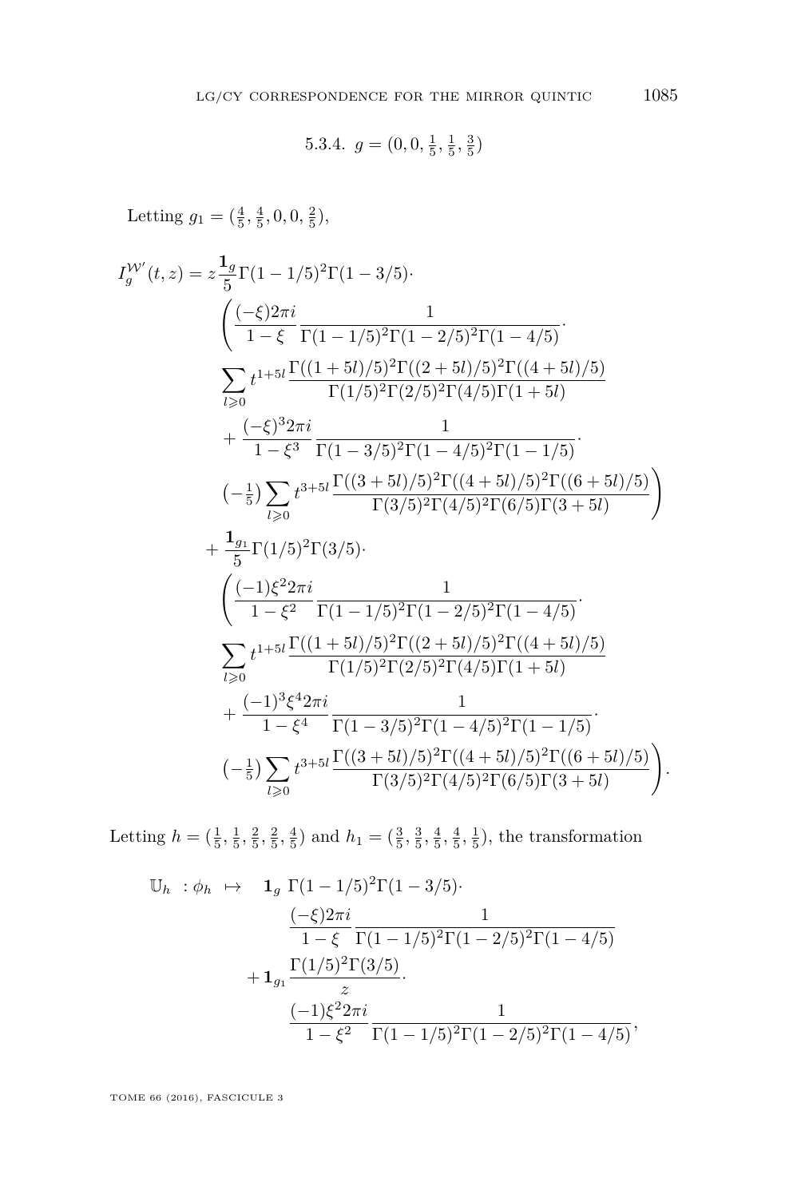#### 5.3.4. $g = (0, 0, \frac{1}{5}, \frac{1}{5}, \frac{3}{5})$

Letting $g_1 = (\frac{4}{5}, \frac{4}{5}, 0, 0, \frac{2}{5})$,

$$
\begin{aligned}
I_g^{\mathcal{W}'}(t,z) = z\frac{\mathbf{1}_g}{5}\Gamma(1-1/5)^2\Gamma(1-3/5)\cdot \\
&\left(\frac{(-\xi)2\pi i}{1-\xi}\frac{1}{\Gamma(1-1/5)^2\Gamma(1-2/5)^2\Gamma(1-4/5)}\cdot\right.\\
&\sum_{l\geqslant 0} t^{1+5l}\frac{\Gamma((1+5l)/5)^2\Gamma((2+5l)/5)^2\Gamma((4+5l)/5)}{\Gamma(1/5)^2\Gamma(2/5)^2\Gamma(4/5)\Gamma(1+5l)}\\
&+\frac{(-\xi)^3 2\pi i}{1-\xi^3}\frac{1}{\Gamma(1-3/5)^2\Gamma(1-4/5)^2\Gamma(1-1/5)}\cdot\\
&\left.\left(-\tfrac{1}{5}\right)\sum_{l\geqslant 0} t^{3+5l}\frac{\Gamma((3+5l)/5)^2\Gamma((4+5l)/5)^2\Gamma((6+5l)/5)}{\Gamma(3/5)^2\Gamma(4/5)^2\Gamma(6/5)\Gamma(3+5l)}\right)\\
+\frac{\mathbf{1}_{g_1}}{5}\Gamma(1/5)^2\Gamma(3/5)\cdot \\
&\left(\frac{(-1)\xi^2 2\pi i}{1-\xi^2}\frac{1}{\Gamma(1-1/5)^2\Gamma(1-2/5)^2\Gamma(1-4/5)}\cdot\right.\\
&\sum_{l\geqslant 0} t^{1+5l}\frac{\Gamma((1+5l)/5)^2\Gamma((2+5l)/5)^2\Gamma((4+5l)/5)}{\Gamma(1/5)^2\Gamma(2/5)^2\Gamma(4/5)\Gamma(1+5l)}\\
&+\frac{(-1)^3\xi^4 2\pi i}{1-\xi^4}\frac{1}{\Gamma(1-3/5)^2\Gamma(1-4/5)^2\Gamma(1-1/5)}\cdot\\
&\left.\left(-\tfrac{1}{5}\right)\sum_{l\geqslant 0} t^{3+5l}\frac{\Gamma((3+5l)/5)^2\Gamma((4+5l)/5)^2\Gamma((6+5l)/5)}{\Gamma(3/5)^2\Gamma(4/5)^2\Gamma(6/5)\Gamma(3+5l)}\right).
\end{aligned}
$$

Letting $h = (\frac{1}{5}, \frac{1}{5}, \frac{2}{5}, \frac{2}{5}, \frac{4}{5})$ and $h_1 = (\frac{3}{5}, \frac{3}{5}, \frac{4}{5}, \frac{4}{5}, \frac{1}{5})$, the transformation

$$
\begin{aligned}
\mathbb{U}_h \;:\; \phi_h \;\mapsto\; & \mathbf{1}_g\; \Gamma(1-1/5)^2\Gamma(1-3/5)\cdot\\
& \frac{(-\xi)2\pi i}{1-\xi}\frac{1}{\Gamma(1-1/5)^2\Gamma(1-2/5)^2\Gamma(1-4/5)}\\
& +\mathbf{1}_{g_1}\frac{\Gamma(1/5)^2\Gamma(3/5)}{z}\cdot\\
& \frac{(-1)\xi^2 2\pi i}{1-\xi^2}\frac{1}{\Gamma(1-1/5)^2\Gamma(1-2/5)^2\Gamma(1-4/5)},
\end{aligned}
$$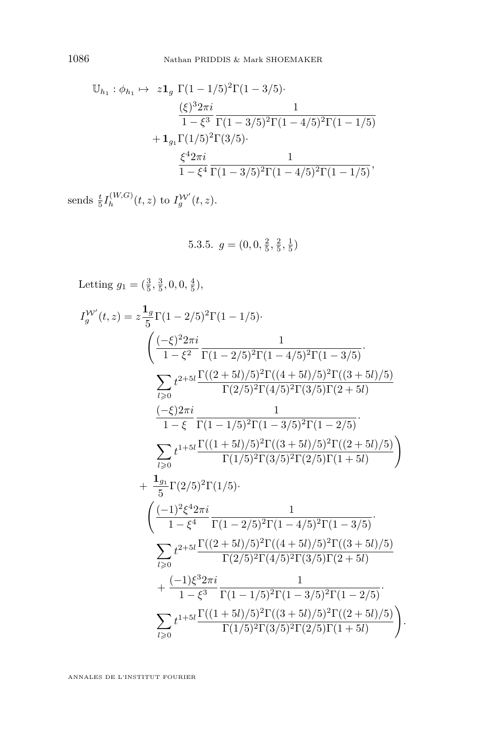$$
\begin{aligned}
\mathbb{U}_{h_1} : \phi_{h_1} \mapsto \ & z \mathbf{1}_g \ \Gamma(1-1/5)^2 \Gamma(1-3/5) \cdot \\
& \qquad \frac{(\xi)^3 2\pi i}{1-\xi^3} \frac{1}{\Gamma(1-3/5)^2 \Gamma(1-4/5)^2 \Gamma(1-1/5)} \\
& + \mathbf{1}_{g_1} \Gamma(1/5)^2 \Gamma(3/5) \cdot \\
& \qquad \frac{\xi^4 2\pi i}{1-\xi^4} \frac{1}{\Gamma(1-3/5)^2 \Gamma(1-4/5)^2 \Gamma(1-1/5)},
\end{aligned}
$$

sends $\frac{t}{5} I_h^{(W,G)}(t,z)$ to $I_g^{\mathcal{W}'}(t,z)$.

#### 5.3.5. $g = (0, 0, \frac{2}{5}, \frac{2}{5}, \frac{1}{5})$

Letting $g_1 = (\frac{3}{5}, \frac{3}{5}, 0, 0, \frac{4}{5})$,

$$
\begin{aligned}
I_g^{\mathcal{W}'}(t,z) = \ & z \frac{\mathbf{1}_g}{5} \Gamma(1-2/5)^2 \Gamma(1-1/5) \cdot \\
& \Bigg( \frac{(-\xi)^2 2\pi i}{1-\xi^2} \frac{1}{\Gamma(1-2/5)^2 \Gamma(1-4/5)^2 \Gamma(1-3/5)} \cdot \\
& \quad \sum_{l \geqslant 0} t^{2+5l} \frac{\Gamma((2+5l)/5)^2 \Gamma((4+5l)/5)^2 \Gamma((3+5l)/5)}{\Gamma(2/5)^2 \Gamma(4/5)^2 \Gamma(3/5) \Gamma(2+5l)} \\
& \quad \frac{(-\xi) 2\pi i}{1-\xi} \frac{1}{\Gamma(1-1/5)^2 \Gamma(1-3/5)^2 \Gamma(1-2/5)} \cdot \\
& \quad \sum_{l \geqslant 0} t^{1+5l} \frac{\Gamma((1+5l)/5)^2 \Gamma((3+5l)/5)^2 \Gamma((2+5l)/5)}{\Gamma(1/5)^2 \Gamma(3/5)^2 \Gamma(2/5) \Gamma(1+5l)} \Bigg) \\
& + \frac{\mathbf{1}_{g_1}}{5} \Gamma(2/5)^2 \Gamma(1/5) \cdot \\
& \Bigg( \frac{(-1)^2 \xi^4 2\pi i}{1-\xi^4} \frac{1}{\Gamma(1-2/5)^2 \Gamma(1-4/5)^2 \Gamma(1-3/5)} \cdot \\
& \quad \sum_{l \geqslant 0} t^{2+5l} \frac{\Gamma((2+5l)/5)^2 \Gamma((4+5l)/5)^2 \Gamma((3+5l)/5)}{\Gamma(2/5)^2 \Gamma(4/5)^2 \Gamma(3/5) \Gamma(2+5l)} \\
& \quad + \frac{(-1) \xi^3 2\pi i}{1-\xi^3} \frac{1}{\Gamma(1-1/5)^2 \Gamma(1-3/5)^2 \Gamma(1-2/5)} \cdot \\
& \quad \sum_{l \geqslant 0} t^{1+5l} \frac{\Gamma((1+5l)/5)^2 \Gamma((3+5l)/5)^2 \Gamma((2+5l)/5)}{\Gamma(1/5)^2 \Gamma(3/5)^2 \Gamma(2/5) \Gamma(1+5l)} \Bigg).
\end{aligned}
$$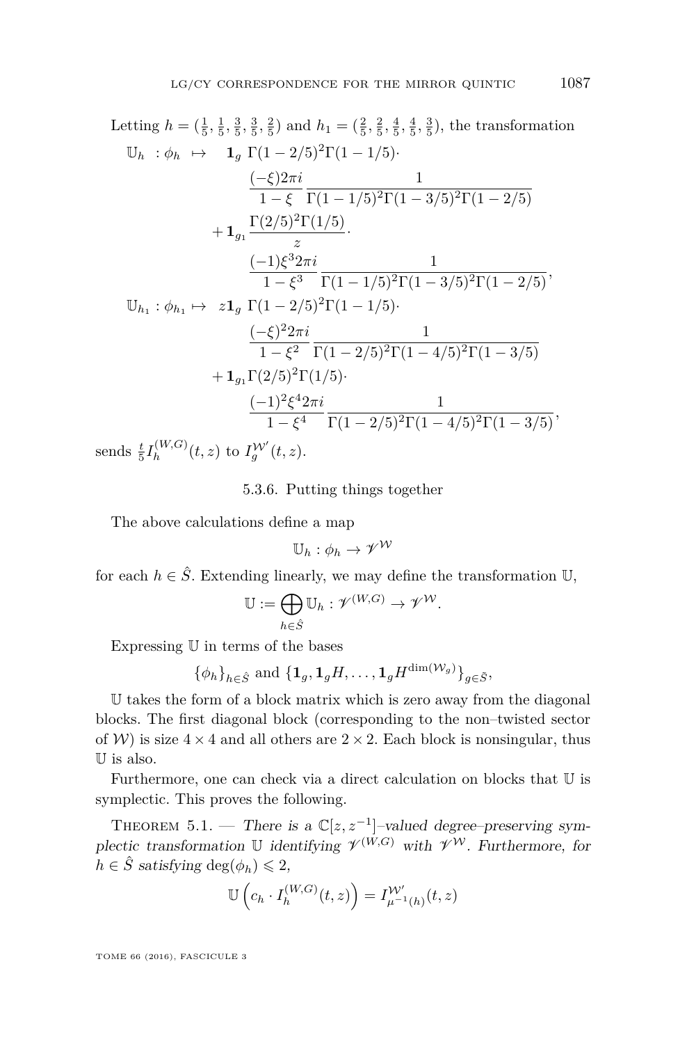Letting $h = (\frac{1}{5}, \frac{1}{5}, \frac{3}{5}, \frac{3}{5}, \frac{2}{5})$ and $h_1 = (\frac{2}{5}, \frac{2}{5}, \frac{4}{5}, \frac{4}{5}, \frac{3}{5})$, the transformation

$$
\begin{aligned}
\mathbb{U}_h \ : \phi_h \ \mapsto \quad & \mathbf{1}_g \ \Gamma(1-2/5)^2\Gamma(1-1/5)\cdot \\
& \qquad \frac{(-\xi)2\pi i}{1-\xi} \frac{1}{\Gamma(1-1/5)^2\Gamma(1-3/5)^2\Gamma(1-2/5)} \\
& + \mathbf{1}_{g_1} \frac{\Gamma(2/5)^2\Gamma(1/5)}{z}\cdot \\
& \qquad \frac{(-1)\xi^3 2\pi i}{1-\xi^3} \frac{1}{\Gamma(1-1/5)^2\Gamma(1-3/5)^2\Gamma(1-2/5)}, \\
\mathbb{U}_{h_1} : \phi_{h_1} \mapsto \quad & z\mathbf{1}_g \ \Gamma(1-2/5)^2\Gamma(1-1/5)\cdot \\
& \qquad \frac{(-\xi)^2 2\pi i}{1-\xi^2} \frac{1}{\Gamma(1-2/5)^2\Gamma(1-4/5)^2\Gamma(1-3/5)} \\
& + \mathbf{1}_{g_1}\Gamma(2/5)^2\Gamma(1/5)\cdot \\
& \qquad \frac{(-1)^2\xi^4 2\pi i}{1-\xi^4} \frac{1}{\Gamma(1-2/5)^2\Gamma(1-4/5)^2\Gamma(1-3/5)},
\end{aligned}
$$

sends $\frac{t}{5} I_h^{(W,G)}(t,z)$ to $I_g^{\mathcal{W}'}(t,z)$.

### 5.3.6. Putting things together

The above calculations define a map

$$\mathbb{U}_h : \phi_h \to \mathscr{V}^{\mathcal{W}}$$

for each $h \in \hat{S}$. Extending linearly, we may define the transformation $\mathbb{U}$,

$$\mathbb{U} := \bigoplus_{h \in \hat{S}} \mathbb{U}_h : \mathscr{V}^{(W,G)} \to \mathscr{V}^{\mathcal{W}}.$$

Expressing $\mathbb{U}$ in terms of the bases

$$\{\phi_h\}_{h\in\hat{S}} \text{ and } \{\mathbf{1}_g, \mathbf{1}_g H, \ldots, \mathbf{1}_g H^{\dim(\mathcal{W}_g)}\}_{g\in\bar{S}},$$

$\mathbb{U}$ takes the form of a block matrix which is zero away from the diagonal blocks. The first diagonal block (corresponding to the non–twisted sector of $\mathcal{W}$) is size $4 \times 4$ and all others are $2 \times 2$. Each block is nonsingular, thus $\mathbb{U}$ is also.

Furthermore, one can check via a direct calculation on blocks that $\mathbb{U}$ is symplectic. This proves the following.

Theorem 5.1. — *There is a $\mathbb{C}[z, z^{-1}]$–valued degree–preserving symplectic transformation $\mathbb{U}$ identifying $\mathscr{V}^{(W,G)}$ with $\mathscr{V}^{\mathcal{W}}$. Furthermore, for $h \in \hat{S}$ satisfying $\deg(\phi_h) \leqslant 2$,*

$$\mathbb{U}\left(c_h \cdot I_h^{(W,G)}(t,z)\right) = I_{\mu^{-1}(h)}^{\mathcal{W}'}(t,z)$$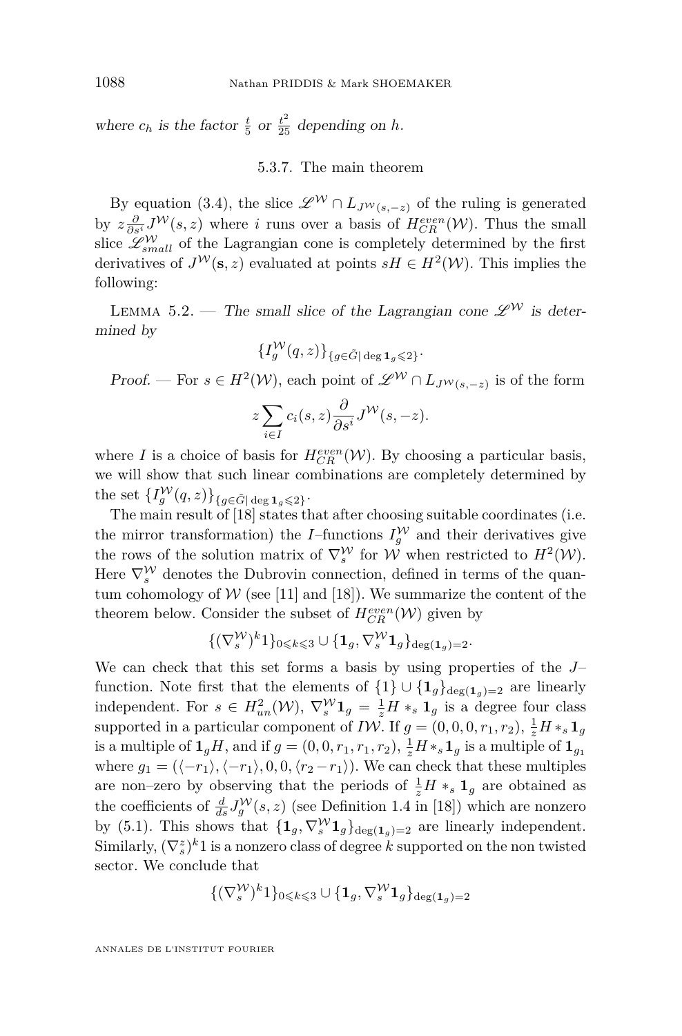where $c_h$ is the factor $\frac{t}{5}$ or $\frac{t^2}{25}$ depending on $h$.

#### 5.3.7. The main theorem

By equation (3.4), the slice $\mathscr{L}^{\mathcal{W}} \cap L_{J^{\mathcal{W}}(s,-z)}$ of the ruling is generated by $z\frac{\partial}{\partial s^i} J^{\mathcal{W}}(s,z)$ where $i$ runs over a basis of $H^{even}_{CR}(\mathcal{W})$. Thus the small slice $\mathscr{L}^{\mathcal{W}}_{small}$ of the Lagrangian cone is completely determined by the first derivatives of $J^{\mathcal{W}}(\mathbf{s},z)$ evaluated at points $sH \in H^2(\mathcal{W})$. This implies the following:

Lemma 5.2. — *The small slice of the Lagrangian cone $\mathscr{L}^{\mathcal{W}}$ is determined by*

$$\{I^{\mathcal{W}}_g(q,z)\}_{\{g\in\tilde{G}|\deg \mathbf{1}_g\leqslant 2\}}.$$

*Proof.* — For $s \in H^2(\mathcal{W})$, each point of $\mathscr{L}^{\mathcal{W}} \cap L_{J^{\mathcal{W}}(s,-z)}$ is of the form

$$z\sum_{i\in I} c_i(s,z)\frac{\partial}{\partial s^i} J^{\mathcal{W}}(s,-z).$$

where $I$ is a choice of basis for $H^{even}_{CR}(\mathcal{W})$. By choosing a particular basis, we will show that such linear combinations are completely determined by the set $\{I^{\mathcal{W}}_g(q,z)\}_{\{g\in\tilde{G}|\deg \mathbf{1}_g\leqslant 2\}}$.

The main result of [18] states that after choosing suitable coordinates (i.e. the mirror transformation) the $I$–functions $I^{\mathcal{W}}_g$ and their derivatives give the rows of the solution matrix of $\nabla^{\mathcal{W}}_s$ for $\mathcal{W}$ when restricted to $H^2(\mathcal{W})$. Here $\nabla^{\mathcal{W}}_s$ denotes the Dubrovin connection, defined in terms of the quantum cohomology of $\mathcal{W}$ (see [11] and [18]). We summarize the content of the theorem below. Consider the subset of $H^{even}_{CR}(\mathcal{W})$ given by

$$\{(\nabla^{\mathcal{W}}_s)^k 1\}_{0\leqslant k\leqslant 3} \cup \{\mathbf{1}_g, \nabla^{\mathcal{W}}_s \mathbf{1}_g\}_{\deg(\mathbf{1}_g)=2}.$$

We can check that this set forms a basis by using properties of the $J$–function. Note first that the elements of $\{1\} \cup \{\mathbf{1}_g\}_{\deg(\mathbf{1}_g)=2}$ are linearly independent. For $s \in H^2_{un}(\mathcal{W})$, $\nabla^{\mathcal{W}}_s \mathbf{1}_g = \frac{1}{z} H *_s \mathbf{1}_g$ is a degree four class supported in a particular component of $I\mathcal{W}$. If $g = (0,0,0,r_1,r_2)$, $\frac{1}{z} H *_s \mathbf{1}_g$ is a multiple of $\mathbf{1}_g H$, and if $g = (0,0,r_1,r_1,r_2)$, $\frac{1}{z} H *_s \mathbf{1}_g$ is a multiple of $\mathbf{1}_{g_1}$ where $g_1 = (\langle -r_1\rangle, \langle -r_1\rangle, 0, 0, \langle r_2 - r_1\rangle)$. We can check that these multiples are non–zero by observing that the periods of $\frac{1}{z} H *_s \mathbf{1}_g$ are obtained as the coefficients of $\frac{d}{ds} J^{\mathcal{W}}_g(s,z)$ (see Definition 1.4 in [18]) which are nonzero by (5.1). This shows that $\{\mathbf{1}_g, \nabla^{\mathcal{W}}_s \mathbf{1}_g\}_{\deg(\mathbf{1}_g)=2}$ are linearly independent. Similarly, $(\nabla^z_s)^k 1$ is a nonzero class of degree $k$ supported on the non twisted sector. We conclude that

$$\{(\nabla^{\mathcal{W}}_s)^k 1\}_{0\leqslant k\leqslant 3} \cup \{\mathbf{1}_g, \nabla^{\mathcal{W}}_s \mathbf{1}_g\}_{\deg(\mathbf{1}_g)=2}$$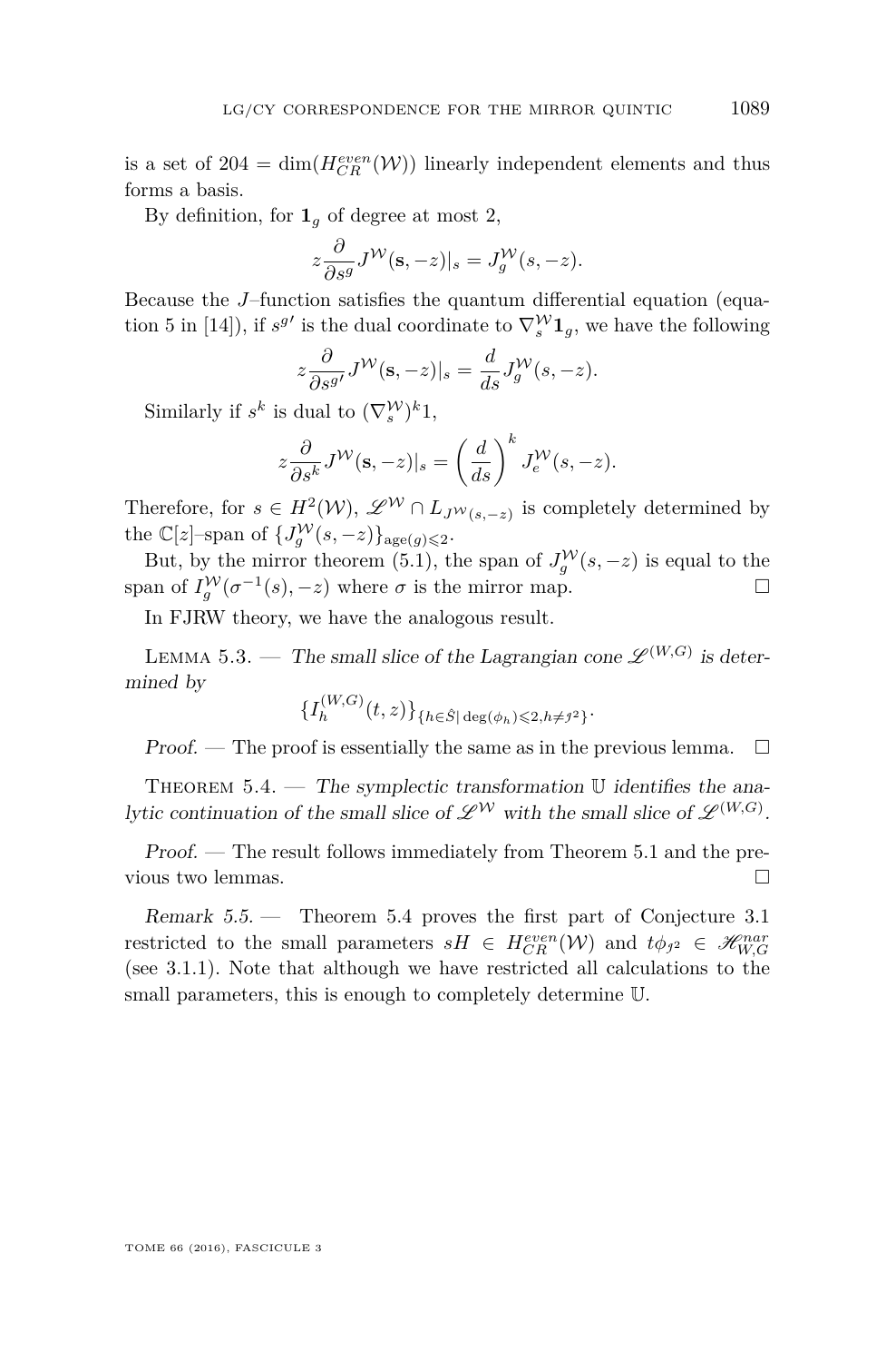is a set of $204 = \dim(H^{even}_{CR}(\mathcal{W}))$ linearly independent elements and thus forms a basis.

By definition, for $\mathbf{1}_g$ of degree at most 2,

$$z\frac{\partial}{\partial s^g} J^{\mathcal{W}}(\mathbf{s}, -z)|_s = J^{\mathcal{W}}_g(s, -z).$$

Because the $J$–function satisfies the quantum differential equation (equation 5 in [14]), if $s^{g'}$ is the dual coordinate to $\nabla^{\mathcal{W}}_s \mathbf{1}_g$, we have the following

$$z\frac{\partial}{\partial s^{g'}} J^{\mathcal{W}}(\mathbf{s}, -z)|_s = \frac{d}{ds} J^{\mathcal{W}}_g(s, -z).$$

Similarly if $s^k$ is dual to $(\nabla^{\mathcal{W}}_s)^k 1$,

$$z\frac{\partial}{\partial s^k} J^{\mathcal{W}}(\mathbf{s}, -z)|_s = \left(\frac{d}{ds}\right)^k J^{\mathcal{W}}_e(s, -z).$$

Therefore, for $s \in H^2(\mathcal{W})$, $\mathscr{L}^{\mathcal{W}} \cap L_{J^{\mathcal{W}}(s,-z)}$ is completely determined by the $\mathbb{C}[z]$–span of $\{J^{\mathcal{W}}_g(s, -z)\}_{\mathrm{age}(g) \leqslant 2}$.

But, by the mirror theorem (5.1), the span of $J^{\mathcal{W}}_g(s, -z)$ is equal to the span of $I^{\mathcal{W}}_g(\sigma^{-1}(s), -z)$ where $\sigma$ is the mirror map. □

In FJRW theory, we have the analogous result.

Lemma 5.3. — *The small slice of the Lagrangian cone $\mathscr{L}^{(W,G)}$ is determined by*

$$\{I^{(W,G)}_h(t, z)\}_{\{h \in \hat{S} \mid \deg(\phi_h) \leqslant 2, h \neq \jmath^2\}}.$$

*Proof.* — The proof is essentially the same as in the previous lemma. □

Theorem 5.4. — *The symplectic transformation $\mathbb{U}$ identifies the analytic continuation of the small slice of $\mathscr{L}^{\mathcal{W}}$ with the small slice of $\mathscr{L}^{(W,G)}$.*

*Proof.* — The result follows immediately from Theorem 5.1 and the previous two lemmas. □

*Remark 5.5.* — Theorem 5.4 proves the first part of Conjecture 3.1 restricted to the small parameters $sH \in H^{even}_{CR}(\mathcal{W})$ and $t\phi_{\jmath^2} \in \mathscr{H}^{nar}_{W,G}$ (see 3.1.1). Note that although we have restricted all calculations to the small parameters, this is enough to completely determine $\mathbb{U}$.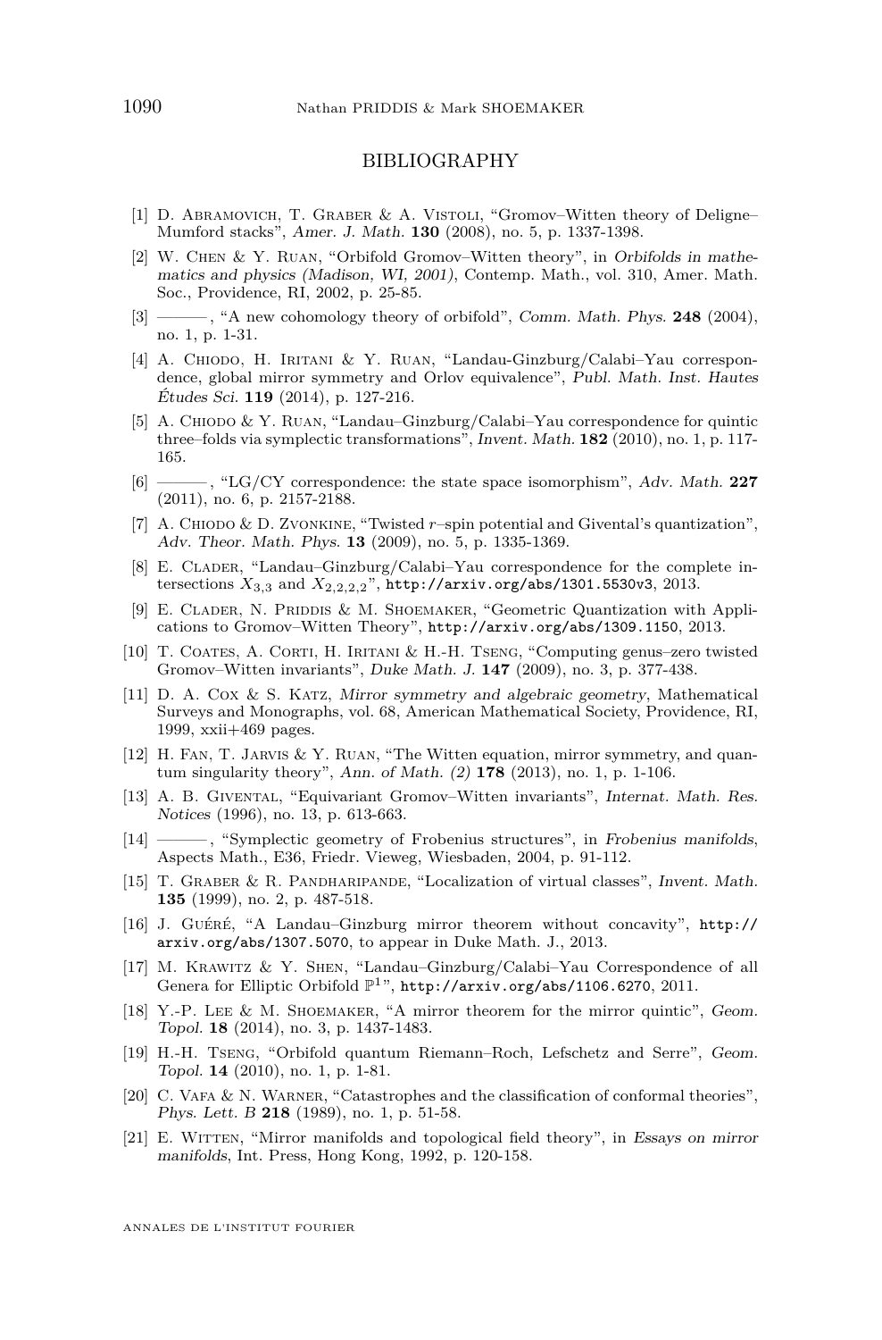# BIBLIOGRAPHY

[1] D. Abramovich, T. Graber & A. Vistoli, "Gromov–Witten theory of Deligne–Mumford stacks", *Amer. J. Math.* **130** (2008), no. 5, p. 1337-1398.

[2] W. Chen & Y. Ruan, "Orbifold Gromov–Witten theory", in *Orbifolds in mathematics and physics (Madison, WI, 2001)*, Contemp. Math., vol. 310, Amer. Math. Soc., Providence, RI, 2002, p. 25-85.

[3] ———, "A new cohomology theory of orbifold", *Comm. Math. Phys.* **248** (2004), no. 1, p. 1-31.

[4] A. Chiodo, H. Iritani & Y. Ruan, "Landau-Ginzburg/Calabi–Yau correspondence, global mirror symmetry and Orlov equivalence", *Publ. Math. Inst. Hautes Études Sci.* **119** (2014), p. 127-216.

[5] A. Chiodo & Y. Ruan, "Landau–Ginzburg/Calabi–Yau correspondence for quintic three–folds via symplectic transformations", *Invent. Math.* **182** (2010), no. 1, p. 117-165.

[6] ———, "LG/CY correspondence: the state space isomorphism", *Adv. Math.* **227** (2011), no. 6, p. 2157-2188.

[7] A. Chiodo & D. Zvonkine, "Twisted $r$–spin potential and Givental's quantization", *Adv. Theor. Math. Phys.* **13** (2009), no. 5, p. 1335-1369.

[8] E. Clader, "Landau–Ginzburg/Calabi–Yau correspondence for the complete intersections $X_{3,3}$ and $X_{2,2,2,2}$", http://arxiv.org/abs/1301.5530v3, 2013.

[9] E. Clader, N. Priddis & M. Shoemaker, "Geometric Quantization with Applications to Gromov–Witten Theory", http://arxiv.org/abs/1309.1150, 2013.

[10] T. Coates, A. Corti, H. Iritani & H.-H. Tseng, "Computing genus–zero twisted Gromov–Witten invariants", *Duke Math. J.* **147** (2009), no. 3, p. 377-438.

[11] D. A. Cox & S. Katz, *Mirror symmetry and algebraic geometry*, Mathematical Surveys and Monographs, vol. 68, American Mathematical Society, Providence, RI, 1999, xxii+469 pages.

[12] H. Fan, T. Jarvis & Y. Ruan, "The Witten equation, mirror symmetry, and quantum singularity theory", *Ann. of Math. (2)* **178** (2013), no. 1, p. 1-106.

[13] A. B. Givental, "Equivariant Gromov–Witten invariants", *Internat. Math. Res. Notices* (1996), no. 13, p. 613-663.

[14] ———, "Symplectic geometry of Frobenius structures", in *Frobenius manifolds*, Aspects Math., E36, Friedr. Vieweg, Wiesbaden, 2004, p. 91-112.

[15] T. Graber & R. Pandharipande, "Localization of virtual classes", *Invent. Math.* **135** (1999), no. 2, p. 487-518.

[16] J. Guéré, "A Landau–Ginzburg mirror theorem without concavity", http://arxiv.org/abs/1307.5070, to appear in Duke Math. J., 2013.

[17] M. Krawitz & Y. Shen, "Landau–Ginzburg/Calabi–Yau Correspondence of all Genera for Elliptic Orbifold $\mathbb{P}^1$", http://arxiv.org/abs/1106.6270, 2011.

[18] Y.-P. Lee & M. Shoemaker, "A mirror theorem for the mirror quintic", *Geom. Topol.* **18** (2014), no. 3, p. 1437-1483.

[19] H.-H. Tseng, "Orbifold quantum Riemann–Roch, Lefschetz and Serre", *Geom. Topol.* **14** (2010), no. 1, p. 1-81.

[20] C. Vafa & N. Warner, "Catastrophes and the classification of conformal theories", *Phys. Lett. B* **218** (1989), no. 1, p. 51-58.

[21] E. Witten, "Mirror manifolds and topological field theory", in *Essays on mirror manifolds*, Int. Press, Hong Kong, 1992, p. 120-158.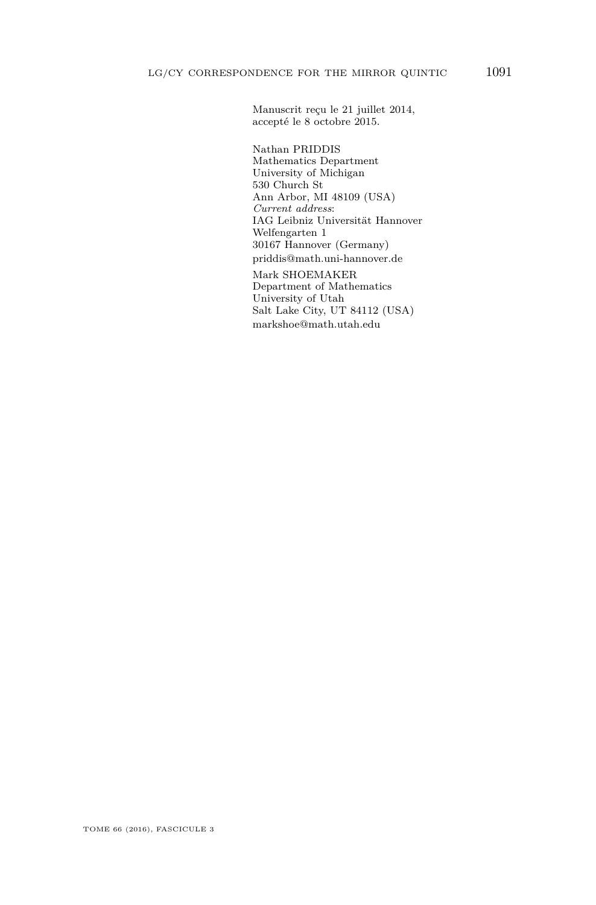Manuscrit reçu le 21 juillet 2014,
accepté le 8 octobre 2015.

Nathan PRIDDIS
Mathematics Department
University of Michigan
530 Church St
Ann Arbor, MI 48109 (USA)
*Current address*:
IAG Leibniz Universität Hannover
Welfengarten 1
30167 Hannover (Germany)
priddis@math.uni-hannover.de

Mark SHOEMAKER
Department of Mathematics
University of Utah
Salt Lake City, UT 84112 (USA)
markshoe@math.utah.edu